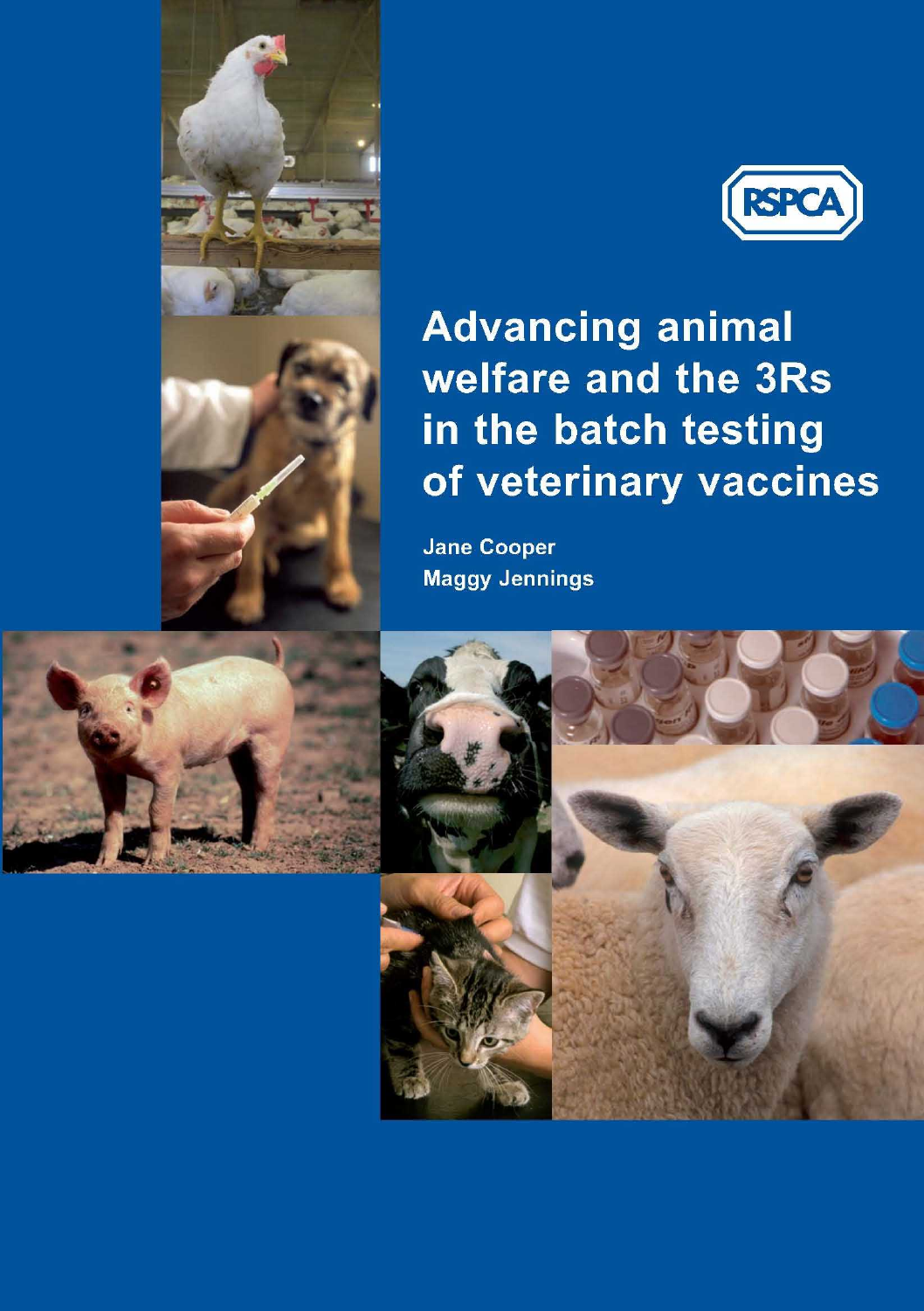RSPCA

# Advancing animal welfare and the 3Rs in the batch testing of veterinary vaccines

**Jane Cooper**
**Maggy Jennings**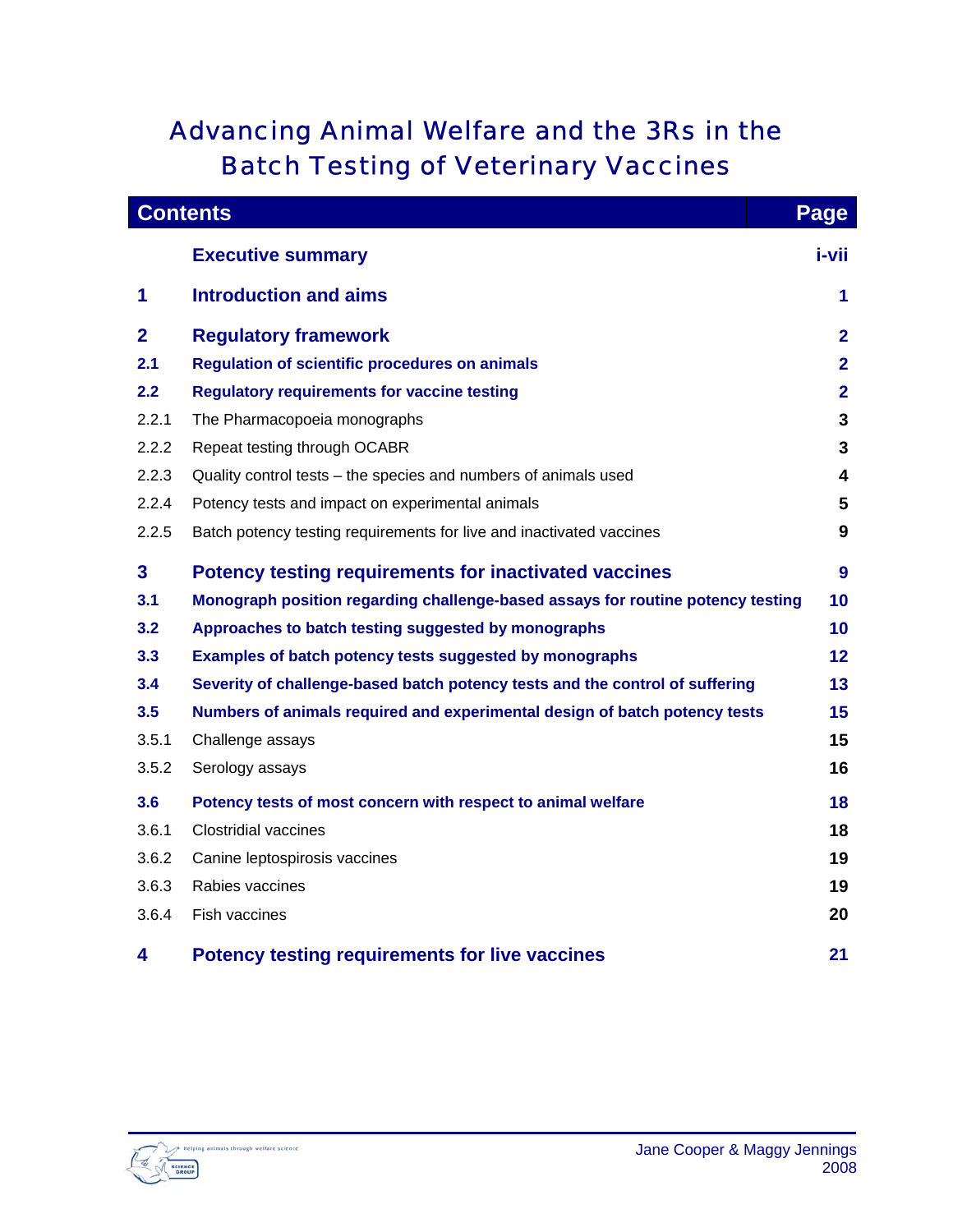# Advancing Animal Welfare and the 3Rs in the Batch Testing of Veterinary Vaccines

| Contents | | Page |
|---|---|---|
| | **Executive summary** | **i-vii** |
| **1** | **Introduction and aims** | **1** |
| **2** | **Regulatory framework** | **2** |
| **2.1** | **Regulation of scientific procedures on animals** | **2** |
| **2.2** | **Regulatory requirements for vaccine testing** | **2** |
| 2.2.1 | The Pharmacopoeia monographs | 3 |
| 2.2.2 | Repeat testing through OCABR | 3 |
| 2.2.3 | Quality control tests – the species and numbers of animals used | 4 |
| 2.2.4 | Potency tests and impact on experimental animals | 5 |
| 2.2.5 | Batch potency testing requirements for live and inactivated vaccines | 9 |
| **3** | **Potency testing requirements for inactivated vaccines** | **9** |
| **3.1** | **Monograph position regarding challenge-based assays for routine potency testing** | **10** |
| **3.2** | **Approaches to batch testing suggested by monographs** | **10** |
| **3.3** | **Examples of batch potency tests suggested by monographs** | **12** |
| **3.4** | **Severity of challenge-based batch potency tests and the control of suffering** | **13** |
| **3.5** | **Numbers of animals required and experimental design of batch potency tests** | **15** |
| 3.5.1 | Challenge assays | 15 |
| 3.5.2 | Serology assays | 16 |
| **3.6** | **Potency tests of most concern with respect to animal welfare** | **18** |
| 3.6.1 | Clostridial vaccines | 18 |
| 3.6.2 | Canine leptospirosis vaccines | 19 |
| 3.6.3 | Rabies vaccines | 19 |
| 3.6.4 | Fish vaccines | 20 |
| **4** | **Potency testing requirements for live vaccines** | **21** |

Jane Cooper & Maggy Jennings
2008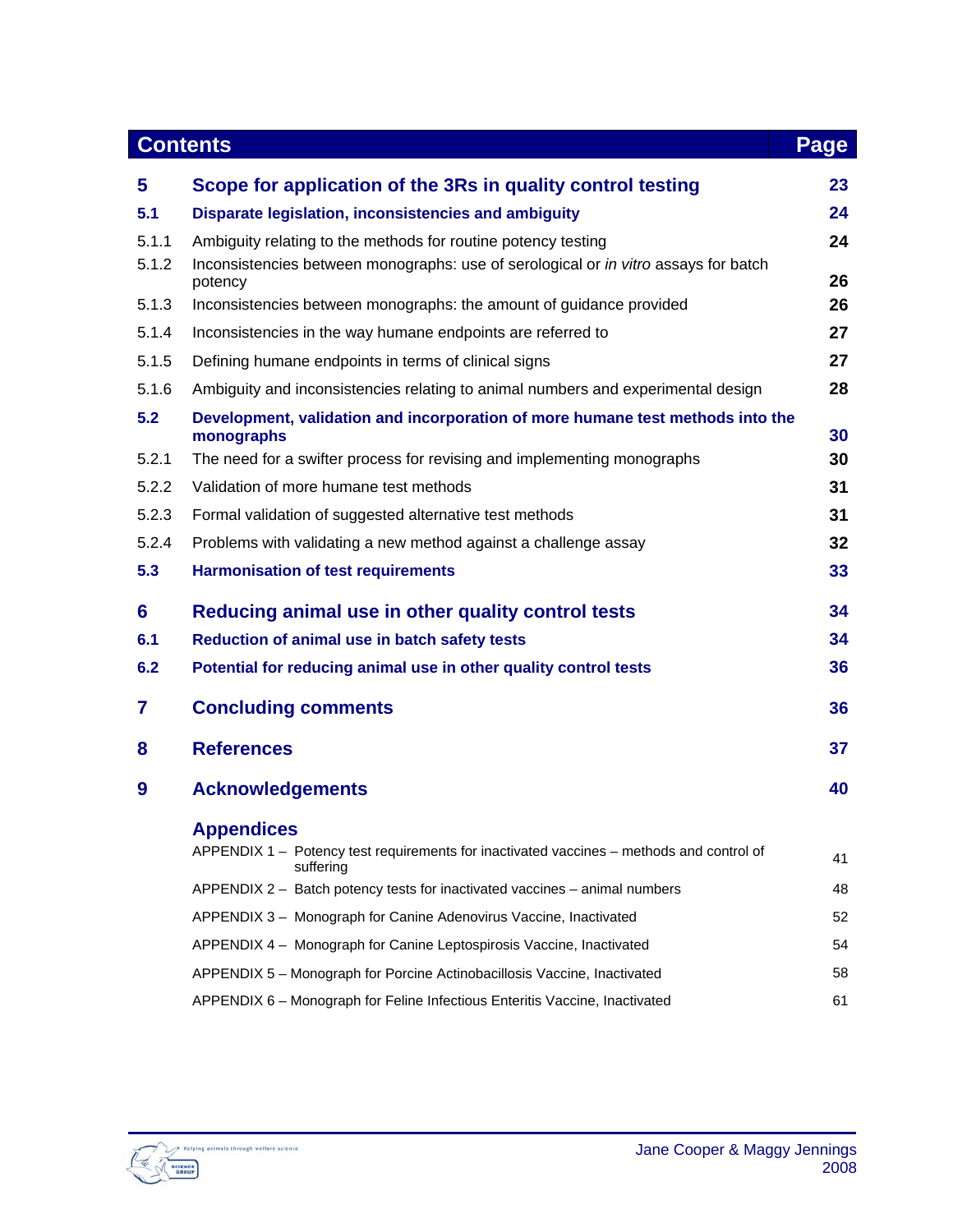| Contents | | Page |
| --- | --- | --- |
| **5** | **Scope for application of the 3Rs in quality control testing** | **23** |
| **5.1** | **Disparate legislation, inconsistencies and ambiguity** | **24** |
| 5.1.1 | Ambiguity relating to the methods for routine potency testing | **24** |
| 5.1.2 | Inconsistencies between monographs: use of serological or *in vitro* assays for batch potency | **26** |
| 5.1.3 | Inconsistencies between monographs: the amount of guidance provided | **26** |
| 5.1.4 | Inconsistencies in the way humane endpoints are referred to | **27** |
| 5.1.5 | Defining humane endpoints in terms of clinical signs | **27** |
| 5.1.6 | Ambiguity and inconsistencies relating to animal numbers and experimental design | **28** |
| **5.2** | **Development, validation and incorporation of more humane test methods into the monographs** | **30** |
| 5.2.1 | The need for a swifter process for revising and implementing monographs | **30** |
| 5.2.2 | Validation of more humane test methods | **31** |
| 5.2.3 | Formal validation of suggested alternative test methods | **31** |
| 5.2.4 | Problems with validating a new method against a challenge assay | **32** |
| **5.3** | **Harmonisation of test requirements** | **33** |
| **6** | **Reducing animal use in other quality control tests** | **34** |
| **6.1** | **Reduction of animal use in batch safety tests** | **34** |
| **6.2** | **Potential for reducing animal use in other quality control tests** | **36** |
| **7** | **Concluding comments** | **36** |
| **8** | **References** | **37** |
| **9** | **Acknowledgements** | **40** |
| | **Appendices** | |
| | APPENDIX 1 – Potency test requirements for inactivated vaccines – methods and control of suffering | 41 |
| | APPENDIX 2 – Batch potency tests for inactivated vaccines – animal numbers | 48 |
| | APPENDIX 3 – Monograph for Canine Adenovirus Vaccine, Inactivated | 52 |
| | APPENDIX 4 – Monograph for Canine Leptospirosis Vaccine, Inactivated | 54 |
| | APPENDIX 5 – Monograph for Porcine Actinobacillosis Vaccine, Inactivated | 58 |
| | APPENDIX 6 – Monograph for Feline Infectious Enteritis Vaccine, Inactivated | 61 |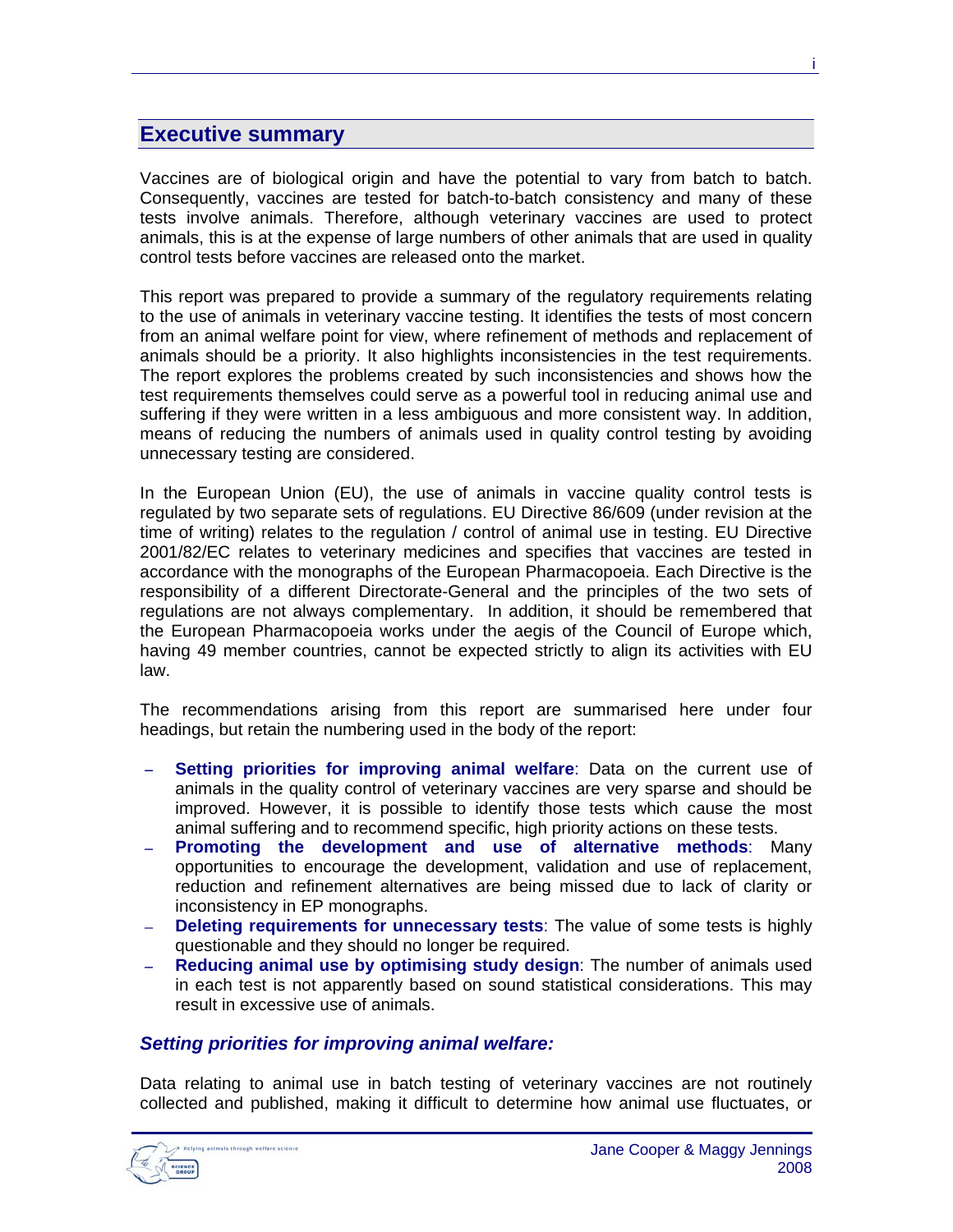## Executive summary

Vaccines are of biological origin and have the potential to vary from batch to batch. Consequently, vaccines are tested for batch-to-batch consistency and many of these tests involve animals. Therefore, although veterinary vaccines are used to protect animals, this is at the expense of large numbers of other animals that are used in quality control tests before vaccines are released onto the market.

This report was prepared to provide a summary of the regulatory requirements relating to the use of animals in veterinary vaccine testing. It identifies the tests of most concern from an animal welfare point for view, where refinement of methods and replacement of animals should be a priority. It also highlights inconsistencies in the test requirements. The report explores the problems created by such inconsistencies and shows how the test requirements themselves could serve as a powerful tool in reducing animal use and suffering if they were written in a less ambiguous and more consistent way. In addition, means of reducing the numbers of animals used in quality control testing by avoiding unnecessary testing are considered.

In the European Union (EU), the use of animals in vaccine quality control tests is regulated by two separate sets of regulations. EU Directive 86/609 (under revision at the time of writing) relates to the regulation / control of animal use in testing. EU Directive 2001/82/EC relates to veterinary medicines and specifies that vaccines are tested in accordance with the monographs of the European Pharmacopoeia. Each Directive is the responsibility of a different Directorate-General and the principles of the two sets of regulations are not always complementary. In addition, it should be remembered that the European Pharmacopoeia works under the aegis of the Council of Europe which, having 49 member countries, cannot be expected strictly to align its activities with EU law.

The recommendations arising from this report are summarised here under four headings, but retain the numbering used in the body of the report:

- **Setting priorities for improving animal welfare**: Data on the current use of animals in the quality control of veterinary vaccines are very sparse and should be improved. However, it is possible to identify those tests which cause the most animal suffering and to recommend specific, high priority actions on these tests.
- **Promoting the development and use of alternative methods**: Many opportunities to encourage the development, validation and use of replacement, reduction and refinement alternatives are being missed due to lack of clarity or inconsistency in EP monographs.
- **Deleting requirements for unnecessary tests**: The value of some tests is highly questionable and they should no longer be required.
- **Reducing animal use by optimising study design**: The number of animals used in each test is not apparently based on sound statistical considerations. This may result in excessive use of animals.

### *Setting priorities for improving animal welfare:*

Data relating to animal use in batch testing of veterinary vaccines are not routinely collected and published, making it difficult to determine how animal use fluctuates, or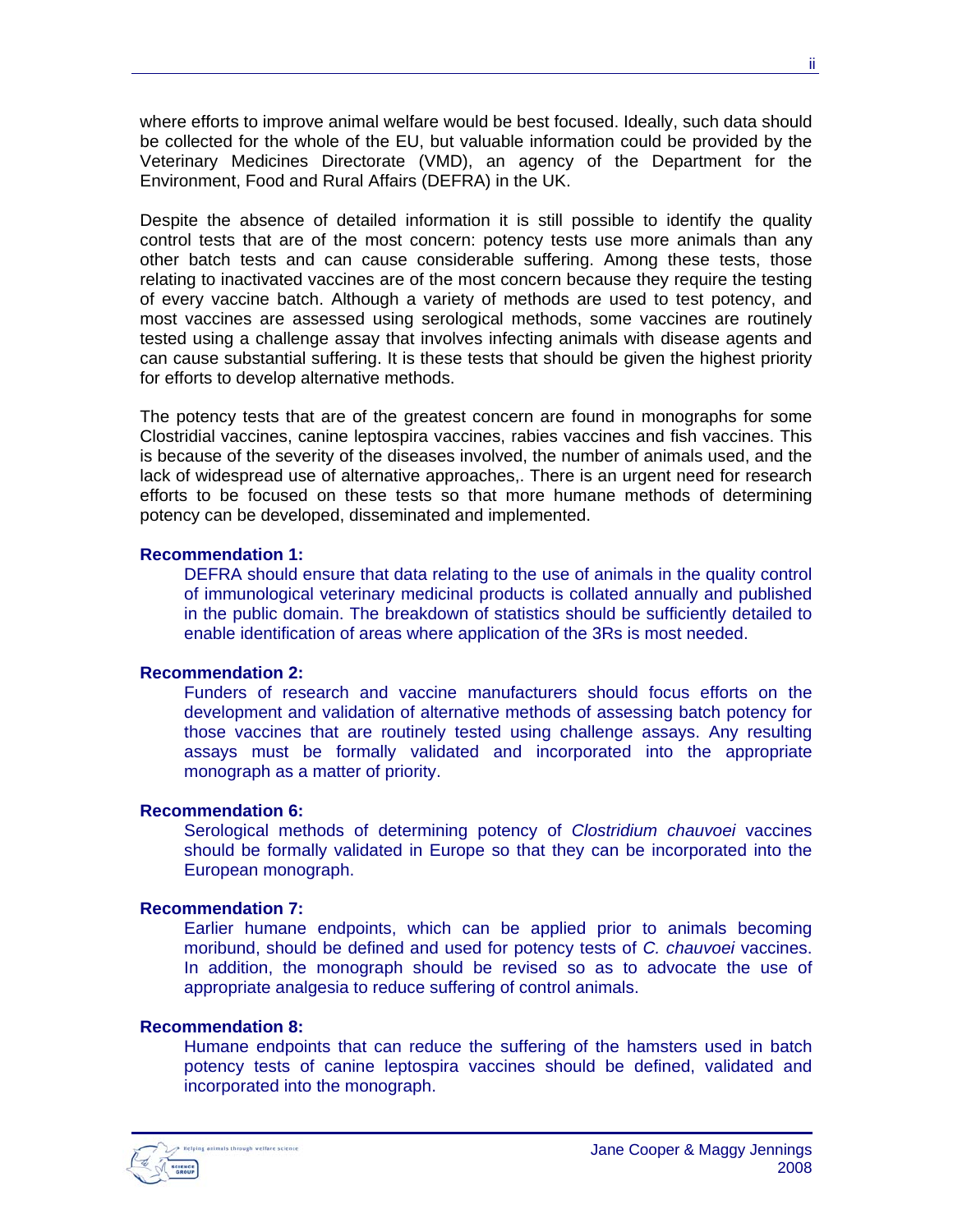where efforts to improve animal welfare would be best focused. Ideally, such data should be collected for the whole of the EU, but valuable information could be provided by the Veterinary Medicines Directorate (VMD), an agency of the Department for the Environment, Food and Rural Affairs (DEFRA) in the UK.

Despite the absence of detailed information it is still possible to identify the quality control tests that are of the most concern: potency tests use more animals than any other batch tests and can cause considerable suffering. Among these tests, those relating to inactivated vaccines are of the most concern because they require the testing of every vaccine batch. Although a variety of methods are used to test potency, and most vaccines are assessed using serological methods, some vaccines are routinely tested using a challenge assay that involves infecting animals with disease agents and can cause substantial suffering. It is these tests that should be given the highest priority for efforts to develop alternative methods.

The potency tests that are of the greatest concern are found in monographs for some Clostridial vaccines, canine leptospira vaccines, rabies vaccines and fish vaccines. This is because of the severity of the diseases involved, the number of animals used, and the lack of widespread use of alternative approaches,. There is an urgent need for research efforts to be focused on these tests so that more humane methods of determining potency can be developed, disseminated and implemented.

**Recommendation 1:**

DEFRA should ensure that data relating to the use of animals in the quality control of immunological veterinary medicinal products is collated annually and published in the public domain. The breakdown of statistics should be sufficiently detailed to enable identification of areas where application of the 3Rs is most needed.

**Recommendation 2:**

Funders of research and vaccine manufacturers should focus efforts on the development and validation of alternative methods of assessing batch potency for those vaccines that are routinely tested using challenge assays. Any resulting assays must be formally validated and incorporated into the appropriate monograph as a matter of priority.

**Recommendation 6:**

Serological methods of determining potency of *Clostridium chauvoei* vaccines should be formally validated in Europe so that they can be incorporated into the European monograph.

**Recommendation 7:**

Earlier humane endpoints, which can be applied prior to animals becoming moribund, should be defined and used for potency tests of *C. chauvoei* vaccines. In addition, the monograph should be revised so as to advocate the use of appropriate analgesia to reduce suffering of control animals.

**Recommendation 8:**

Humane endpoints that can reduce the suffering of the hamsters used in batch potency tests of canine leptospira vaccines should be defined, validated and incorporated into the monograph.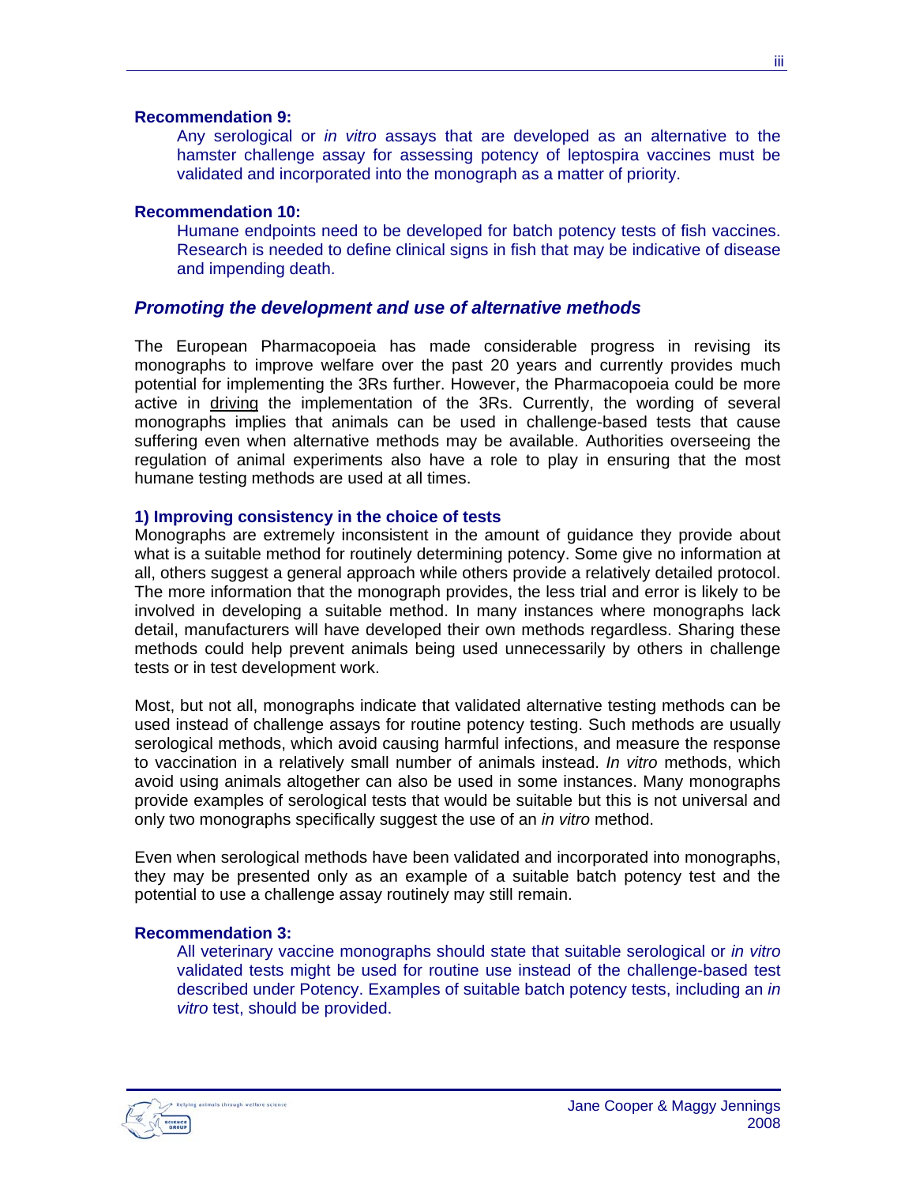**Recommendation 9:**

> Any serological or *in vitro* assays that are developed as an alternative to the hamster challenge assay for assessing potency of leptospira vaccines must be validated and incorporated into the monograph as a matter of priority.

**Recommendation 10:**

> Humane endpoints need to be developed for batch potency tests of fish vaccines. Research is needed to define clinical signs in fish that may be indicative of disease and impending death.

### *Promoting the development and use of alternative methods*

The European Pharmacopoeia has made considerable progress in revising its monographs to improve welfare over the past 20 years and currently provides much potential for implementing the 3Rs further. However, the Pharmacopoeia could be more active in <u>driving</u> the implementation of the 3Rs. Currently, the wording of several monographs implies that animals can be used in challenge-based tests that cause suffering even when alternative methods may be available. Authorities overseeing the regulation of animal experiments also have a role to play in ensuring that the most humane testing methods are used at all times.

**1) Improving consistency in the choice of tests**

Monographs are extremely inconsistent in the amount of guidance they provide about what is a suitable method for routinely determining potency. Some give no information at all, others suggest a general approach while others provide a relatively detailed protocol. The more information that the monograph provides, the less trial and error is likely to be involved in developing a suitable method. In many instances where monographs lack detail, manufacturers will have developed their own methods regardless. Sharing these methods could help prevent animals being used unnecessarily by others in challenge tests or in test development work.

Most, but not all, monographs indicate that validated alternative testing methods can be used instead of challenge assays for routine potency testing. Such methods are usually serological methods, which avoid causing harmful infections, and measure the response to vaccination in a relatively small number of animals instead. *In vitro* methods, which avoid using animals altogether can also be used in some instances. Many monographs provide examples of serological tests that would be suitable but this is not universal and only two monographs specifically suggest the use of an *in vitro* method.

Even when serological methods have been validated and incorporated into monographs, they may be presented only as an example of a suitable batch potency test and the potential to use a challenge assay routinely may still remain.

**Recommendation 3:**

> All veterinary vaccine monographs should state that suitable serological or *in vitro* validated tests might be used for routine use instead of the challenge-based test described under Potency. Examples of suitable batch potency tests, including an *in vitro* test, should be provided.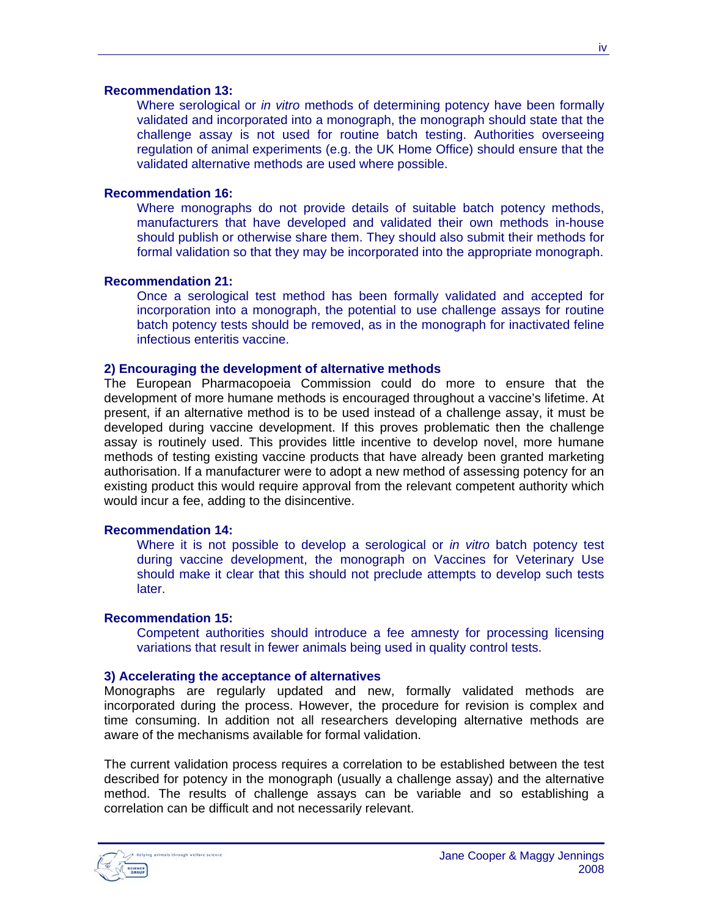**Recommendation 13:**

Where serological or *in vitro* methods of determining potency have been formally validated and incorporated into a monograph, the monograph should state that the challenge assay is not used for routine batch testing. Authorities overseeing regulation of animal experiments (e.g. the UK Home Office) should ensure that the validated alternative methods are used where possible.

**Recommendation 16:**

Where monographs do not provide details of suitable batch potency methods, manufacturers that have developed and validated their own methods in-house should publish or otherwise share them. They should also submit their methods for formal validation so that they may be incorporated into the appropriate monograph.

**Recommendation 21:**

Once a serological test method has been formally validated and accepted for incorporation into a monograph, the potential to use challenge assays for routine batch potency tests should be removed, as in the monograph for inactivated feline infectious enteritis vaccine.

**2) Encouraging the development of alternative methods**

The European Pharmacopoeia Commission could do more to ensure that the development of more humane methods is encouraged throughout a vaccine's lifetime. At present, if an alternative method is to be used instead of a challenge assay, it must be developed during vaccine development. If this proves problematic then the challenge assay is routinely used. This provides little incentive to develop novel, more humane methods of testing existing vaccine products that have already been granted marketing authorisation. If a manufacturer were to adopt a new method of assessing potency for an existing product this would require approval from the relevant competent authority which would incur a fee, adding to the disincentive.

**Recommendation 14:**

Where it is not possible to develop a serological or *in vitro* batch potency test during vaccine development, the monograph on Vaccines for Veterinary Use should make it clear that this should not preclude attempts to develop such tests later.

**Recommendation 15:**

Competent authorities should introduce a fee amnesty for processing licensing variations that result in fewer animals being used in quality control tests.

**3) Accelerating the acceptance of alternatives**

Monographs are regularly updated and new, formally validated methods are incorporated during the process. However, the procedure for revision is complex and time consuming. In addition not all researchers developing alternative methods are aware of the mechanisms available for formal validation.

The current validation process requires a correlation to be established between the test described for potency in the monograph (usually a challenge assay) and the alternative method. The results of challenge assays can be variable and so establishing a correlation can be difficult and not necessarily relevant.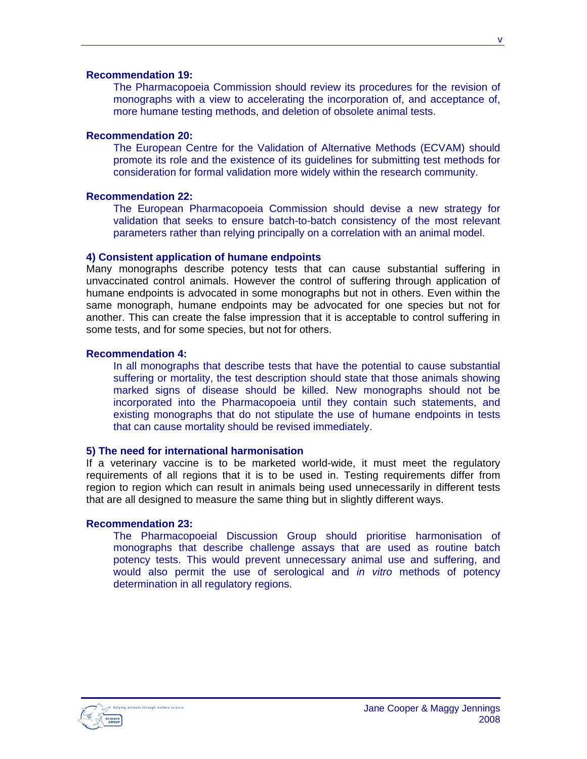**Recommendation 19:**

The Pharmacopoeia Commission should review its procedures for the revision of monographs with a view to accelerating the incorporation of, and acceptance of, more humane testing methods, and deletion of obsolete animal tests.

**Recommendation 20:**

The European Centre for the Validation of Alternative Methods (ECVAM) should promote its role and the existence of its guidelines for submitting test methods for consideration for formal validation more widely within the research community.

**Recommendation 22:**

The European Pharmacopoeia Commission should devise a new strategy for validation that seeks to ensure batch-to-batch consistency of the most relevant parameters rather than relying principally on a correlation with an animal model.

**4) Consistent application of humane endpoints**

Many monographs describe potency tests that can cause substantial suffering in unvaccinated control animals. However the control of suffering through application of humane endpoints is advocated in some monographs but not in others. Even within the same monograph, humane endpoints may be advocated for one species but not for another. This can create the false impression that it is acceptable to control suffering in some tests, and for some species, but not for others.

**Recommendation 4:**

In all monographs that describe tests that have the potential to cause substantial suffering or mortality, the test description should state that those animals showing marked signs of disease should be killed. New monographs should not be incorporated into the Pharmacopoeia until they contain such statements, and existing monographs that do not stipulate the use of humane endpoints in tests that can cause mortality should be revised immediately.

**5) The need for international harmonisation**

If a veterinary vaccine is to be marketed world-wide, it must meet the regulatory requirements of all regions that it is to be used in. Testing requirements differ from region to region which can result in animals being used unnecessarily in different tests that are all designed to measure the same thing but in slightly different ways.

**Recommendation 23:**

The Pharmacopoeial Discussion Group should prioritise harmonisation of monographs that describe challenge assays that are used as routine batch potency tests. This would prevent unnecessary animal use and suffering, and would also permit the use of serological and *in vitro* methods of potency determination in all regulatory regions.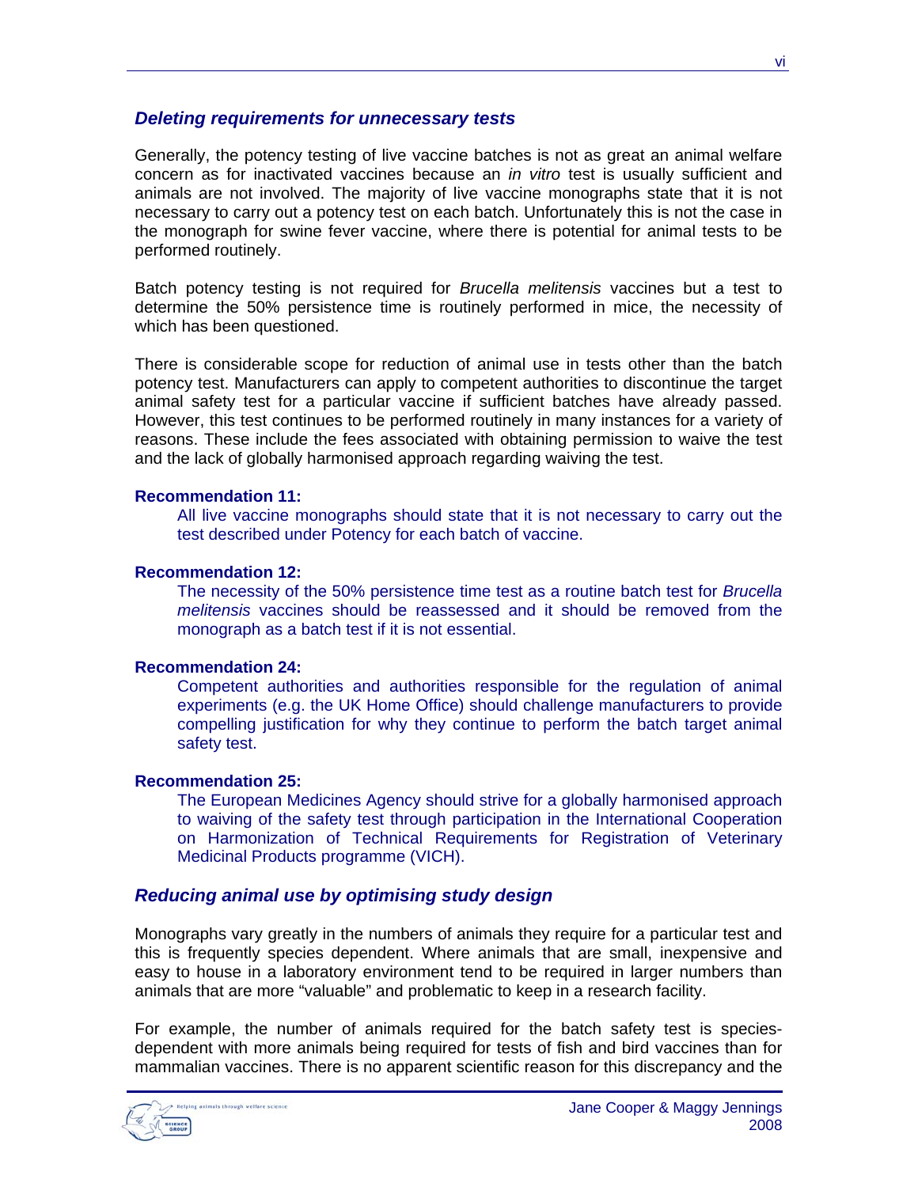### *Deleting requirements for unnecessary tests*

Generally, the potency testing of live vaccine batches is not as great an animal welfare concern as for inactivated vaccines because an *in vitro* test is usually sufficient and animals are not involved. The majority of live vaccine monographs state that it is not necessary to carry out a potency test on each batch. Unfortunately this is not the case in the monograph for swine fever vaccine, where there is potential for animal tests to be performed routinely.

Batch potency testing is not required for *Brucella melitensis* vaccines but a test to determine the 50% persistence time is routinely performed in mice, the necessity of which has been questioned.

There is considerable scope for reduction of animal use in tests other than the batch potency test. Manufacturers can apply to competent authorities to discontinue the target animal safety test for a particular vaccine if sufficient batches have already passed. However, this test continues to be performed routinely in many instances for a variety of reasons. These include the fees associated with obtaining permission to waive the test and the lack of globally harmonised approach regarding waiving the test.

**Recommendation 11:**

All live vaccine monographs should state that it is not necessary to carry out the test described under Potency for each batch of vaccine.

**Recommendation 12:**

The necessity of the 50% persistence time test as a routine batch test for *Brucella melitensis* vaccines should be reassessed and it should be removed from the monograph as a batch test if it is not essential.

**Recommendation 24:**

Competent authorities and authorities responsible for the regulation of animal experiments (e.g. the UK Home Office) should challenge manufacturers to provide compelling justification for why they continue to perform the batch target animal safety test.

**Recommendation 25:**

The European Medicines Agency should strive for a globally harmonised approach to waiving of the safety test through participation in the International Cooperation on Harmonization of Technical Requirements for Registration of Veterinary Medicinal Products programme (VICH).

### *Reducing animal use by optimising study design*

Monographs vary greatly in the numbers of animals they require for a particular test and this is frequently species dependent. Where animals that are small, inexpensive and easy to house in a laboratory environment tend to be required in larger numbers than animals that are more "valuable" and problematic to keep in a research facility.

For example, the number of animals required for the batch safety test is species-dependent with more animals being required for tests of fish and bird vaccines than for mammalian vaccines. There is no apparent scientific reason for this discrepancy and the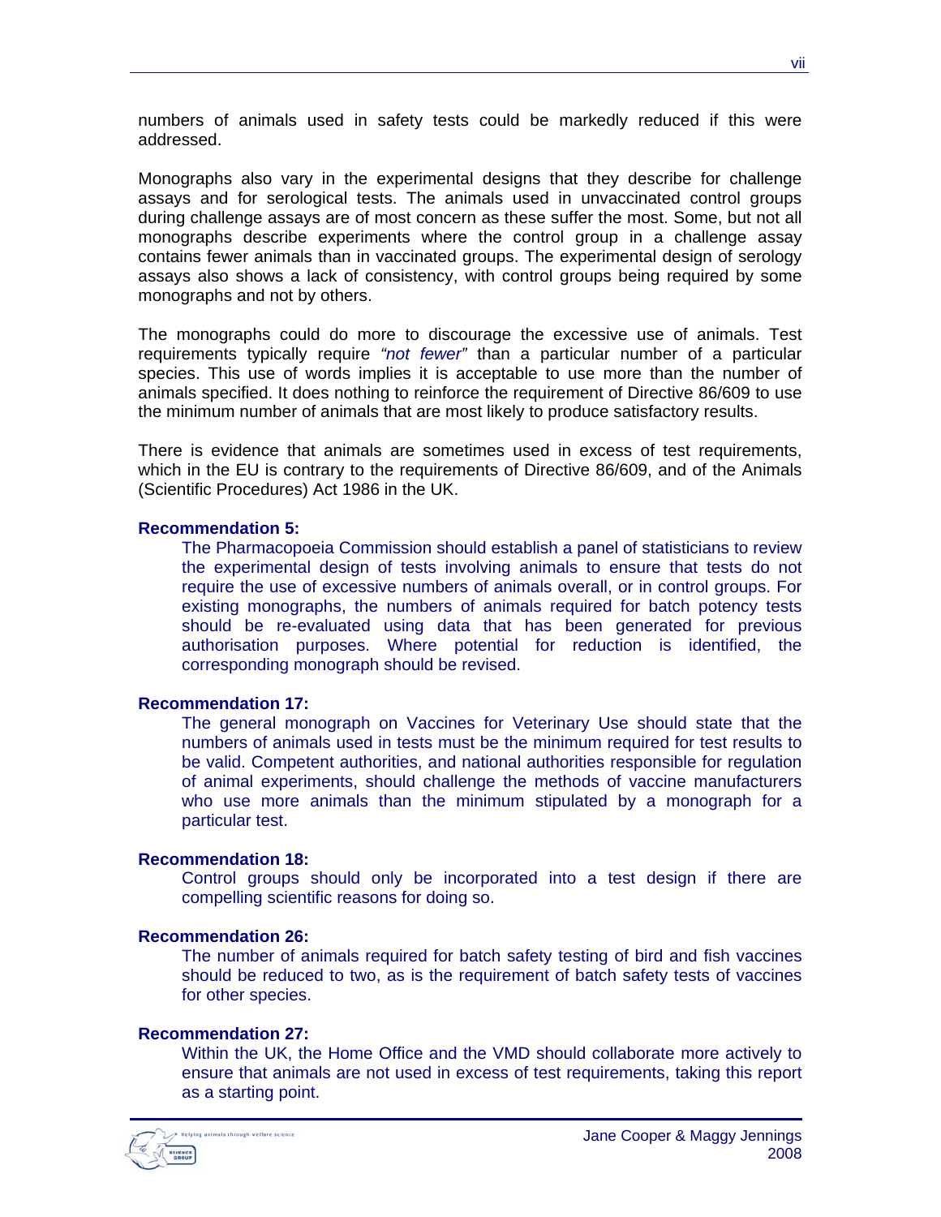numbers of animals used in safety tests could be markedly reduced if this were addressed.

Monographs also vary in the experimental designs that they describe for challenge assays and for serological tests. The animals used in unvaccinated control groups during challenge assays are of most concern as these suffer the most. Some, but not all monographs describe experiments where the control group in a challenge assay contains fewer animals than in vaccinated groups. The experimental design of serology assays also shows a lack of consistency, with control groups being required by some monographs and not by others.

The monographs could do more to discourage the excessive use of animals. Test requirements typically require *"not fewer"* than a particular number of a particular species. This use of words implies it is acceptable to use more than the number of animals specified. It does nothing to reinforce the requirement of Directive 86/609 to use the minimum number of animals that are most likely to produce satisfactory results.

There is evidence that animals are sometimes used in excess of test requirements, which in the EU is contrary to the requirements of Directive 86/609, and of the Animals (Scientific Procedures) Act 1986 in the UK.

**Recommendation 5:**

> The Pharmacopoeia Commission should establish a panel of statisticians to review the experimental design of tests involving animals to ensure that tests do not require the use of excessive numbers of animals overall, or in control groups. For existing monographs, the numbers of animals required for batch potency tests should be re-evaluated using data that has been generated for previous authorisation purposes. Where potential for reduction is identified, the corresponding monograph should be revised.

**Recommendation 17:**

> The general monograph on Vaccines for Veterinary Use should state that the numbers of animals used in tests must be the minimum required for test results to be valid. Competent authorities, and national authorities responsible for regulation of animal experiments, should challenge the methods of vaccine manufacturers who use more animals than the minimum stipulated by a monograph for a particular test.

**Recommendation 18:**

> Control groups should only be incorporated into a test design if there are compelling scientific reasons for doing so.

**Recommendation 26:**

> The number of animals required for batch safety testing of bird and fish vaccines should be reduced to two, as is the requirement of batch safety tests of vaccines for other species.

**Recommendation 27:**

> Within the UK, the Home Office and the VMD should collaborate more actively to ensure that animals are not used in excess of test requirements, taking this report as a starting point.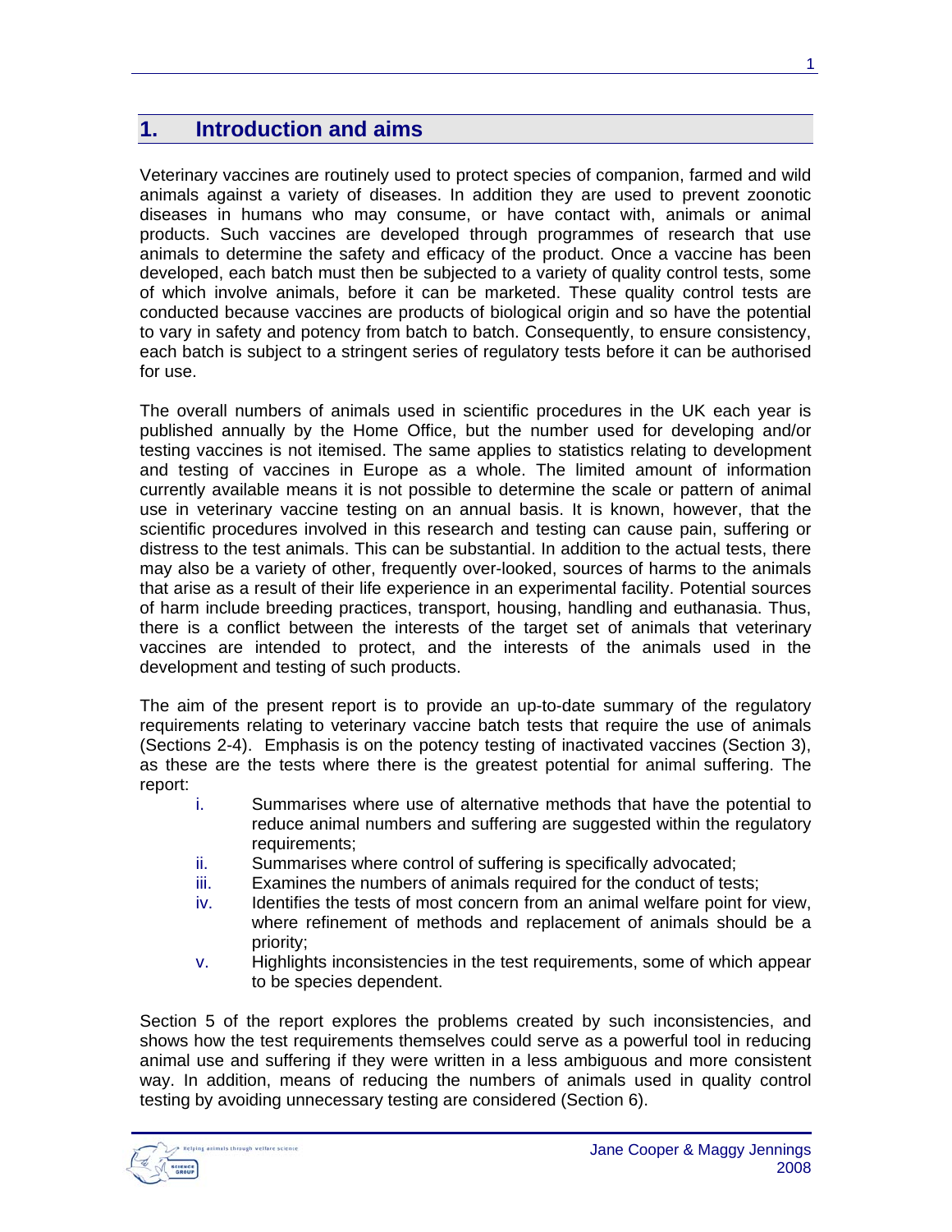## 1. Introduction and aims

Veterinary vaccines are routinely used to protect species of companion, farmed and wild animals against a variety of diseases. In addition they are used to prevent zoonotic diseases in humans who may consume, or have contact with, animals or animal products. Such vaccines are developed through programmes of research that use animals to determine the safety and efficacy of the product. Once a vaccine has been developed, each batch must then be subjected to a variety of quality control tests, some of which involve animals, before it can be marketed. These quality control tests are conducted because vaccines are products of biological origin and so have the potential to vary in safety and potency from batch to batch. Consequently, to ensure consistency, each batch is subject to a stringent series of regulatory tests before it can be authorised for use.

The overall numbers of animals used in scientific procedures in the UK each year is published annually by the Home Office, but the number used for developing and/or testing vaccines is not itemised. The same applies to statistics relating to development and testing of vaccines in Europe as a whole. The limited amount of information currently available means it is not possible to determine the scale or pattern of animal use in veterinary vaccine testing on an annual basis. It is known, however, that the scientific procedures involved in this research and testing can cause pain, suffering or distress to the test animals. This can be substantial. In addition to the actual tests, there may also be a variety of other, frequently over-looked, sources of harms to the animals that arise as a result of their life experience in an experimental facility. Potential sources of harm include breeding practices, transport, housing, handling and euthanasia. Thus, there is a conflict between the interests of the target set of animals that veterinary vaccines are intended to protect, and the interests of the animals used in the development and testing of such products.

The aim of the present report is to provide an up-to-date summary of the regulatory requirements relating to veterinary vaccine batch tests that require the use of animals (Sections 2-4). Emphasis is on the potency testing of inactivated vaccines (Section 3), as these are the tests where there is the greatest potential for animal suffering. The report:

- i. Summarises where use of alternative methods that have the potential to reduce animal numbers and suffering are suggested within the regulatory requirements;
- ii. Summarises where control of suffering is specifically advocated;
- iii. Examines the numbers of animals required for the conduct of tests;
- iv. Identifies the tests of most concern from an animal welfare point for view, where refinement of methods and replacement of animals should be a priority;
- v. Highlights inconsistencies in the test requirements, some of which appear to be species dependent.

Section 5 of the report explores the problems created by such inconsistencies, and shows how the test requirements themselves could serve as a powerful tool in reducing animal use and suffering if they were written in a less ambiguous and more consistent way. In addition, means of reducing the numbers of animals used in quality control testing by avoiding unnecessary testing are considered (Section 6).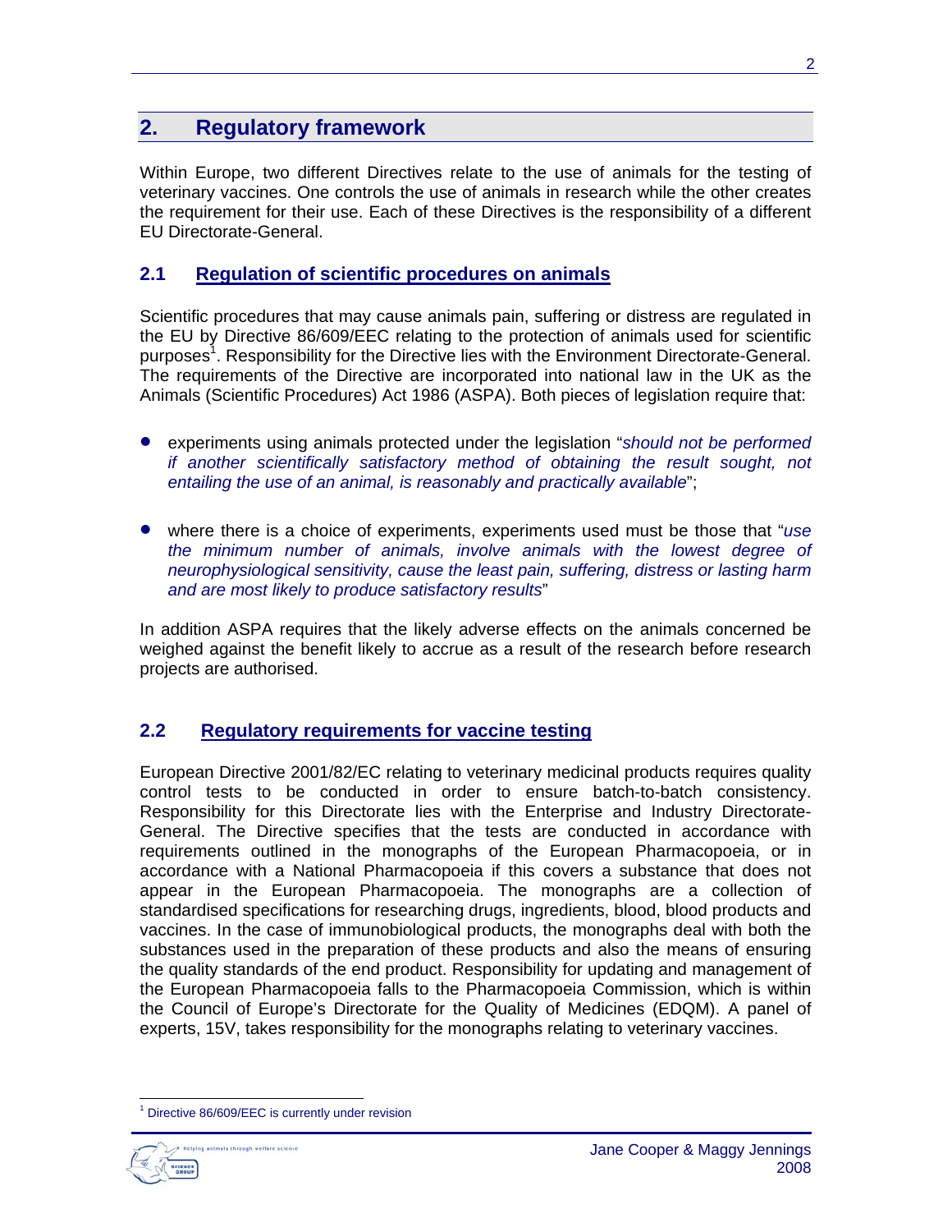## 2. Regulatory framework

Within Europe, two different Directives relate to the use of animals for the testing of veterinary vaccines. One controls the use of animals in research while the other creates the requirement for their use. Each of these Directives is the responsibility of a different EU Directorate-General.

### 2.1 Regulation of scientific procedures on animals

Scientific procedures that may cause animals pain, suffering or distress are regulated in the EU by Directive 86/609/EEC relating to the protection of animals used for scientific purposes[1]. Responsibility for the Directive lies with the Environment Directorate-General. The requirements of the Directive are incorporated into national law in the UK as the Animals (Scientific Procedures) Act 1986 (ASPA). Both pieces of legislation require that:

- experiments using animals protected under the legislation "*should not be performed if another scientifically satisfactory method of obtaining the result sought, not entailing the use of an animal, is reasonably and practically available*";

- where there is a choice of experiments, experiments used must be those that "*use the minimum number of animals, involve animals with the lowest degree of neurophysiological sensitivity, cause the least pain, suffering, distress or lasting harm and are most likely to produce satisfactory results*"

In addition ASPA requires that the likely adverse effects on the animals concerned be weighed against the benefit likely to accrue as a result of the research before research projects are authorised.

### 2.2 Regulatory requirements for vaccine testing

European Directive 2001/82/EC relating to veterinary medicinal products requires quality control tests to be conducted in order to ensure batch-to-batch consistency. Responsibility for this Directorate lies with the Enterprise and Industry Directorate-General. The Directive specifies that the tests are conducted in accordance with requirements outlined in the monographs of the European Pharmacopoeia, or in accordance with a National Pharmacopoeia if this covers a substance that does not appear in the European Pharmacopoeia. The monographs are a collection of standardised specifications for researching drugs, ingredients, blood, blood products and vaccines. In the case of immunobiological products, the monographs deal with both the substances used in the preparation of these products and also the means of ensuring the quality standards of the end product. Responsibility for updating and management of the European Pharmacopoeia falls to the Pharmacopoeia Commission, which is within the Council of Europe's Directorate for the Quality of Medicines (EDQM). A panel of experts, 15V, takes responsibility for the monographs relating to veterinary vaccines.

[1] Directive 86/609/EEC is currently under revision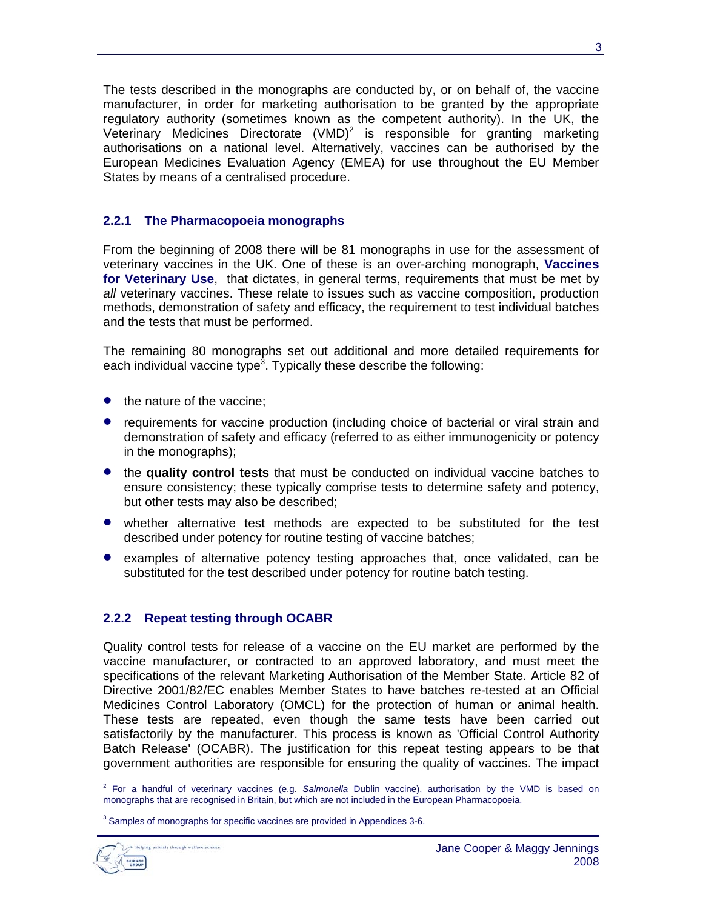The tests described in the monographs are conducted by, or on behalf of, the vaccine manufacturer, in order for marketing authorisation to be granted by the appropriate regulatory authority (sometimes known as the competent authority). In the UK, the Veterinary Medicines Directorate (VMD)[2] is responsible for granting marketing authorisations on a national level. Alternatively, vaccines can be authorised by the European Medicines Evaluation Agency (EMEA) for use throughout the EU Member States by means of a centralised procedure.

### 2.2.1 The Pharmacopoeia monographs

From the beginning of 2008 there will be 81 monographs in use for the assessment of veterinary vaccines in the UK. One of these is an over-arching monograph, **Vaccines for Veterinary Use**, that dictates, in general terms, requirements that must be met by *all* veterinary vaccines. These relate to issues such as vaccine composition, production methods, demonstration of safety and efficacy, the requirement to test individual batches and the tests that must be performed.

The remaining 80 monographs set out additional and more detailed requirements for each individual vaccine type[3]. Typically these describe the following:

- the nature of the vaccine;
- requirements for vaccine production (including choice of bacterial or viral strain and demonstration of safety and efficacy (referred to as either immunogenicity or potency in the monographs);
- the **quality control tests** that must be conducted on individual vaccine batches to ensure consistency; these typically comprise tests to determine safety and potency, but other tests may also be described;
- whether alternative test methods are expected to be substituted for the test described under potency for routine testing of vaccine batches;
- examples of alternative potency testing approaches that, once validated, can be substituted for the test described under potency for routine batch testing.

### 2.2.2 Repeat testing through OCABR

Quality control tests for release of a vaccine on the EU market are performed by the vaccine manufacturer, or contracted to an approved laboratory, and must meet the specifications of the relevant Marketing Authorisation of the Member State. Article 82 of Directive 2001/82/EC enables Member States to have batches re-tested at an Official Medicines Control Laboratory (OMCL) for the protection of human or animal health. These tests are repeated, even though the same tests have been carried out satisfactorily by the manufacturer. This process is known as 'Official Control Authority Batch Release' (OCABR). The justification for this repeat testing appears to be that government authorities are responsible for ensuring the quality of vaccines. The impact

---

[2] For a handful of veterinary vaccines (e.g. *Salmonella* Dublin vaccine), authorisation by the VMD is based on monographs that are recognised in Britain, but which are not included in the European Pharmacopoeia.

[3] Samples of monographs for specific vaccines are provided in Appendices 3-6.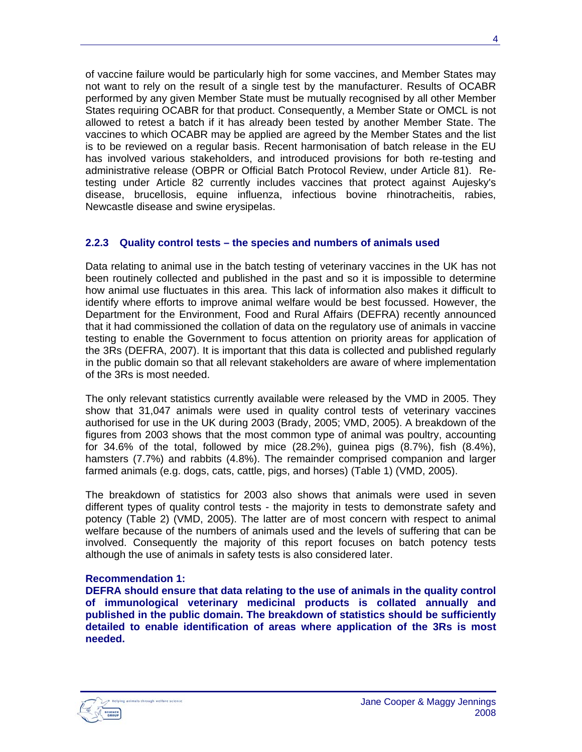of vaccine failure would be particularly high for some vaccines, and Member States may not want to rely on the result of a single test by the manufacturer. Results of OCABR performed by any given Member State must be mutually recognised by all other Member States requiring OCABR for that product. Consequently, a Member State or OMCL is not allowed to retest a batch if it has already been tested by another Member State. The vaccines to which OCABR may be applied are agreed by the Member States and the list is to be reviewed on a regular basis. Recent harmonisation of batch release in the EU has involved various stakeholders, and introduced provisions for both re-testing and administrative release (OBPR or Official Batch Protocol Review, under Article 81). Re-testing under Article 82 currently includes vaccines that protect against Aujesky's disease, brucellosis, equine influenza, infectious bovine rhinotracheitis, rabies, Newcastle disease and swine erysipelas.

### 2.2.3 Quality control tests – the species and numbers of animals used

Data relating to animal use in the batch testing of veterinary vaccines in the UK has not been routinely collected and published in the past and so it is impossible to determine how animal use fluctuates in this area. This lack of information also makes it difficult to identify where efforts to improve animal welfare would be best focussed. However, the Department for the Environment, Food and Rural Affairs (DEFRA) recently announced that it had commissioned the collation of data on the regulatory use of animals in vaccine testing to enable the Government to focus attention on priority areas for application of the 3Rs (DEFRA, 2007). It is important that this data is collected and published regularly in the public domain so that all relevant stakeholders are aware of where implementation of the 3Rs is most needed.

The only relevant statistics currently available were released by the VMD in 2005. They show that 31,047 animals were used in quality control tests of veterinary vaccines authorised for use in the UK during 2003 (Brady, 2005; VMD, 2005). A breakdown of the figures from 2003 shows that the most common type of animal was poultry, accounting for 34.6% of the total, followed by mice (28.2%), guinea pigs (8.7%), fish (8.4%), hamsters (7.7%) and rabbits (4.8%). The remainder comprised companion and larger farmed animals (e.g. dogs, cats, cattle, pigs, and horses) (Table 1) (VMD, 2005).

The breakdown of statistics for 2003 also shows that animals were used in seven different types of quality control tests - the majority in tests to demonstrate safety and potency (Table 2) (VMD, 2005). The latter are of most concern with respect to animal welfare because of the numbers of animals used and the levels of suffering that can be involved. Consequently the majority of this report focuses on batch potency tests although the use of animals in safety tests is also considered later.

**Recommendation 1:**
**DEFRA should ensure that data relating to the use of animals in the quality control of immunological veterinary medicinal products is collated annually and published in the public domain. The breakdown of statistics should be sufficiently detailed to enable identification of areas where application of the 3Rs is most needed.**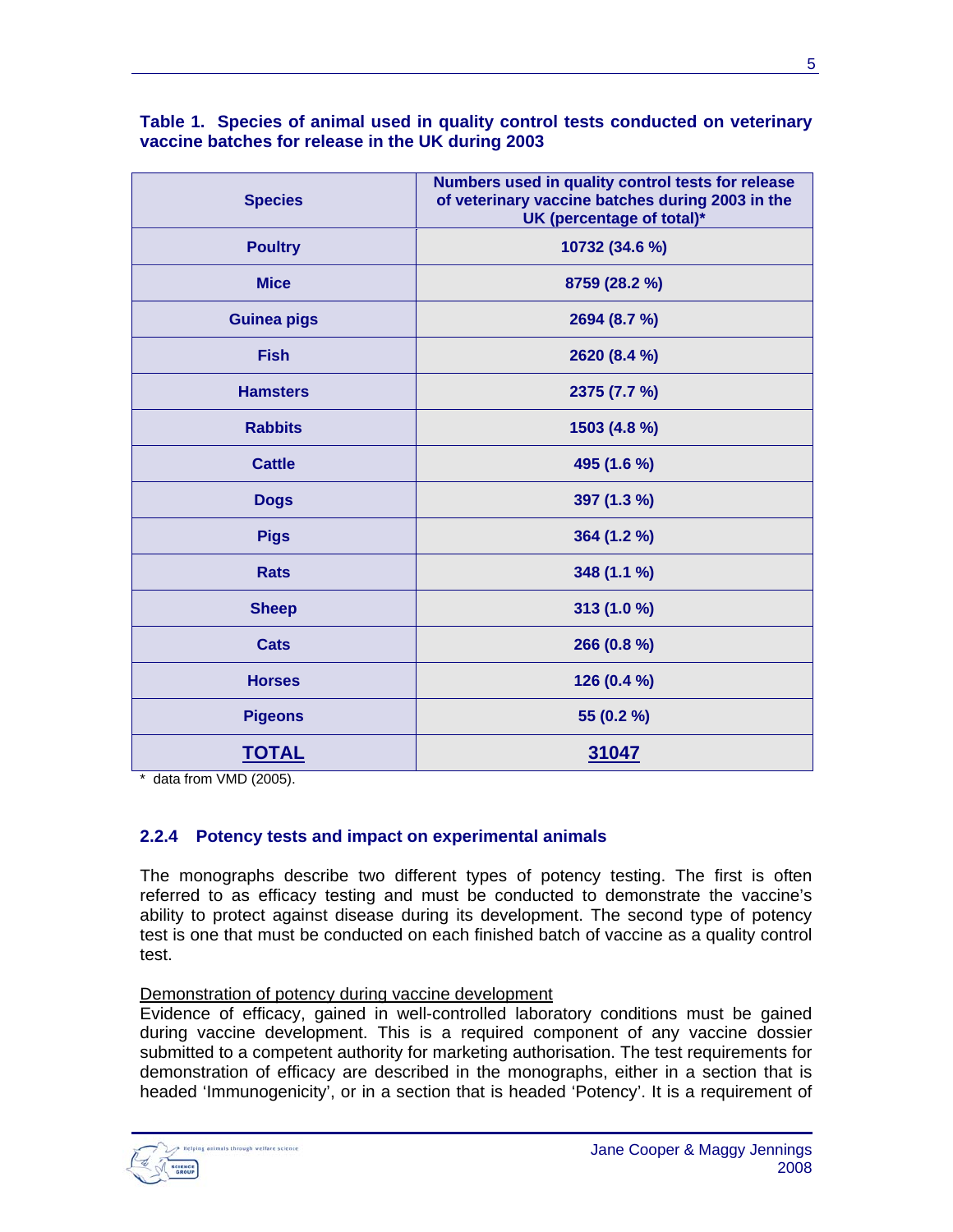**Table 1. Species of animal used in quality control tests conducted on veterinary vaccine batches for release in the UK during 2003**

| Species | Numbers used in quality control tests for release of veterinary vaccine batches during 2003 in the UK (percentage of total)* |
|---|---|
| Poultry | 10732 (34.6 %) |
| Mice | 8759 (28.2 %) |
| Guinea pigs | 2694 (8.7 %) |
| Fish | 2620 (8.4 %) |
| Hamsters | 2375 (7.7 %) |
| Rabbits | 1503 (4.8 %) |
| Cattle | 495 (1.6 %) |
| Dogs | 397 (1.3 %) |
| Pigs | 364 (1.2 %) |
| Rats | 348 (1.1 %) |
| Sheep | 313 (1.0 %) |
| Cats | 266 (0.8 %) |
| Horses | 126 (0.4 %) |
| Pigeons | 55 (0.2 %) |
| **TOTAL** | **31047** |

* data from VMD (2005).

### 2.2.4 Potency tests and impact on experimental animals

The monographs describe two different types of potency testing. The first is often referred to as efficacy testing and must be conducted to demonstrate the vaccine's ability to protect against disease during its development. The second type of potency test is one that must be conducted on each finished batch of vaccine as a quality control test.

Demonstration of potency during vaccine development

Evidence of efficacy, gained in well-controlled laboratory conditions must be gained during vaccine development. This is a required component of any vaccine dossier submitted to a competent authority for marketing authorisation. The test requirements for demonstration of efficacy are described in the monographs, either in a section that is headed 'Immunogenicity', or in a section that is headed 'Potency'. It is a requirement of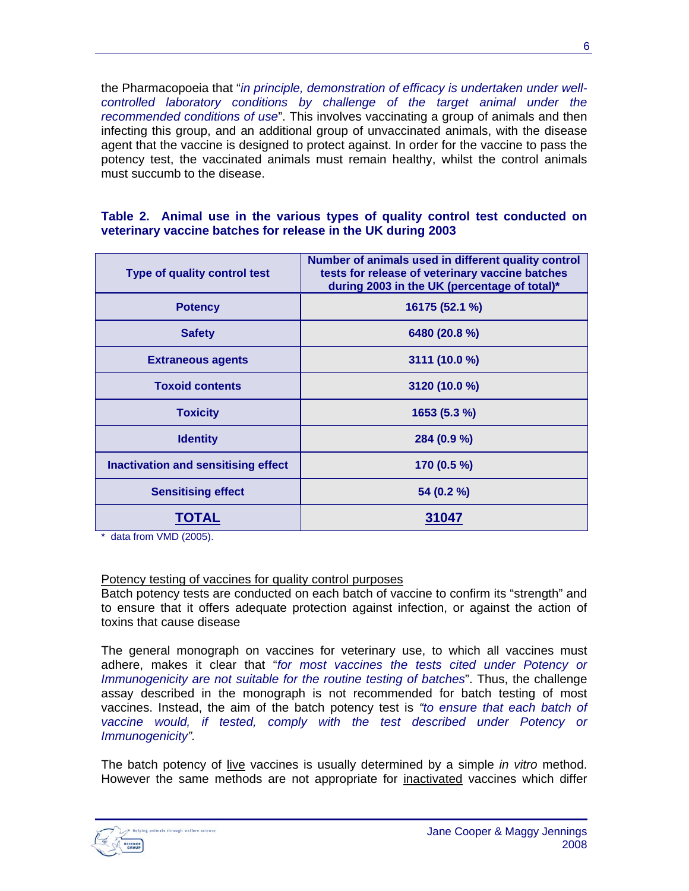the Pharmacopoeia that "*in principle, demonstration of efficacy is undertaken under well-controlled laboratory conditions by challenge of the target animal under the recommended conditions of use*". This involves vaccinating a group of animals and then infecting this group, and an additional group of unvaccinated animals, with the disease agent that the vaccine is designed to protect against. In order for the vaccine to pass the potency test, the vaccinated animals must remain healthy, whilst the control animals must succumb to the disease.

**Table 2. Animal use in the various types of quality control test conducted on veterinary vaccine batches for release in the UK during 2003**

| Type of quality control test | Number of animals used in different quality control tests for release of veterinary vaccine batches during 2003 in the UK (percentage of total)* |
|---|---|
| **Potency** | **16175 (52.1 %)** |
| **Safety** | **6480 (20.8 %)** |
| **Extraneous agents** | **3111 (10.0 %)** |
| **Toxoid contents** | **3120 (10.0 %)** |
| **Toxicity** | **1653 (5.3 %)** |
| **Identity** | **284 (0.9 %)** |
| **Inactivation and sensitising effect** | **170 (0.5 %)** |
| **Sensitising effect** | **54 (0.2 %)** |
| **TOTAL** | **31047** |

\* data from VMD (2005).

Potency testing of vaccines for quality control purposes

Batch potency tests are conducted on each batch of vaccine to confirm its "strength" and to ensure that it offers adequate protection against infection, or against the action of toxins that cause disease

The general monograph on vaccines for veterinary use, to which all vaccines must adhere, makes it clear that "*for most vaccines the tests cited under Potency or Immunogenicity are not suitable for the routine testing of batches*". Thus, the challenge assay described in the monograph is not recommended for batch testing of most vaccines. Instead, the aim of the batch potency test is *"to ensure that each batch of vaccine would, if tested, comply with the test described under Potency or Immunogenicity".*

The batch potency of live vaccines is usually determined by a simple *in vitro* method. However the same methods are not appropriate for inactivated vaccines which differ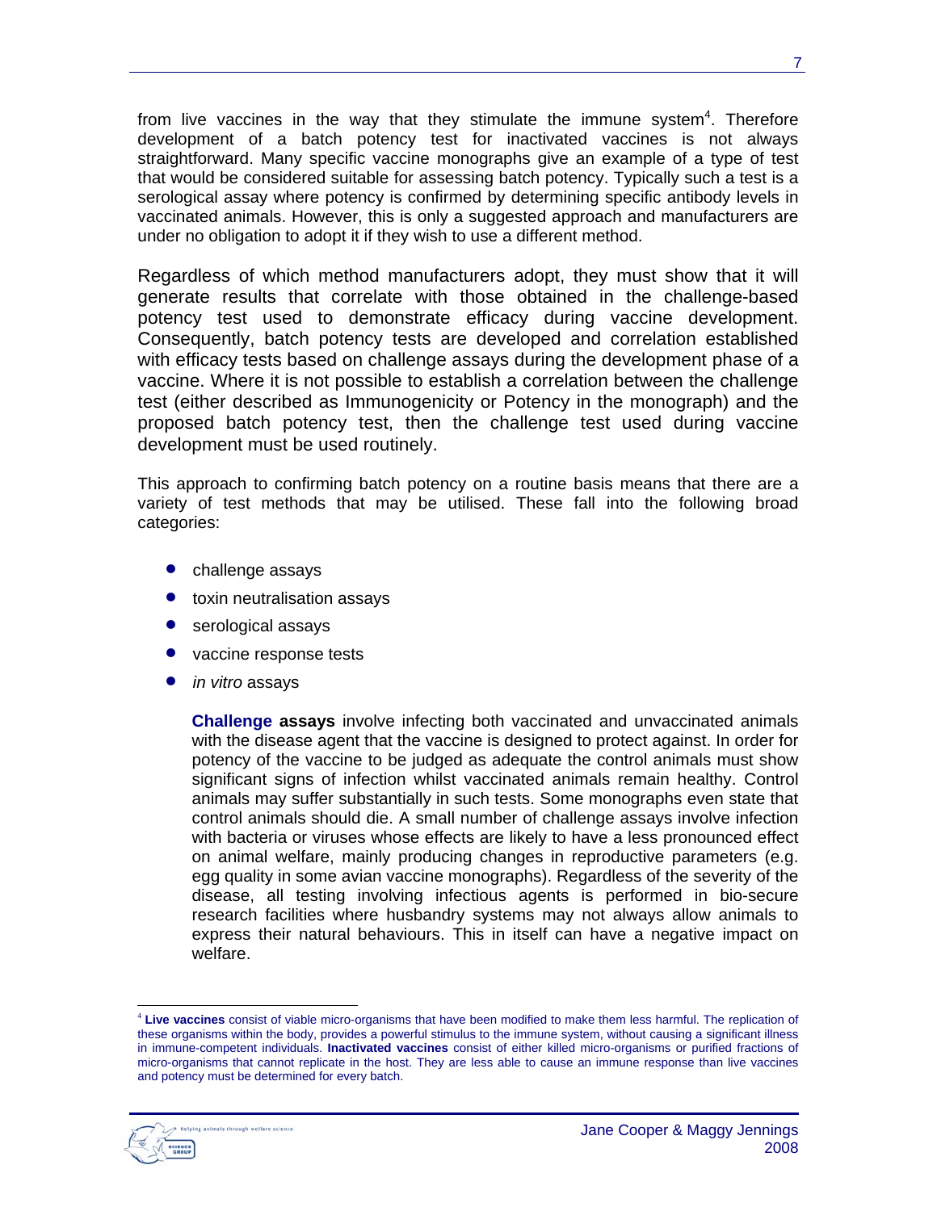from live vaccines in the way that they stimulate the immune system[4]. Therefore development of a batch potency test for inactivated vaccines is not always straightforward. Many specific vaccine monographs give an example of a type of test that would be considered suitable for assessing batch potency. Typically such a test is a serological assay where potency is confirmed by determining specific antibody levels in vaccinated animals. However, this is only a suggested approach and manufacturers are under no obligation to adopt it if they wish to use a different method.

Regardless of which method manufacturers adopt, they must show that it will generate results that correlate with those obtained in the challenge-based potency test used to demonstrate efficacy during vaccine development. Consequently, batch potency tests are developed and correlation established with efficacy tests based on challenge assays during the development phase of a vaccine. Where it is not possible to establish a correlation between the challenge test (either described as Immunogenicity or Potency in the monograph) and the proposed batch potency test, then the challenge test used during vaccine development must be used routinely.

This approach to confirming batch potency on a routine basis means that there are a variety of test methods that may be utilised. These fall into the following broad categories:

- challenge assays
- toxin neutralisation assays
- serological assays
- vaccine response tests
- *in vitro* assays

**Challenge assays** involve infecting both vaccinated and unvaccinated animals with the disease agent that the vaccine is designed to protect against. In order for potency of the vaccine to be judged as adequate the control animals must show significant signs of infection whilst vaccinated animals remain healthy. Control animals may suffer substantially in such tests. Some monographs even state that control animals should die. A small number of challenge assays involve infection with bacteria or viruses whose effects are likely to have a less pronounced effect on animal welfare, mainly producing changes in reproductive parameters (e.g. egg quality in some avian vaccine monographs). Regardless of the severity of the disease, all testing involving infectious agents is performed in bio-secure research facilities where husbandry systems may not always allow animals to express their natural behaviours. This in itself can have a negative impact on welfare.

[4] **Live vaccines** consist of viable micro-organisms that have been modified to make them less harmful. The replication of these organisms within the body, provides a powerful stimulus to the immune system, without causing a significant illness in immune-competent individuals. **Inactivated vaccines** consist of either killed micro-organisms or purified fractions of micro-organisms that cannot replicate in the host. They are less able to cause an immune response than live vaccines and potency must be determined for every batch.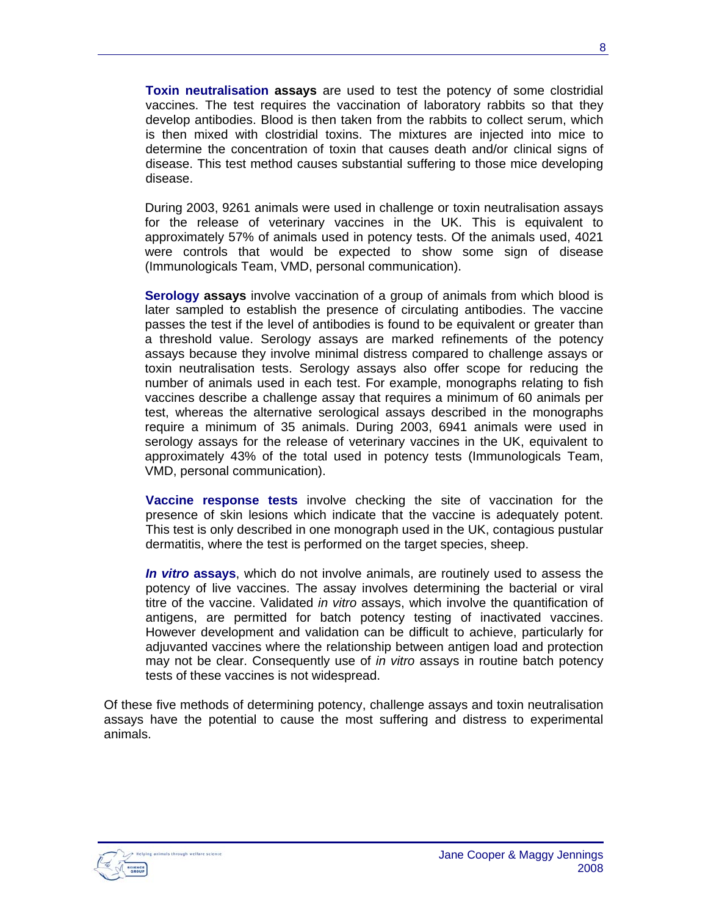**Toxin neutralisation assays** are used to test the potency of some clostridial vaccines. The test requires the vaccination of laboratory rabbits so that they develop antibodies. Blood is then taken from the rabbits to collect serum, which is then mixed with clostridial toxins. The mixtures are injected into mice to determine the concentration of toxin that causes death and/or clinical signs of disease. This test method causes substantial suffering to those mice developing disease.

During 2003, 9261 animals were used in challenge or toxin neutralisation assays for the release of veterinary vaccines in the UK. This is equivalent to approximately 57% of animals used in potency tests. Of the animals used, 4021 were controls that would be expected to show some sign of disease (Immunologicals Team, VMD, personal communication).

**Serology assays** involve vaccination of a group of animals from which blood is later sampled to establish the presence of circulating antibodies. The vaccine passes the test if the level of antibodies is found to be equivalent or greater than a threshold value. Serology assays are marked refinements of the potency assays because they involve minimal distress compared to challenge assays or toxin neutralisation tests. Serology assays also offer scope for reducing the number of animals used in each test. For example, monographs relating to fish vaccines describe a challenge assay that requires a minimum of 60 animals per test, whereas the alternative serological assays described in the monographs require a minimum of 35 animals. During 2003, 6941 animals were used in serology assays for the release of veterinary vaccines in the UK, equivalent to approximately 43% of the total used in potency tests (Immunologicals Team, VMD, personal communication).

**Vaccine response tests** involve checking the site of vaccination for the presence of skin lesions which indicate that the vaccine is adequately potent. This test is only described in one monograph used in the UK, contagious pustular dermatitis, where the test is performed on the target species, sheep.

***In vitro* assays**, which do not involve animals, are routinely used to assess the potency of live vaccines. The assay involves determining the bacterial or viral titre of the vaccine. Validated *in vitro* assays, which involve the quantification of antigens, are permitted for batch potency testing of inactivated vaccines. However development and validation can be difficult to achieve, particularly for adjuvanted vaccines where the relationship between antigen load and protection may not be clear. Consequently use of *in vitro* assays in routine batch potency tests of these vaccines is not widespread.

Of these five methods of determining potency, challenge assays and toxin neutralisation assays have the potential to cause the most suffering and distress to experimental animals.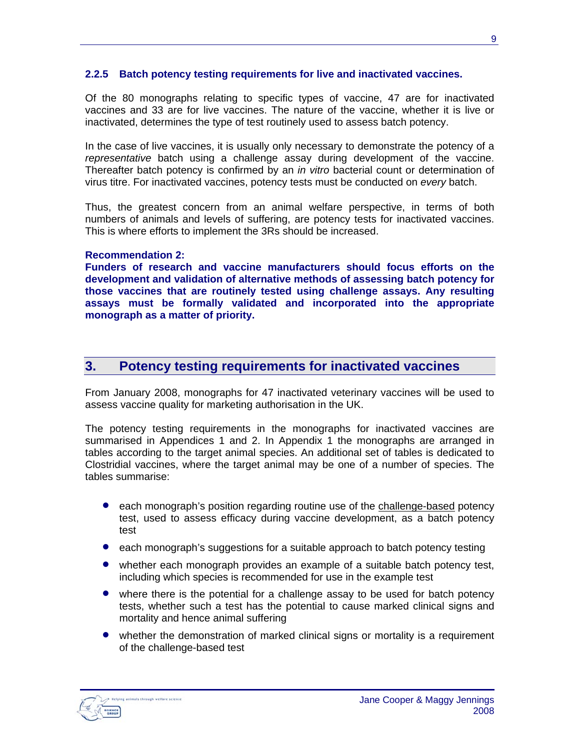### 2.2.5 Batch potency testing requirements for live and inactivated vaccines.

Of the 80 monographs relating to specific types of vaccine, 47 are for inactivated vaccines and 33 are for live vaccines. The nature of the vaccine, whether it is live or inactivated, determines the type of test routinely used to assess batch potency.

In the case of live vaccines, it is usually only necessary to demonstrate the potency of a *representative* batch using a challenge assay during development of the vaccine. Thereafter batch potency is confirmed by an *in vitro* bacterial count or determination of virus titre. For inactivated vaccines, potency tests must be conducted on *every* batch.

Thus, the greatest concern from an animal welfare perspective, in terms of both numbers of animals and levels of suffering, are potency tests for inactivated vaccines. This is where efforts to implement the 3Rs should be increased.

**Recommendation 2:**
**Funders of research and vaccine manufacturers should focus efforts on the development and validation of alternative methods of assessing batch potency for those vaccines that are routinely tested using challenge assays. Any resulting assays must be formally validated and incorporated into the appropriate monograph as a matter of priority.**

## 3. Potency testing requirements for inactivated vaccines

From January 2008, monographs for 47 inactivated veterinary vaccines will be used to assess vaccine quality for marketing authorisation in the UK.

The potency testing requirements in the monographs for inactivated vaccines are summarised in Appendices 1 and 2. In Appendix 1 the monographs are arranged in tables according to the target animal species. An additional set of tables is dedicated to Clostridial vaccines, where the target animal may be one of a number of species. The tables summarise:

- each monograph's position regarding routine use of the challenge-based potency test, used to assess efficacy during vaccine development, as a batch potency test
- each monograph's suggestions for a suitable approach to batch potency testing
- whether each monograph provides an example of a suitable batch potency test, including which species is recommended for use in the example test
- where there is the potential for a challenge assay to be used for batch potency tests, whether such a test has the potential to cause marked clinical signs and mortality and hence animal suffering
- whether the demonstration of marked clinical signs or mortality is a requirement of the challenge-based test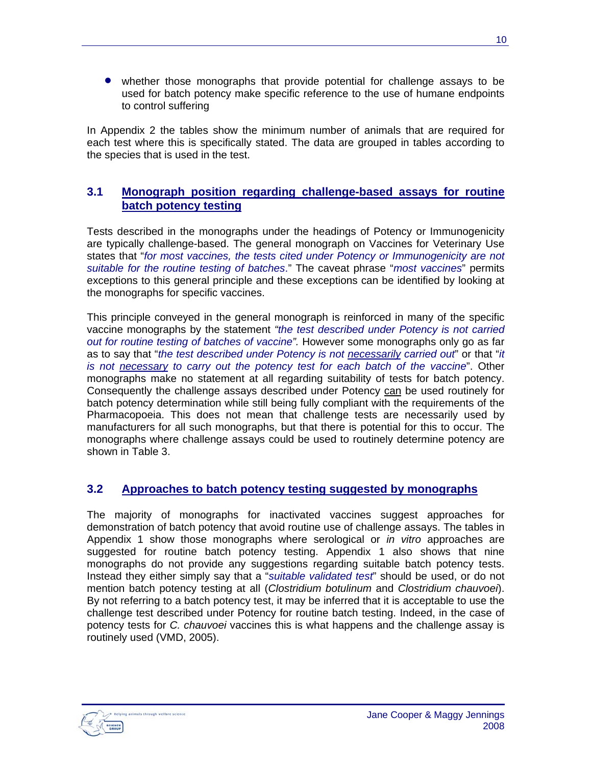- whether those monographs that provide potential for challenge assays to be used for batch potency make specific reference to the use of humane endpoints to control suffering

In Appendix 2 the tables show the minimum number of animals that are required for each test where this is specifically stated. The data are grouped in tables according to the species that is used in the test.

### 3.1 Monograph position regarding challenge-based assays for routine batch potency testing

Tests described in the monographs under the headings of Potency or Immunogenicity are typically challenge-based. The general monograph on Vaccines for Veterinary Use states that "*for most vaccines, the tests cited under Potency or Immunogenicity are not suitable for the routine testing of batches*." The caveat phrase "*most vaccines*" permits exceptions to this general principle and these exceptions can be identified by looking at the monographs for specific vaccines.

This principle conveyed in the general monograph is reinforced in many of the specific vaccine monographs by the statement *"the test described under Potency is not carried out for routine testing of batches of vaccine".* However some monographs only go as far as to say that "*the test described under Potency is not <u>necessarily</u> carried out*" or that "*it is not <u>necessary</u> to carry out the potency test for each batch of the vaccine*". Other monographs make no statement at all regarding suitability of tests for batch potency. Consequently the challenge assays described under Potency <u>can</u> be used routinely for batch potency determination while still being fully compliant with the requirements of the Pharmacopoeia. This does not mean that challenge tests are necessarily used by manufacturers for all such monographs, but that there is potential for this to occur. The monographs where challenge assays could be used to routinely determine potency are shown in Table 3.

### 3.2 Approaches to batch potency testing suggested by monographs

The majority of monographs for inactivated vaccines suggest approaches for demonstration of batch potency that avoid routine use of challenge assays. The tables in Appendix 1 show those monographs where serological or *in vitro* approaches are suggested for routine batch potency testing. Appendix 1 also shows that nine monographs do not provide any suggestions regarding suitable batch potency tests. Instead they either simply say that a "*suitable validated test*" should be used, or do not mention batch potency testing at all (*Clostridium botulinum* and *Clostridium chauvoei*). By not referring to a batch potency test, it may be inferred that it is acceptable to use the challenge test described under Potency for routine batch testing. Indeed, in the case of potency tests for *C. chauvoei* vaccines this is what happens and the challenge assay is routinely used (VMD, 2005).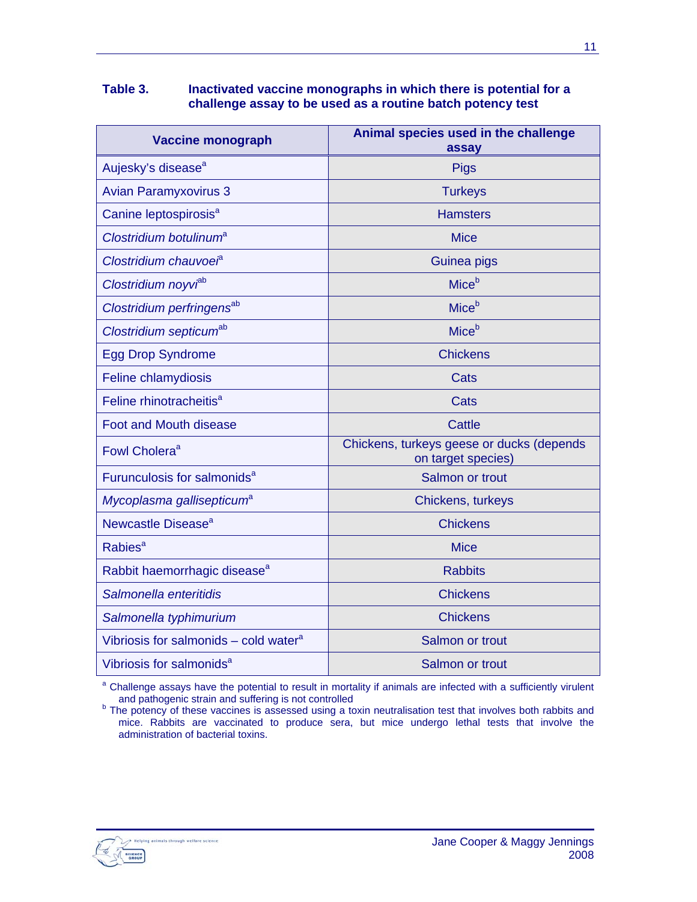**Table 3. Inactivated vaccine monographs in which there is potential for a challenge assay to be used as a routine batch potency test**

| Vaccine monograph | Animal species used in the challenge assay |
|---|---|
| Aujesky's disease[a] | Pigs |
| Avian Paramyxovirus 3 | Turkeys |
| Canine leptospirosis[a] | Hamsters |
| *Clostridium botulinum*[a] | Mice |
| *Clostridium chauvoei*[a] | Guinea pigs |
| *Clostridium noyvi*[ab] | Mice[b] |
| *Clostridium perfringens*[ab] | Mice[b] |
| *Clostridium septicum*[ab] | Mice[b] |
| Egg Drop Syndrome | Chickens |
| Feline chlamydiosis | Cats |
| Feline rhinotracheitis[a] | Cats |
| Foot and Mouth disease | Cattle |
| Fowl Cholera[a] | Chickens, turkeys geese or ducks (depends on target species) |
| Furunculosis for salmonids[a] | Salmon or trout |
| *Mycoplasma gallisepticum*[a] | Chickens, turkeys |
| Newcastle Disease[a] | Chickens |
| Rabies[a] | Mice |
| Rabbit haemorrhagic disease[a] | Rabbits |
| *Salmonella enteritidis* | Chickens |
| *Salmonella typhimurium* | Chickens |
| Vibriosis for salmonids – cold water[a] | Salmon or trout |
| Vibriosis for salmonids[a] | Salmon or trout |

[a] Challenge assays have the potential to result in mortality if animals are infected with a sufficiently virulent and pathogenic strain and suffering is not controlled

[b] The potency of these vaccines is assessed using a toxin neutralisation test that involves both rabbits and mice. Rabbits are vaccinated to produce sera, but mice undergo lethal tests that involve the administration of bacterial toxins.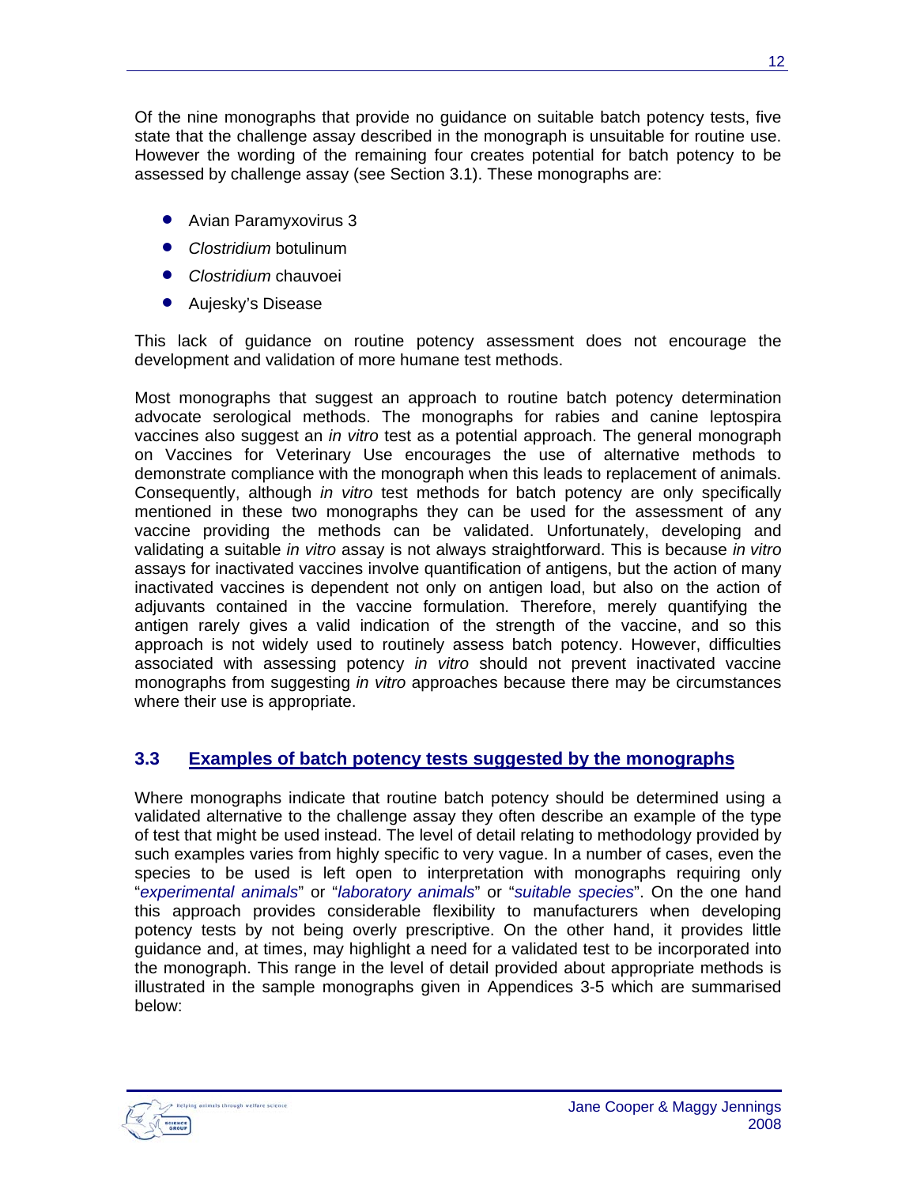Of the nine monographs that provide no guidance on suitable batch potency tests, five state that the challenge assay described in the monograph is unsuitable for routine use. However the wording of the remaining four creates potential for batch potency to be assessed by challenge assay (see Section 3.1). These monographs are:

- Avian Paramyxovirus 3
- *Clostridium* botulinum
- *Clostridium* chauvoei
- Aujesky's Disease

This lack of guidance on routine potency assessment does not encourage the development and validation of more humane test methods.

Most monographs that suggest an approach to routine batch potency determination advocate serological methods. The monographs for rabies and canine leptospira vaccines also suggest an *in vitro* test as a potential approach. The general monograph on Vaccines for Veterinary Use encourages the use of alternative methods to demonstrate compliance with the monograph when this leads to replacement of animals. Consequently, although *in vitro* test methods for batch potency are only specifically mentioned in these two monographs they can be used for the assessment of any vaccine providing the methods can be validated. Unfortunately, developing and validating a suitable *in vitro* assay is not always straightforward. This is because *in vitro* assays for inactivated vaccines involve quantification of antigens, but the action of many inactivated vaccines is dependent not only on antigen load, but also on the action of adjuvants contained in the vaccine formulation. Therefore, merely quantifying the antigen rarely gives a valid indication of the strength of the vaccine, and so this approach is not widely used to routinely assess batch potency. However, difficulties associated with assessing potency *in vitro* should not prevent inactivated vaccine monographs from suggesting *in vitro* approaches because there may be circumstances where their use is appropriate.

## 3.3 Examples of batch potency tests suggested by the monographs

Where monographs indicate that routine batch potency should be determined using a validated alternative to the challenge assay they often describe an example of the type of test that might be used instead. The level of detail relating to methodology provided by such examples varies from highly specific to very vague. In a number of cases, even the species to be used is left open to interpretation with monographs requiring only "*experimental animals*" or "*laboratory animals*" or "*suitable species*". On the one hand this approach provides considerable flexibility to manufacturers when developing potency tests by not being overly prescriptive. On the other hand, it provides little guidance and, at times, may highlight a need for a validated test to be incorporated into the monograph. This range in the level of detail provided about appropriate methods is illustrated in the sample monographs given in Appendices 3-5 which are summarised below: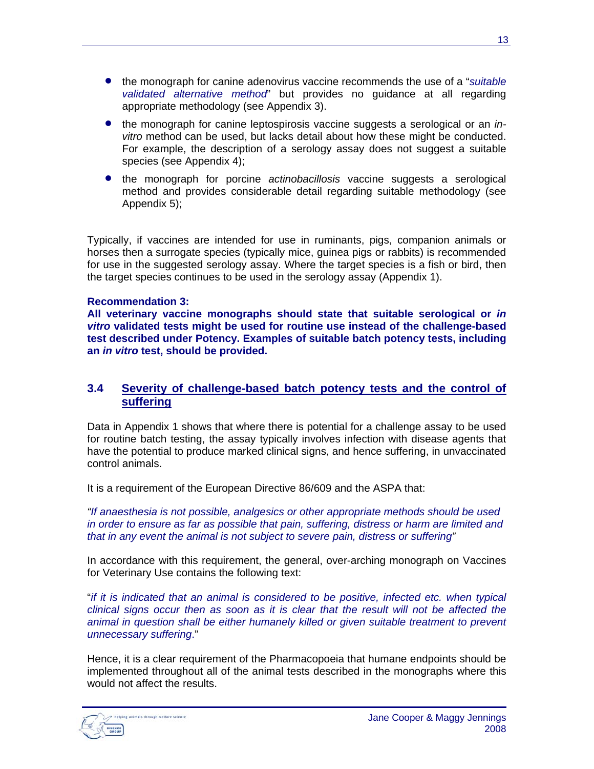- the monograph for canine adenovirus vaccine recommends the use of a "*suitable validated alternative method*" but provides no guidance at all regarding appropriate methodology (see Appendix 3).
- the monograph for canine leptospirosis vaccine suggests a serological or an *in-vitro* method can be used, but lacks detail about how these might be conducted. For example, the description of a serology assay does not suggest a suitable species (see Appendix 4);
- the monograph for porcine *actinobacillosis* vaccine suggests a serological method and provides considerable detail regarding suitable methodology (see Appendix 5);

Typically, if vaccines are intended for use in ruminants, pigs, companion animals or horses then a surrogate species (typically mice, guinea pigs or rabbits) is recommended for use in the suggested serology assay. Where the target species is a fish or bird, then the target species continues to be used in the serology assay (Appendix 1).

**Recommendation 3:**
**All veterinary vaccine monographs should state that suitable serological or *in vitro* validated tests might be used for routine use instead of the challenge-based test described under Potency. Examples of suitable batch potency tests, including an *in vitro* test, should be provided.**

## 3.4 Severity of challenge-based batch potency tests and the control of suffering

Data in Appendix 1 shows that where there is potential for a challenge assay to be used for routine batch testing, the assay typically involves infection with disease agents that have the potential to produce marked clinical signs, and hence suffering, in unvaccinated control animals.

It is a requirement of the European Directive 86/609 and the ASPA that:

*"If anaesthesia is not possible, analgesics or other appropriate methods should be used in order to ensure as far as possible that pain, suffering, distress or harm are limited and that in any event the animal is not subject to severe pain, distress or suffering"*

In accordance with this requirement, the general, over-arching monograph on Vaccines for Veterinary Use contains the following text:

"*if it is indicated that an animal is considered to be positive, infected etc. when typical clinical signs occur then as soon as it is clear that the result will not be affected the animal in question shall be either humanely killed or given suitable treatment to prevent unnecessary suffering*."

Hence, it is a clear requirement of the Pharmacopoeia that humane endpoints should be implemented throughout all of the animal tests described in the monographs where this would not affect the results.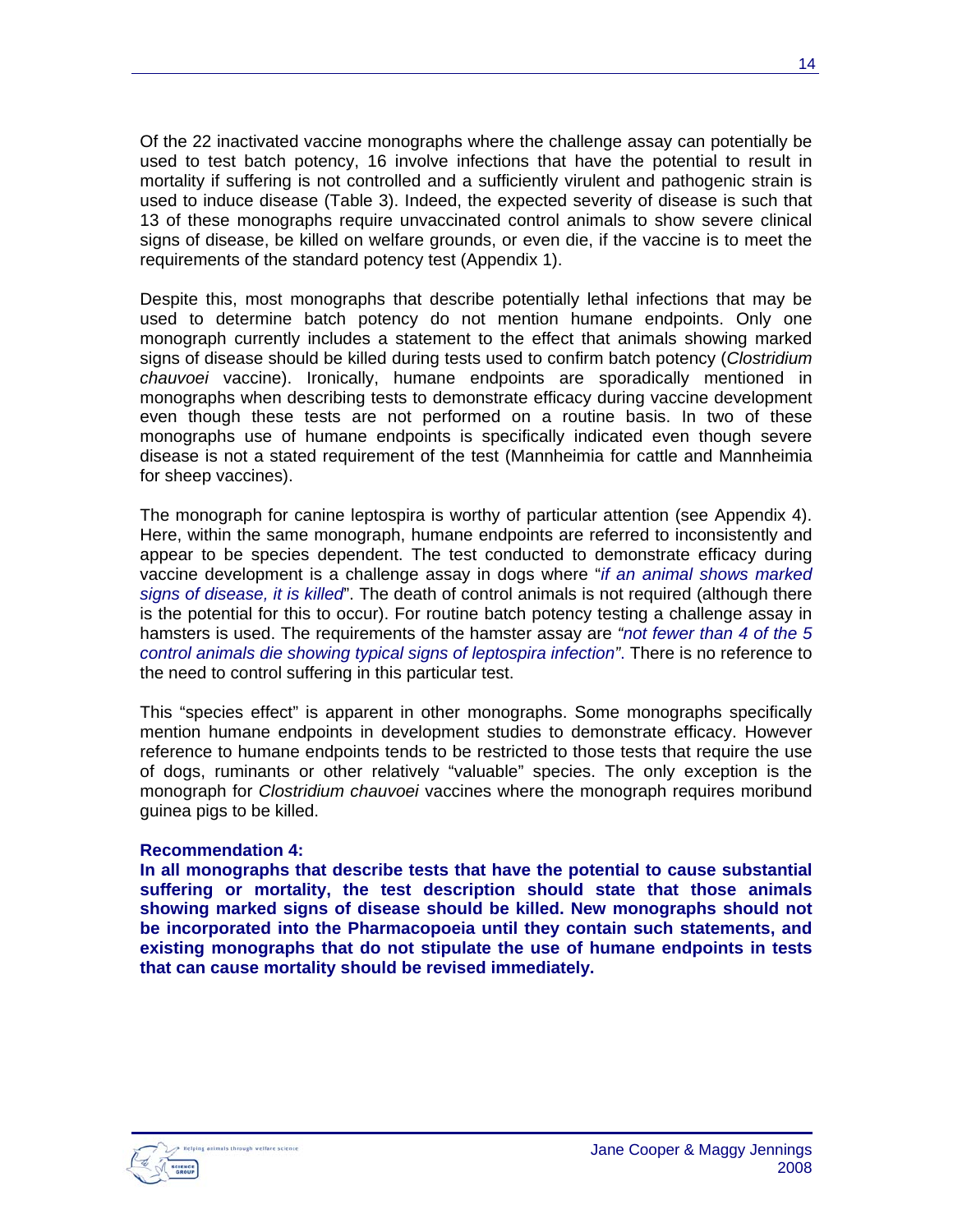Of the 22 inactivated vaccine monographs where the challenge assay can potentially be used to test batch potency, 16 involve infections that have the potential to result in mortality if suffering is not controlled and a sufficiently virulent and pathogenic strain is used to induce disease (Table 3). Indeed, the expected severity of disease is such that 13 of these monographs require unvaccinated control animals to show severe clinical signs of disease, be killed on welfare grounds, or even die, if the vaccine is to meet the requirements of the standard potency test (Appendix 1).

Despite this, most monographs that describe potentially lethal infections that may be used to determine batch potency do not mention humane endpoints. Only one monograph currently includes a statement to the effect that animals showing marked signs of disease should be killed during tests used to confirm batch potency (*Clostridium chauvoei* vaccine). Ironically, humane endpoints are sporadically mentioned in monographs when describing tests to demonstrate efficacy during vaccine development even though these tests are not performed on a routine basis. In two of these monographs use of humane endpoints is specifically indicated even though severe disease is not a stated requirement of the test (Mannheimia for cattle and Mannheimia for sheep vaccines).

The monograph for canine leptospira is worthy of particular attention (see Appendix 4). Here, within the same monograph, humane endpoints are referred to inconsistently and appear to be species dependent. The test conducted to demonstrate efficacy during vaccine development is a challenge assay in dogs where "*if an animal shows marked signs of disease, it is killed*". The death of control animals is not required (although there is the potential for this to occur). For routine batch potency testing a challenge assay in hamsters is used. The requirements of the hamster assay are *"not fewer than 4 of the 5 control animals die showing typical signs of leptospira infection"*. There is no reference to the need to control suffering in this particular test.

This "species effect" is apparent in other monographs. Some monographs specifically mention humane endpoints in development studies to demonstrate efficacy. However reference to humane endpoints tends to be restricted to those tests that require the use of dogs, ruminants or other relatively "valuable" species. The only exception is the monograph for *Clostridium chauvoei* vaccines where the monograph requires moribund guinea pigs to be killed.

**Recommendation 4:**
**In all monographs that describe tests that have the potential to cause substantial suffering or mortality, the test description should state that those animals showing marked signs of disease should be killed. New monographs should not be incorporated into the Pharmacopoeia until they contain such statements, and existing monographs that do not stipulate the use of humane endpoints in tests that can cause mortality should be revised immediately.**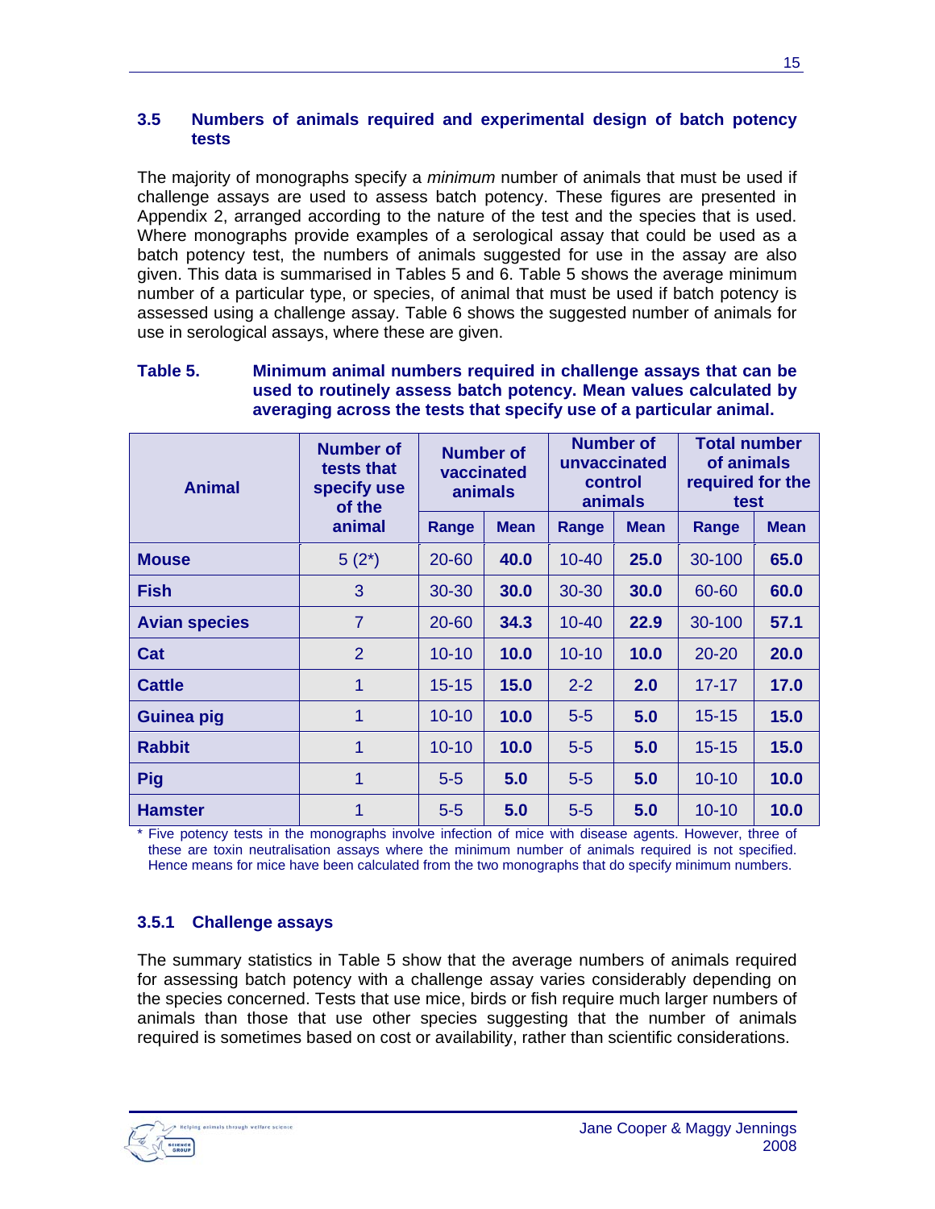### 3.5 Numbers of animals required and experimental design of batch potency tests

The majority of monographs specify a *minimum* number of animals that must be used if challenge assays are used to assess batch potency. These figures are presented in Appendix 2, arranged according to the nature of the test and the species that is used. Where monographs provide examples of a serological assay that could be used as a batch potency test, the numbers of animals suggested for use in the assay are also given. This data is summarised in Tables 5 and 6. Table 5 shows the average minimum number of a particular type, or species, of animal that must be used if batch potency is assessed using a challenge assay. Table 6 shows the suggested number of animals for use in serological assays, where these are given.

**Table 5. Minimum animal numbers required in challenge assays that can be used to routinely assess batch potency. Mean values calculated by averaging across the tests that specify use of a particular animal.**

| Animal | Number of tests that specify use of the animal | Number of vaccinated animals | | Number of unvaccinated control animals | | Total number of animals required for the test | |
|---|---|---|---|---|---|---|---|
| | | Range | Mean | Range | Mean | Range | Mean |
| **Mouse** | 5 (2*) | 20-60 | **40.0** | 10-40 | **25.0** | 30-100 | **65.0** |
| **Fish** | 3 | 30-30 | **30.0** | 30-30 | **30.0** | 60-60 | **60.0** |
| **Avian species** | 7 | 20-60 | **34.3** | 10-40 | **22.9** | 30-100 | **57.1** |
| **Cat** | 2 | 10-10 | **10.0** | 10-10 | **10.0** | 20-20 | **20.0** |
| **Cattle** | 1 | 15-15 | **15.0** | 2-2 | **2.0** | 17-17 | **17.0** |
| **Guinea pig** | 1 | 10-10 | **10.0** | 5-5 | **5.0** | 15-15 | **15.0** |
| **Rabbit** | 1 | 10-10 | **10.0** | 5-5 | **5.0** | 15-15 | **15.0** |
| **Pig** | 1 | 5-5 | **5.0** | 5-5 | **5.0** | 10-10 | **10.0** |
| **Hamster** | 1 | 5-5 | **5.0** | 5-5 | **5.0** | 10-10 | **10.0** |

\* Five potency tests in the monographs involve infection of mice with disease agents. However, three of these are toxin neutralisation assays where the minimum number of animals required is not specified. Hence means for mice have been calculated from the two monographs that do specify minimum numbers.

#### 3.5.1 Challenge assays

The summary statistics in Table 5 show that the average numbers of animals required for assessing batch potency with a challenge assay varies considerably depending on the species concerned. Tests that use mice, birds or fish require much larger numbers of animals than those that use other species suggesting that the number of animals required is sometimes based on cost or availability, rather than scientific considerations.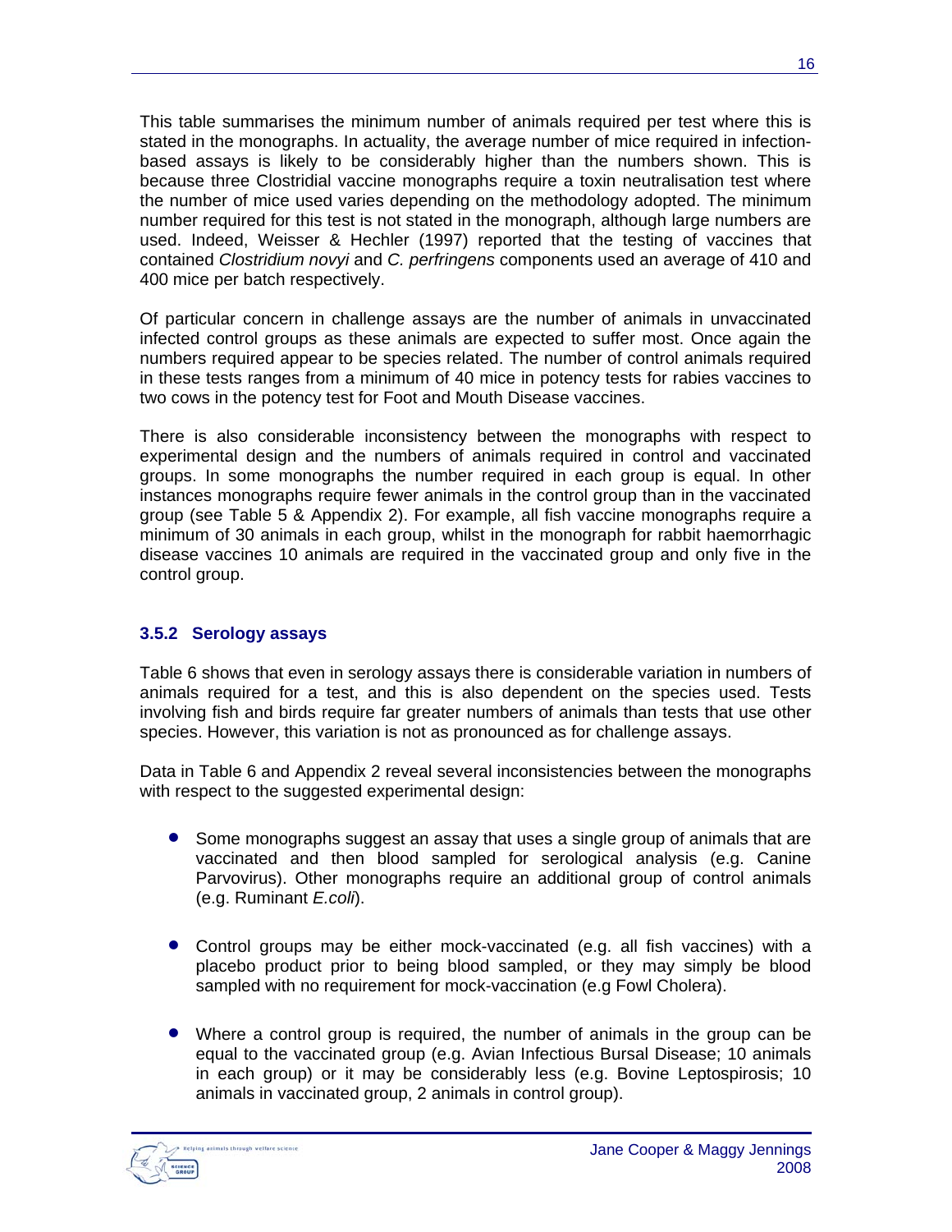This table summarises the minimum number of animals required per test where this is stated in the monographs. In actuality, the average number of mice required in infection-based assays is likely to be considerably higher than the numbers shown. This is because three Clostridial vaccine monographs require a toxin neutralisation test where the number of mice used varies depending on the methodology adopted. The minimum number required for this test is not stated in the monograph, although large numbers are used. Indeed, Weisser & Hechler (1997) reported that the testing of vaccines that contained *Clostridium novyi* and *C. perfringens* components used an average of 410 and 400 mice per batch respectively.

Of particular concern in challenge assays are the number of animals in unvaccinated infected control groups as these animals are expected to suffer most. Once again the numbers required appear to be species related. The number of control animals required in these tests ranges from a minimum of 40 mice in potency tests for rabies vaccines to two cows in the potency test for Foot and Mouth Disease vaccines.

There is also considerable inconsistency between the monographs with respect to experimental design and the numbers of animals required in control and vaccinated groups. In some monographs the number required in each group is equal. In other instances monographs require fewer animals in the control group than in the vaccinated group (see Table 5 & Appendix 2). For example, all fish vaccine monographs require a minimum of 30 animals in each group, whilst in the monograph for rabbit haemorrhagic disease vaccines 10 animals are required in the vaccinated group and only five in the control group.

### 3.5.2 Serology assays

Table 6 shows that even in serology assays there is considerable variation in numbers of animals required for a test, and this is also dependent on the species used. Tests involving fish and birds require far greater numbers of animals than tests that use other species. However, this variation is not as pronounced as for challenge assays.

Data in Table 6 and Appendix 2 reveal several inconsistencies between the monographs with respect to the suggested experimental design:

- Some monographs suggest an assay that uses a single group of animals that are vaccinated and then blood sampled for serological analysis (e.g. Canine Parvovirus). Other monographs require an additional group of control animals (e.g. Ruminant *E.coli*).
- Control groups may be either mock-vaccinated (e.g. all fish vaccines) with a placebo product prior to being blood sampled, or they may simply be blood sampled with no requirement for mock-vaccination (e.g Fowl Cholera).
- Where a control group is required, the number of animals in the group can be equal to the vaccinated group (e.g. Avian Infectious Bursal Disease; 10 animals in each group) or it may be considerably less (e.g. Bovine Leptospirosis; 10 animals in vaccinated group, 2 animals in control group).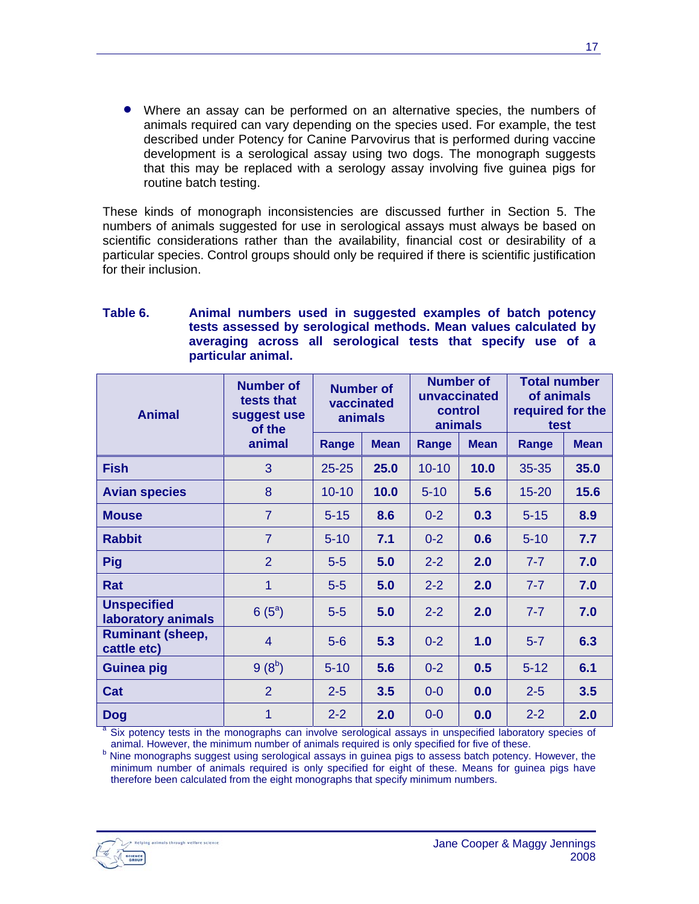- Where an assay can be performed on an alternative species, the numbers of animals required can vary depending on the species used. For example, the test described under Potency for Canine Parvovirus that is performed during vaccine development is a serological assay using two dogs. The monograph suggests that this may be replaced with a serology assay involving five guinea pigs for routine batch testing.

These kinds of monograph inconsistencies are discussed further in Section 5. The numbers of animals suggested for use in serological assays must always be based on scientific considerations rather than the availability, financial cost or desirability of a particular species. Control groups should only be required if there is scientific justification for their inclusion.

**Table 6. Animal numbers used in suggested examples of batch potency tests assessed by serological methods. Mean values calculated by averaging across all serological tests that specify use of a particular animal.**

| Animal | Number of tests that suggest use of the animal | Number of vaccinated animals | | Number of unvaccinated control animals | | Total number of animals required for the test | |
|---|---|---|---|---|---|---|---|
| | | Range | Mean | Range | Mean | Range | Mean |
| **Fish** | 3 | 25-25 | **25.0** | 10-10 | **10.0** | 35-35 | **35.0** |
| **Avian species** | 8 | 10-10 | **10.0** | 5-10 | **5.6** | 15-20 | **15.6** |
| **Mouse** | 7 | 5-15 | **8.6** | 0-2 | **0.3** | 5-15 | **8.9** |
| **Rabbit** | 7 | 5-10 | **7.1** | 0-2 | **0.6** | 5-10 | **7.7** |
| **Pig** | 2 | 5-5 | **5.0** | 2-2 | **2.0** | 7-7 | **7.0** |
| **Rat** | 1 | 5-5 | **5.0** | 2-2 | **2.0** | 7-7 | **7.0** |
| **Unspecified laboratory animals** | 6 (5[a]) | 5-5 | **5.0** | 2-2 | **2.0** | 7-7 | **7.0** |
| **Ruminant (sheep, cattle etc)** | 4 | 5-6 | **5.3** | 0-2 | **1.0** | 5-7 | **6.3** |
| **Guinea pig** | 9 (8[b]) | 5-10 | **5.6** | 0-2 | **0.5** | 5-12 | **6.1** |
| **Cat** | 2 | 2-5 | **3.5** | 0-0 | **0.0** | 2-5 | **3.5** |
| **Dog** | 1 | 2-2 | **2.0** | 0-0 | **0.0** | 2-2 | **2.0** |

[a] Six potency tests in the monographs can involve serological assays in unspecified laboratory species of animal. However, the minimum number of animals required is only specified for five of these.

[b] Nine monographs suggest using serological assays in guinea pigs to assess batch potency. However, the minimum number of animals required is only specified for eight of these. Means for guinea pigs have therefore been calculated from the eight monographs that specify minimum numbers.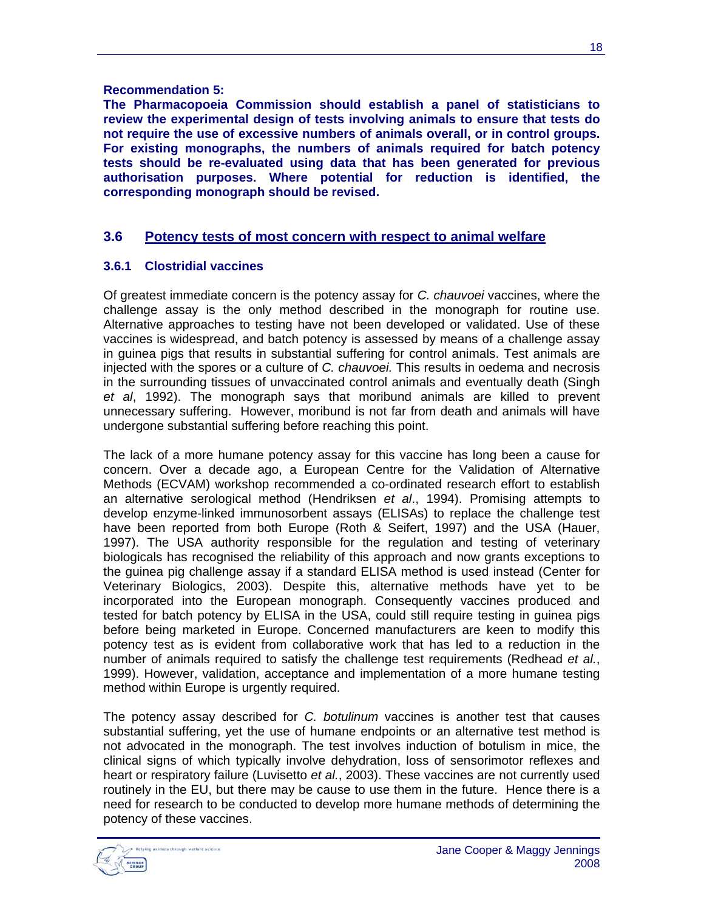**Recommendation 5:**

**The Pharmacopoeia Commission should establish a panel of statisticians to review the experimental design of tests involving animals to ensure that tests do not require the use of excessive numbers of animals overall, or in control groups. For existing monographs, the numbers of animals required for batch potency tests should be re-evaluated using data that has been generated for previous authorisation purposes. Where potential for reduction is identified, the corresponding monograph should be revised.**

## 3.6 Potency tests of most concern with respect to animal welfare

### 3.6.1 Clostridial vaccines

Of greatest immediate concern is the potency assay for *C. chauvoei* vaccines, where the challenge assay is the only method described in the monograph for routine use. Alternative approaches to testing have not been developed or validated. Use of these vaccines is widespread, and batch potency is assessed by means of a challenge assay in guinea pigs that results in substantial suffering for control animals. Test animals are injected with the spores or a culture of *C. chauvoei.* This results in oedema and necrosis in the surrounding tissues of unvaccinated control animals and eventually death (Singh *et al*, 1992). The monograph says that moribund animals are killed to prevent unnecessary suffering. However, moribund is not far from death and animals will have undergone substantial suffering before reaching this point.

The lack of a more humane potency assay for this vaccine has long been a cause for concern. Over a decade ago, a European Centre for the Validation of Alternative Methods (ECVAM) workshop recommended a co-ordinated research effort to establish an alternative serological method (Hendriksen *et al*., 1994). Promising attempts to develop enzyme-linked immunosorbent assays (ELISAs) to replace the challenge test have been reported from both Europe (Roth & Seifert, 1997) and the USA (Hauer, 1997). The USA authority responsible for the regulation and testing of veterinary biologicals has recognised the reliability of this approach and now grants exceptions to the guinea pig challenge assay if a standard ELISA method is used instead (Center for Veterinary Biologics, 2003). Despite this, alternative methods have yet to be incorporated into the European monograph. Consequently vaccines produced and tested for batch potency by ELISA in the USA, could still require testing in guinea pigs before being marketed in Europe. Concerned manufacturers are keen to modify this potency test as is evident from collaborative work that has led to a reduction in the number of animals required to satisfy the challenge test requirements (Redhead *et al.*, 1999). However, validation, acceptance and implementation of a more humane testing method within Europe is urgently required.

The potency assay described for *C. botulinum* vaccines is another test that causes substantial suffering, yet the use of humane endpoints or an alternative test method is not advocated in the monograph. The test involves induction of botulism in mice, the clinical signs of which typically involve dehydration, loss of sensorimotor reflexes and heart or respiratory failure (Luvisetto *et al.*, 2003). These vaccines are not currently used routinely in the EU, but there may be cause to use them in the future. Hence there is a need for research to be conducted to develop more humane methods of determining the potency of these vaccines.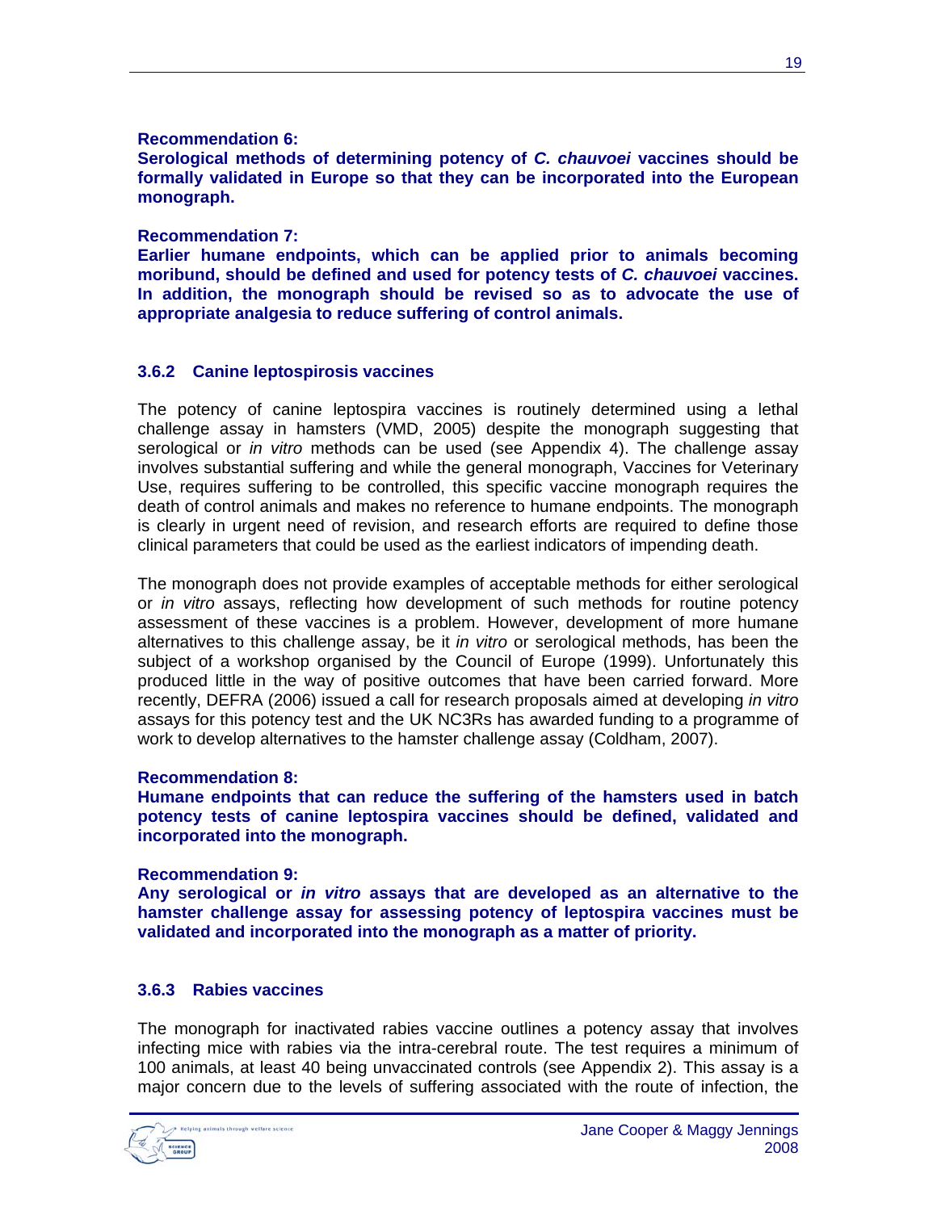**Recommendation 6:**
**Serological methods of determining potency of *C. chauvoei* vaccines should be formally validated in Europe so that they can be incorporated into the European monograph.**

**Recommendation 7:**
**Earlier humane endpoints, which can be applied prior to animals becoming moribund, should be defined and used for potency tests of *C. chauvoei* vaccines. In addition, the monograph should be revised so as to advocate the use of appropriate analgesia to reduce suffering of control animals.**

### 3.6.2 Canine leptospirosis vaccines

The potency of canine leptospira vaccines is routinely determined using a lethal challenge assay in hamsters (VMD, 2005) despite the monograph suggesting that serological or *in vitro* methods can be used (see Appendix 4). The challenge assay involves substantial suffering and while the general monograph, Vaccines for Veterinary Use, requires suffering to be controlled, this specific vaccine monograph requires the death of control animals and makes no reference to humane endpoints. The monograph is clearly in urgent need of revision, and research efforts are required to define those clinical parameters that could be used as the earliest indicators of impending death.

The monograph does not provide examples of acceptable methods for either serological or *in vitro* assays, reflecting how development of such methods for routine potency assessment of these vaccines is a problem. However, development of more humane alternatives to this challenge assay, be it *in vitro* or serological methods, has been the subject of a workshop organised by the Council of Europe (1999). Unfortunately this produced little in the way of positive outcomes that have been carried forward. More recently, DEFRA (2006) issued a call for research proposals aimed at developing *in vitro* assays for this potency test and the UK NC3Rs has awarded funding to a programme of work to develop alternatives to the hamster challenge assay (Coldham, 2007).

**Recommendation 8:**
**Humane endpoints that can reduce the suffering of the hamsters used in batch potency tests of canine leptospira vaccines should be defined, validated and incorporated into the monograph.**

**Recommendation 9:**
**Any serological or *in vitro* assays that are developed as an alternative to the hamster challenge assay for assessing potency of leptospira vaccines must be validated and incorporated into the monograph as a matter of priority.**

### 3.6.3 Rabies vaccines

The monograph for inactivated rabies vaccine outlines a potency assay that involves infecting mice with rabies via the intra-cerebral route. The test requires a minimum of 100 animals, at least 40 being unvaccinated controls (see Appendix 2). This assay is a major concern due to the levels of suffering associated with the route of infection, the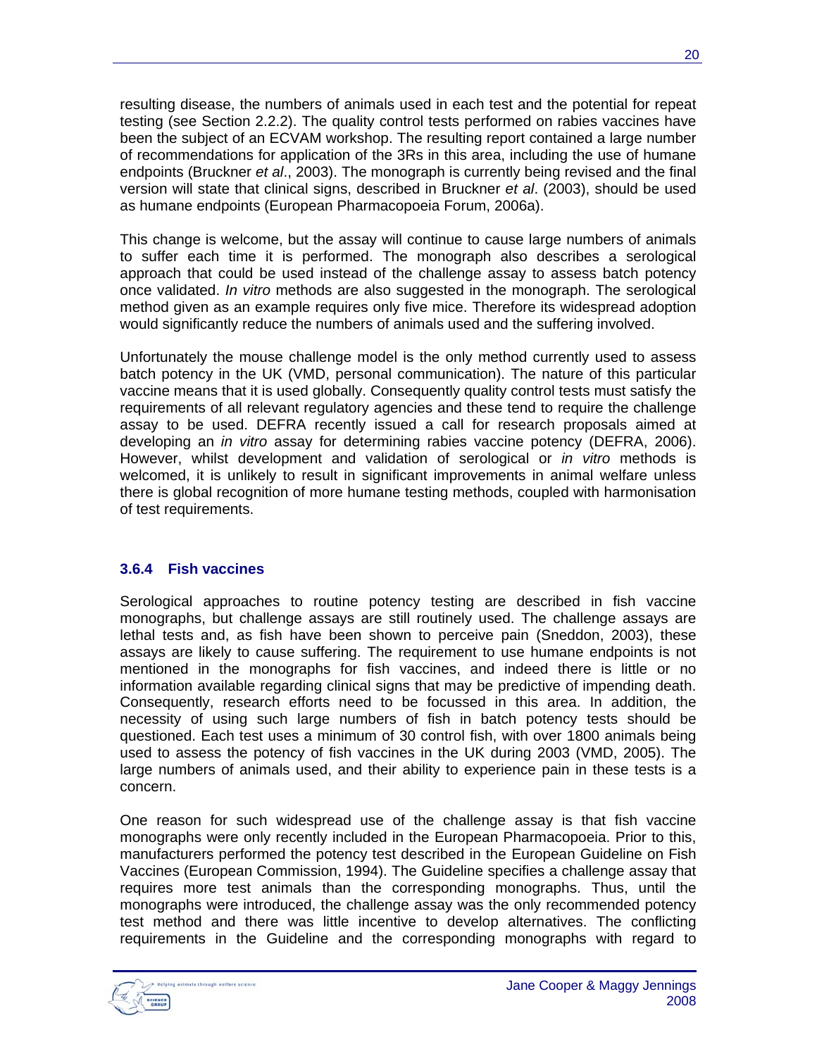resulting disease, the numbers of animals used in each test and the potential for repeat testing (see Section 2.2.2). The quality control tests performed on rabies vaccines have been the subject of an ECVAM workshop. The resulting report contained a large number of recommendations for application of the 3Rs in this area, including the use of humane endpoints (Bruckner *et al*., 2003). The monograph is currently being revised and the final version will state that clinical signs, described in Bruckner *et al*. (2003), should be used as humane endpoints (European Pharmacopoeia Forum, 2006a).

This change is welcome, but the assay will continue to cause large numbers of animals to suffer each time it is performed. The monograph also describes a serological approach that could be used instead of the challenge assay to assess batch potency once validated. *In vitro* methods are also suggested in the monograph. The serological method given as an example requires only five mice. Therefore its widespread adoption would significantly reduce the numbers of animals used and the suffering involved.

Unfortunately the mouse challenge model is the only method currently used to assess batch potency in the UK (VMD, personal communication). The nature of this particular vaccine means that it is used globally. Consequently quality control tests must satisfy the requirements of all relevant regulatory agencies and these tend to require the challenge assay to be used. DEFRA recently issued a call for research proposals aimed at developing an *in vitro* assay for determining rabies vaccine potency (DEFRA, 2006). However, whilst development and validation of serological or *in vitro* methods is welcomed, it is unlikely to result in significant improvements in animal welfare unless there is global recognition of more humane testing methods, coupled with harmonisation of test requirements.

### 3.6.4 Fish vaccines

Serological approaches to routine potency testing are described in fish vaccine monographs, but challenge assays are still routinely used. The challenge assays are lethal tests and, as fish have been shown to perceive pain (Sneddon, 2003), these assays are likely to cause suffering. The requirement to use humane endpoints is not mentioned in the monographs for fish vaccines, and indeed there is little or no information available regarding clinical signs that may be predictive of impending death. Consequently, research efforts need to be focussed in this area. In addition, the necessity of using such large numbers of fish in batch potency tests should be questioned. Each test uses a minimum of 30 control fish, with over 1800 animals being used to assess the potency of fish vaccines in the UK during 2003 (VMD, 2005). The large numbers of animals used, and their ability to experience pain in these tests is a concern.

One reason for such widespread use of the challenge assay is that fish vaccine monographs were only recently included in the European Pharmacopoeia. Prior to this, manufacturers performed the potency test described in the European Guideline on Fish Vaccines (European Commission, 1994). The Guideline specifies a challenge assay that requires more test animals than the corresponding monographs. Thus, until the monographs were introduced, the challenge assay was the only recommended potency test method and there was little incentive to develop alternatives. The conflicting requirements in the Guideline and the corresponding monographs with regard to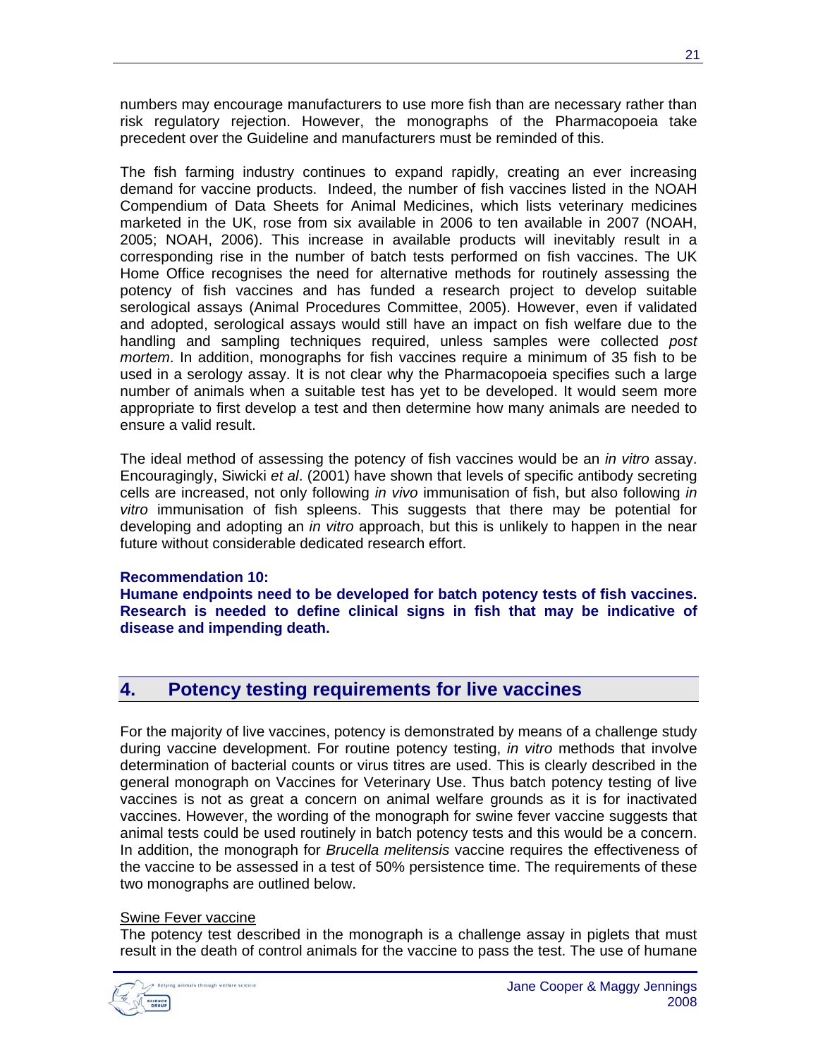numbers may encourage manufacturers to use more fish than are necessary rather than risk regulatory rejection. However, the monographs of the Pharmacopoeia take precedent over the Guideline and manufacturers must be reminded of this.

The fish farming industry continues to expand rapidly, creating an ever increasing demand for vaccine products. Indeed, the number of fish vaccines listed in the NOAH Compendium of Data Sheets for Animal Medicines, which lists veterinary medicines marketed in the UK, rose from six available in 2006 to ten available in 2007 (NOAH, 2005; NOAH, 2006). This increase in available products will inevitably result in a corresponding rise in the number of batch tests performed on fish vaccines. The UK Home Office recognises the need for alternative methods for routinely assessing the potency of fish vaccines and has funded a research project to develop suitable serological assays (Animal Procedures Committee, 2005). However, even if validated and adopted, serological assays would still have an impact on fish welfare due to the handling and sampling techniques required, unless samples were collected *post mortem*. In addition, monographs for fish vaccines require a minimum of 35 fish to be used in a serology assay. It is not clear why the Pharmacopoeia specifies such a large number of animals when a suitable test has yet to be developed. It would seem more appropriate to first develop a test and then determine how many animals are needed to ensure a valid result.

The ideal method of assessing the potency of fish vaccines would be an *in vitro* assay. Encouragingly, Siwicki *et al*. (2001) have shown that levels of specific antibody secreting cells are increased, not only following *in vivo* immunisation of fish, but also following *in vitro* immunisation of fish spleens. This suggests that there may be potential for developing and adopting an *in vitro* approach, but this is unlikely to happen in the near future without considerable dedicated research effort.

**Recommendation 10:**
**Humane endpoints need to be developed for batch potency tests of fish vaccines. Research is needed to define clinical signs in fish that may be indicative of disease and impending death.**

## 4. Potency testing requirements for live vaccines

For the majority of live vaccines, potency is demonstrated by means of a challenge study during vaccine development. For routine potency testing, *in vitro* methods that involve determination of bacterial counts or virus titres are used. This is clearly described in the general monograph on Vaccines for Veterinary Use. Thus batch potency testing of live vaccines is not as great a concern on animal welfare grounds as it is for inactivated vaccines. However, the wording of the monograph for swine fever vaccine suggests that animal tests could be used routinely in batch potency tests and this would be a concern. In addition, the monograph for *Brucella melitensis* vaccine requires the effectiveness of the vaccine to be assessed in a test of 50% persistence time. The requirements of these two monographs are outlined below.

Swine Fever vaccine

The potency test described in the monograph is a challenge assay in piglets that must result in the death of control animals for the vaccine to pass the test. The use of humane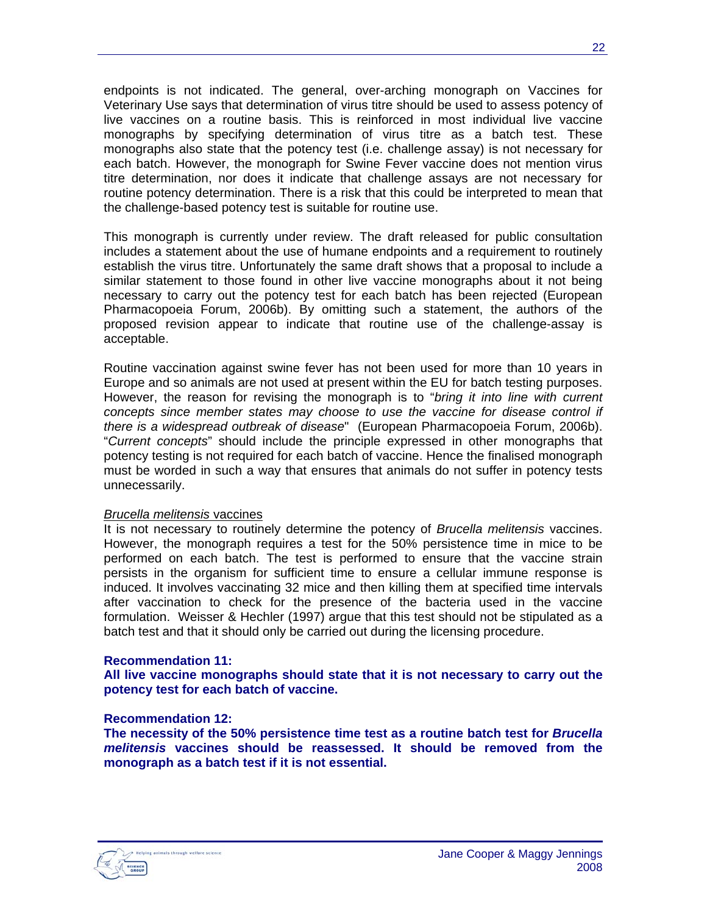endpoints is not indicated. The general, over-arching monograph on Vaccines for Veterinary Use says that determination of virus titre should be used to assess potency of live vaccines on a routine basis. This is reinforced in most individual live vaccine monographs by specifying determination of virus titre as a batch test. These monographs also state that the potency test (i.e. challenge assay) is not necessary for each batch. However, the monograph for Swine Fever vaccine does not mention virus titre determination, nor does it indicate that challenge assays are not necessary for routine potency determination. There is a risk that this could be interpreted to mean that the challenge-based potency test is suitable for routine use.

This monograph is currently under review. The draft released for public consultation includes a statement about the use of humane endpoints and a requirement to routinely establish the virus titre. Unfortunately the same draft shows that a proposal to include a similar statement to those found in other live vaccine monographs about it not being necessary to carry out the potency test for each batch has been rejected (European Pharmacopoeia Forum, 2006b). By omitting such a statement, the authors of the proposed revision appear to indicate that routine use of the challenge-assay is acceptable.

Routine vaccination against swine fever has not been used for more than 10 years in Europe and so animals are not used at present within the EU for batch testing purposes. However, the reason for revising the monograph is to "*bring it into line with current concepts since member states may choose to use the vaccine for disease control if there is a widespread outbreak of disease*" (European Pharmacopoeia Forum, 2006b). "*Current concepts*" should include the principle expressed in other monographs that potency testing is not required for each batch of vaccine. Hence the finalised monograph must be worded in such a way that ensures that animals do not suffer in potency tests unnecessarily.

*Brucella melitensis* vaccines

It is not necessary to routinely determine the potency of *Brucella melitensis* vaccines. However, the monograph requires a test for the 50% persistence time in mice to be performed on each batch. The test is performed to ensure that the vaccine strain persists in the organism for sufficient time to ensure a cellular immune response is induced. It involves vaccinating 32 mice and then killing them at specified time intervals after vaccination to check for the presence of the bacteria used in the vaccine formulation. Weisser & Hechler (1997) argue that this test should not be stipulated as a batch test and that it should only be carried out during the licensing procedure.

**Recommendation 11:**
**All live vaccine monographs should state that it is not necessary to carry out the potency test for each batch of vaccine.**

**Recommendation 12:**
**The necessity of the 50% persistence time test as a routine batch test for *Brucella melitensis* vaccines should be reassessed. It should be removed from the monograph as a batch test if it is not essential.**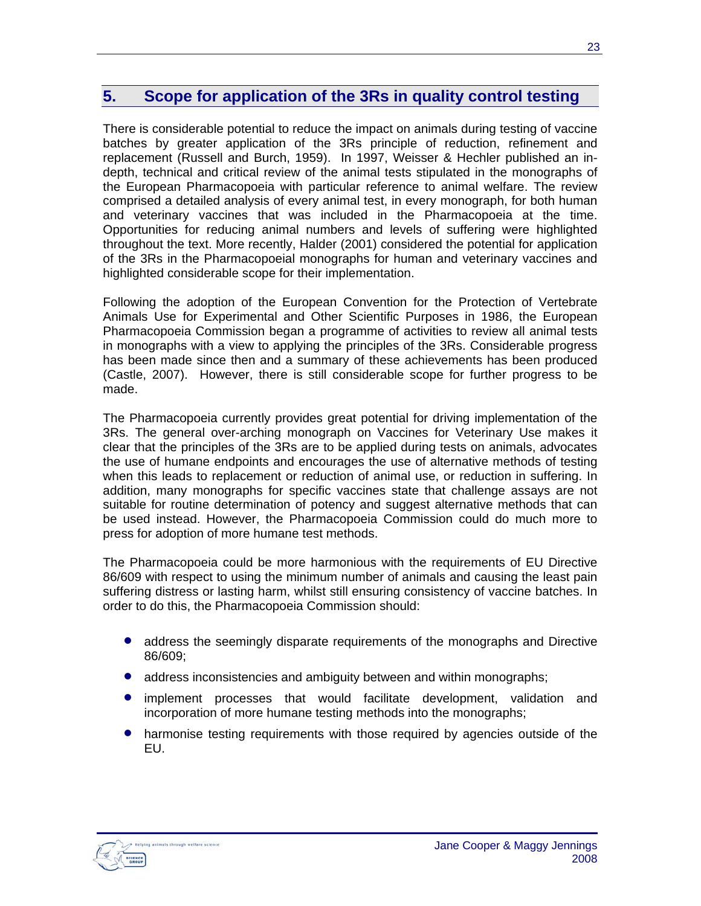## 5. Scope for application of the 3Rs in quality control testing

There is considerable potential to reduce the impact on animals during testing of vaccine batches by greater application of the 3Rs principle of reduction, refinement and replacement (Russell and Burch, 1959). In 1997, Weisser & Hechler published an in-depth, technical and critical review of the animal tests stipulated in the monographs of the European Pharmacopoeia with particular reference to animal welfare. The review comprised a detailed analysis of every animal test, in every monograph, for both human and veterinary vaccines that was included in the Pharmacopoeia at the time. Opportunities for reducing animal numbers and levels of suffering were highlighted throughout the text. More recently, Halder (2001) considered the potential for application of the 3Rs in the Pharmacopoeial monographs for human and veterinary vaccines and highlighted considerable scope for their implementation.

Following the adoption of the European Convention for the Protection of Vertebrate Animals Use for Experimental and Other Scientific Purposes in 1986, the European Pharmacopoeia Commission began a programme of activities to review all animal tests in monographs with a view to applying the principles of the 3Rs. Considerable progress has been made since then and a summary of these achievements has been produced (Castle, 2007). However, there is still considerable scope for further progress to be made.

The Pharmacopoeia currently provides great potential for driving implementation of the 3Rs. The general over-arching monograph on Vaccines for Veterinary Use makes it clear that the principles of the 3Rs are to be applied during tests on animals, advocates the use of humane endpoints and encourages the use of alternative methods of testing when this leads to replacement or reduction of animal use, or reduction in suffering. In addition, many monographs for specific vaccines state that challenge assays are not suitable for routine determination of potency and suggest alternative methods that can be used instead. However, the Pharmacopoeia Commission could do much more to press for adoption of more humane test methods.

The Pharmacopoeia could be more harmonious with the requirements of EU Directive 86/609 with respect to using the minimum number of animals and causing the least pain suffering distress or lasting harm, whilst still ensuring consistency of vaccine batches. In order to do this, the Pharmacopoeia Commission should:

- address the seemingly disparate requirements of the monographs and Directive 86/609;
- address inconsistencies and ambiguity between and within monographs;
- implement processes that would facilitate development, validation and incorporation of more humane testing methods into the monographs;
- harmonise testing requirements with those required by agencies outside of the EU.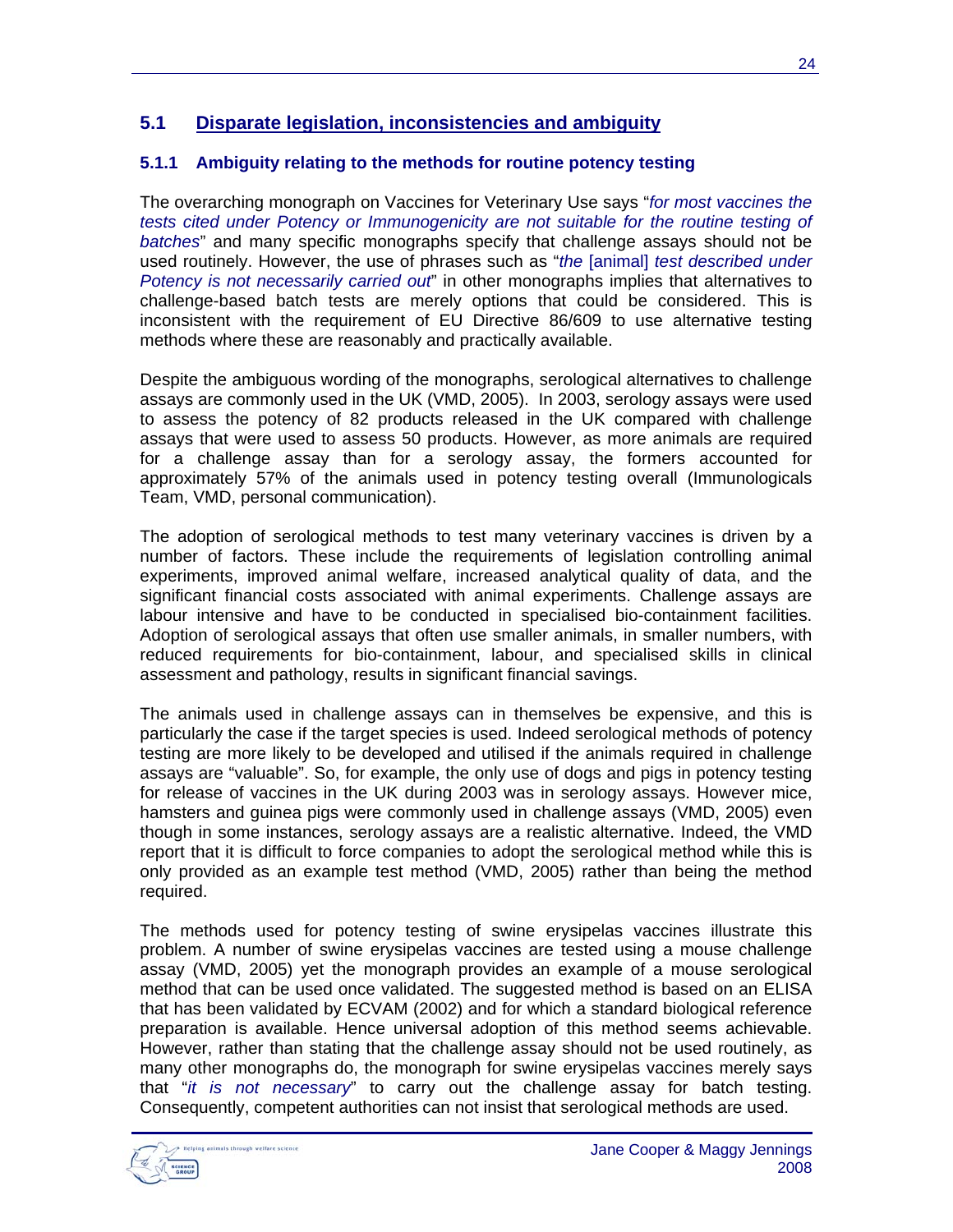## 5.1 Disparate legislation, inconsistencies and ambiguity

### 5.1.1 Ambiguity relating to the methods for routine potency testing

The overarching monograph on Vaccines for Veterinary Use says "*for most vaccines the tests cited under Potency or Immunogenicity are not suitable for the routine testing of batches*" and many specific monographs specify that challenge assays should not be used routinely. However, the use of phrases such as "*the* [animal] *test described under Potency is not necessarily carried out*" in other monographs implies that alternatives to challenge-based batch tests are merely options that could be considered. This is inconsistent with the requirement of EU Directive 86/609 to use alternative testing methods where these are reasonably and practically available.

Despite the ambiguous wording of the monographs, serological alternatives to challenge assays are commonly used in the UK (VMD, 2005). In 2003, serology assays were used to assess the potency of 82 products released in the UK compared with challenge assays that were used to assess 50 products. However, as more animals are required for a challenge assay than for a serology assay, the formers accounted for approximately 57% of the animals used in potency testing overall (Immunologicals Team, VMD, personal communication).

The adoption of serological methods to test many veterinary vaccines is driven by a number of factors. These include the requirements of legislation controlling animal experiments, improved animal welfare, increased analytical quality of data, and the significant financial costs associated with animal experiments. Challenge assays are labour intensive and have to be conducted in specialised bio-containment facilities. Adoption of serological assays that often use smaller animals, in smaller numbers, with reduced requirements for bio-containment, labour, and specialised skills in clinical assessment and pathology, results in significant financial savings.

The animals used in challenge assays can in themselves be expensive, and this is particularly the case if the target species is used. Indeed serological methods of potency testing are more likely to be developed and utilised if the animals required in challenge assays are "valuable". So, for example, the only use of dogs and pigs in potency testing for release of vaccines in the UK during 2003 was in serology assays. However mice, hamsters and guinea pigs were commonly used in challenge assays (VMD, 2005) even though in some instances, serology assays are a realistic alternative. Indeed, the VMD report that it is difficult to force companies to adopt the serological method while this is only provided as an example test method (VMD, 2005) rather than being the method required.

The methods used for potency testing of swine erysipelas vaccines illustrate this problem. A number of swine erysipelas vaccines are tested using a mouse challenge assay (VMD, 2005) yet the monograph provides an example of a mouse serological method that can be used once validated. The suggested method is based on an ELISA that has been validated by ECVAM (2002) and for which a standard biological reference preparation is available. Hence universal adoption of this method seems achievable. However, rather than stating that the challenge assay should not be used routinely, as many other monographs do, the monograph for swine erysipelas vaccines merely says that "*it is not necessary*" to carry out the challenge assay for batch testing. Consequently, competent authorities can not insist that serological methods are used.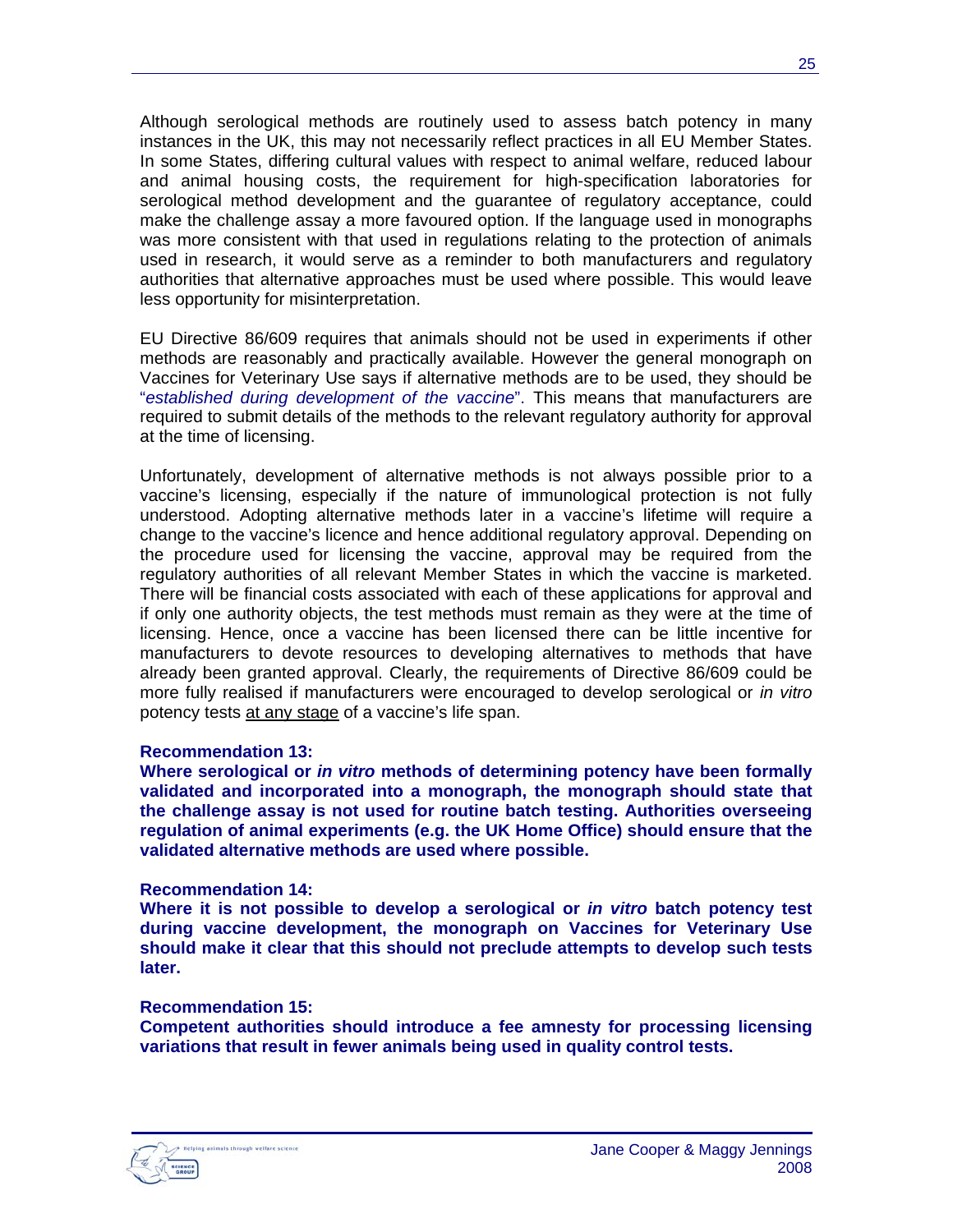Although serological methods are routinely used to assess batch potency in many instances in the UK, this may not necessarily reflect practices in all EU Member States. In some States, differing cultural values with respect to animal welfare, reduced labour and animal housing costs, the requirement for high-specification laboratories for serological method development and the guarantee of regulatory acceptance, could make the challenge assay a more favoured option. If the language used in monographs was more consistent with that used in regulations relating to the protection of animals used in research, it would serve as a reminder to both manufacturers and regulatory authorities that alternative approaches must be used where possible. This would leave less opportunity for misinterpretation.

EU Directive 86/609 requires that animals should not be used in experiments if other methods are reasonably and practically available. However the general monograph on Vaccines for Veterinary Use says if alternative methods are to be used, they should be "*established during development of the vaccine*". This means that manufacturers are required to submit details of the methods to the relevant regulatory authority for approval at the time of licensing.

Unfortunately, development of alternative methods is not always possible prior to a vaccine's licensing, especially if the nature of immunological protection is not fully understood. Adopting alternative methods later in a vaccine's lifetime will require a change to the vaccine's licence and hence additional regulatory approval. Depending on the procedure used for licensing the vaccine, approval may be required from the regulatory authorities of all relevant Member States in which the vaccine is marketed. There will be financial costs associated with each of these applications for approval and if only one authority objects, the test methods must remain as they were at the time of licensing. Hence, once a vaccine has been licensed there can be little incentive for manufacturers to devote resources to developing alternatives to methods that have already been granted approval. Clearly, the requirements of Directive 86/609 could be more fully realised if manufacturers were encouraged to develop serological or *in vitro* potency tests <u>at any stage</u> of a vaccine's life span.

**Recommendation 13:**
**Where serological or *in vitro* methods of determining potency have been formally validated and incorporated into a monograph, the monograph should state that the challenge assay is not used for routine batch testing. Authorities overseeing regulation of animal experiments (e.g. the UK Home Office) should ensure that the validated alternative methods are used where possible.**

**Recommendation 14:**
**Where it is not possible to develop a serological or *in vitro* batch potency test during vaccine development, the monograph on Vaccines for Veterinary Use should make it clear that this should not preclude attempts to develop such tests later.**

**Recommendation 15:**
**Competent authorities should introduce a fee amnesty for processing licensing variations that result in fewer animals being used in quality control tests.**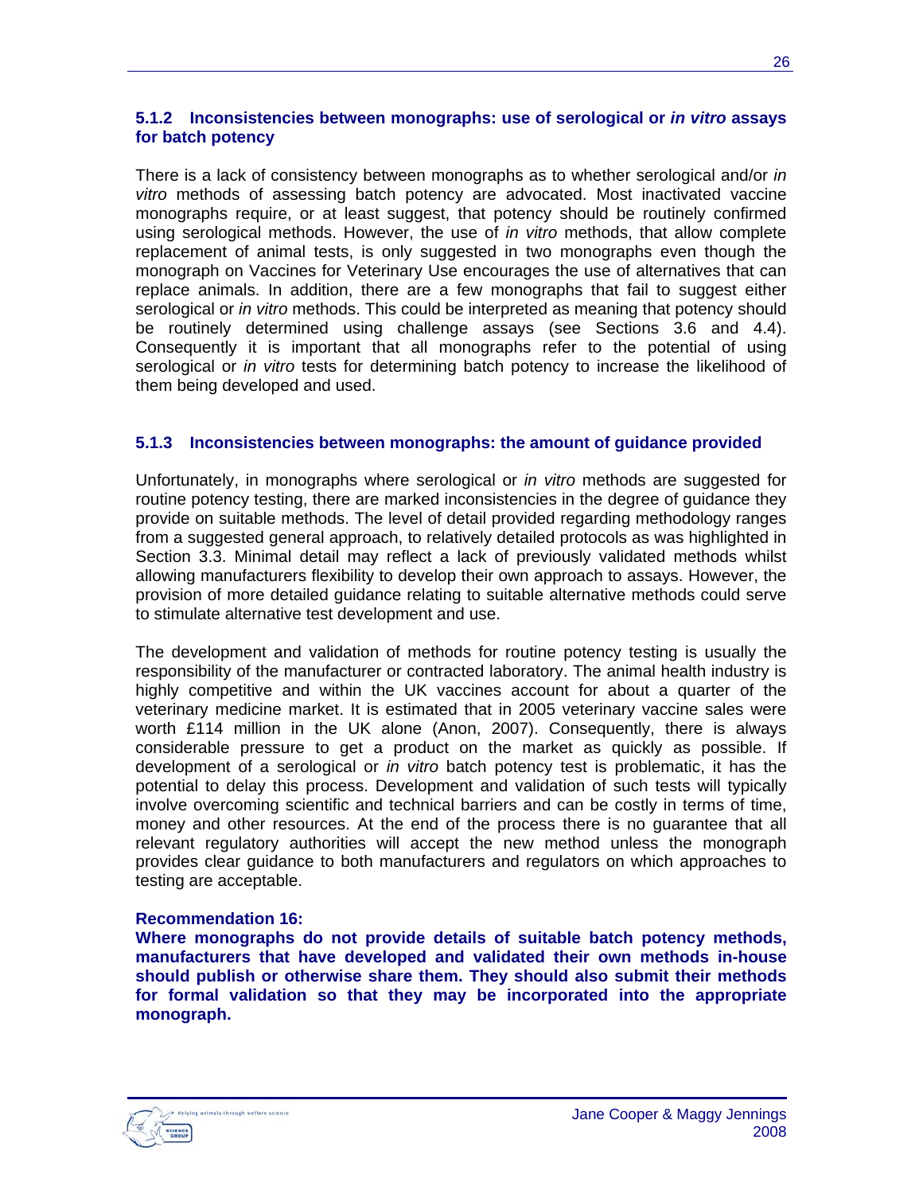### 5.1.2 Inconsistencies between monographs: use of serological or *in vitro* assays for batch potency

There is a lack of consistency between monographs as to whether serological and/or *in vitro* methods of assessing batch potency are advocated. Most inactivated vaccine monographs require, or at least suggest, that potency should be routinely confirmed using serological methods. However, the use of *in vitro* methods, that allow complete replacement of animal tests, is only suggested in two monographs even though the monograph on Vaccines for Veterinary Use encourages the use of alternatives that can replace animals. In addition, there are a few monographs that fail to suggest either serological or *in vitro* methods. This could be interpreted as meaning that potency should be routinely determined using challenge assays (see Sections 3.6 and 4.4). Consequently it is important that all monographs refer to the potential of using serological or *in vitro* tests for determining batch potency to increase the likelihood of them being developed and used.

### 5.1.3 Inconsistencies between monographs: the amount of guidance provided

Unfortunately, in monographs where serological or *in vitro* methods are suggested for routine potency testing, there are marked inconsistencies in the degree of guidance they provide on suitable methods. The level of detail provided regarding methodology ranges from a suggested general approach, to relatively detailed protocols as was highlighted in Section 3.3. Minimal detail may reflect a lack of previously validated methods whilst allowing manufacturers flexibility to develop their own approach to assays. However, the provision of more detailed guidance relating to suitable alternative methods could serve to stimulate alternative test development and use.

The development and validation of methods for routine potency testing is usually the responsibility of the manufacturer or contracted laboratory. The animal health industry is highly competitive and within the UK vaccines account for about a quarter of the veterinary medicine market. It is estimated that in 2005 veterinary vaccine sales were worth £114 million in the UK alone (Anon, 2007). Consequently, there is always considerable pressure to get a product on the market as quickly as possible. If development of a serological or *in vitro* batch potency test is problematic, it has the potential to delay this process. Development and validation of such tests will typically involve overcoming scientific and technical barriers and can be costly in terms of time, money and other resources. At the end of the process there is no guarantee that all relevant regulatory authorities will accept the new method unless the monograph provides clear guidance to both manufacturers and regulators on which approaches to testing are acceptable.

**Recommendation 16:**
**Where monographs do not provide details of suitable batch potency methods, manufacturers that have developed and validated their own methods in-house should publish or otherwise share them. They should also submit their methods for formal validation so that they may be incorporated into the appropriate monograph.**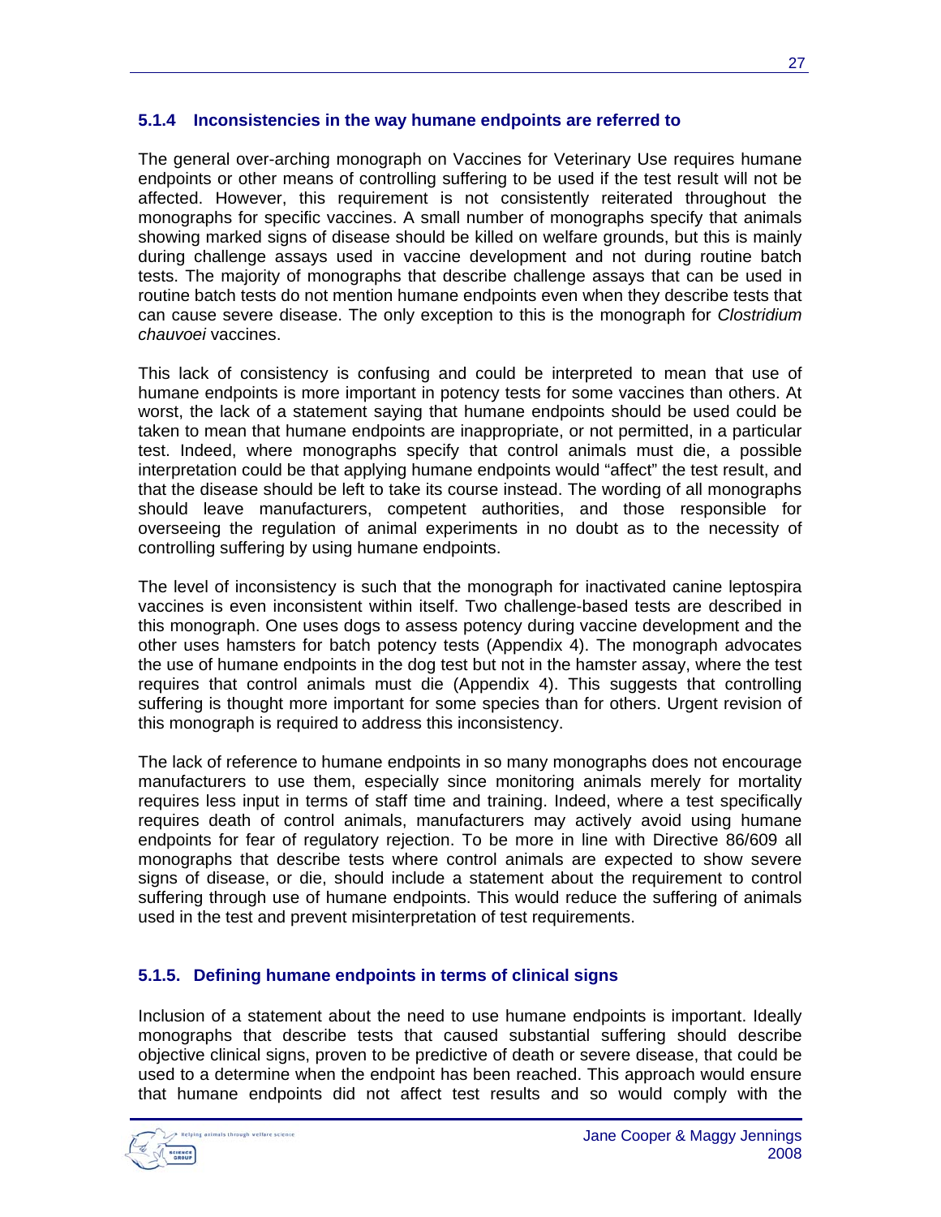### 5.1.4 Inconsistencies in the way humane endpoints are referred to

The general over-arching monograph on Vaccines for Veterinary Use requires humane endpoints or other means of controlling suffering to be used if the test result will not be affected. However, this requirement is not consistently reiterated throughout the monographs for specific vaccines. A small number of monographs specify that animals showing marked signs of disease should be killed on welfare grounds, but this is mainly during challenge assays used in vaccine development and not during routine batch tests. The majority of monographs that describe challenge assays that can be used in routine batch tests do not mention humane endpoints even when they describe tests that can cause severe disease. The only exception to this is the monograph for *Clostridium chauvoei* vaccines.

This lack of consistency is confusing and could be interpreted to mean that use of humane endpoints is more important in potency tests for some vaccines than others. At worst, the lack of a statement saying that humane endpoints should be used could be taken to mean that humane endpoints are inappropriate, or not permitted, in a particular test. Indeed, where monographs specify that control animals must die, a possible interpretation could be that applying humane endpoints would "affect" the test result, and that the disease should be left to take its course instead. The wording of all monographs should leave manufacturers, competent authorities, and those responsible for overseeing the regulation of animal experiments in no doubt as to the necessity of controlling suffering by using humane endpoints.

The level of inconsistency is such that the monograph for inactivated canine leptospira vaccines is even inconsistent within itself. Two challenge-based tests are described in this monograph. One uses dogs to assess potency during vaccine development and the other uses hamsters for batch potency tests (Appendix 4). The monograph advocates the use of humane endpoints in the dog test but not in the hamster assay, where the test requires that control animals must die (Appendix 4). This suggests that controlling suffering is thought more important for some species than for others. Urgent revision of this monograph is required to address this inconsistency.

The lack of reference to humane endpoints in so many monographs does not encourage manufacturers to use them, especially since monitoring animals merely for mortality requires less input in terms of staff time and training. Indeed, where a test specifically requires death of control animals, manufacturers may actively avoid using humane endpoints for fear of regulatory rejection. To be more in line with Directive 86/609 all monographs that describe tests where control animals are expected to show severe signs of disease, or die, should include a statement about the requirement to control suffering through use of humane endpoints. This would reduce the suffering of animals used in the test and prevent misinterpretation of test requirements.

### 5.1.5. Defining humane endpoints in terms of clinical signs

Inclusion of a statement about the need to use humane endpoints is important. Ideally monographs that describe tests that caused substantial suffering should describe objective clinical signs, proven to be predictive of death or severe disease, that could be used to a determine when the endpoint has been reached. This approach would ensure that humane endpoints did not affect test results and so would comply with the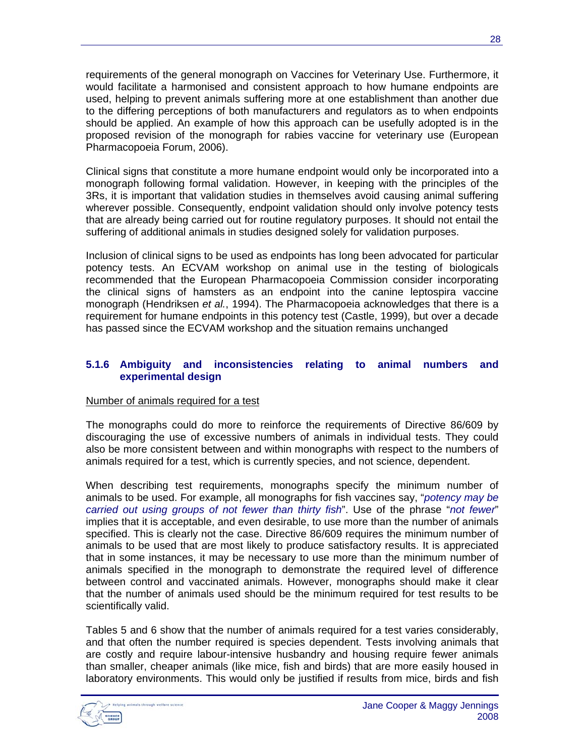requirements of the general monograph on Vaccines for Veterinary Use. Furthermore, it would facilitate a harmonised and consistent approach to how humane endpoints are used, helping to prevent animals suffering more at one establishment than another due to the differing perceptions of both manufacturers and regulators as to when endpoints should be applied. An example of how this approach can be usefully adopted is in the proposed revision of the monograph for rabies vaccine for veterinary use (European Pharmacopoeia Forum, 2006).

Clinical signs that constitute a more humane endpoint would only be incorporated into a monograph following formal validation. However, in keeping with the principles of the 3Rs, it is important that validation studies in themselves avoid causing animal suffering wherever possible. Consequently, endpoint validation should only involve potency tests that are already being carried out for routine regulatory purposes. It should not entail the suffering of additional animals in studies designed solely for validation purposes.

Inclusion of clinical signs to be used as endpoints has long been advocated for particular potency tests. An ECVAM workshop on animal use in the testing of biologicals recommended that the European Pharmacopoeia Commission consider incorporating the clinical signs of hamsters as an endpoint into the canine leptospira vaccine monograph (Hendriksen *et al.*, 1994). The Pharmacopoeia acknowledges that there is a requirement for humane endpoints in this potency test (Castle, 1999), but over a decade has passed since the ECVAM workshop and the situation remains unchanged

#### 5.1.6 Ambiguity and inconsistencies relating to animal numbers and experimental design

<u>Number of animals required for a test</u>

The monographs could do more to reinforce the requirements of Directive 86/609 by discouraging the use of excessive numbers of animals in individual tests. They could also be more consistent between and within monographs with respect to the numbers of animals required for a test, which is currently species, and not science, dependent.

When describing test requirements, monographs specify the minimum number of animals to be used. For example, all monographs for fish vaccines say, "*potency may be carried out using groups of not fewer than thirty fish*". Use of the phrase "*not fewer*" implies that it is acceptable, and even desirable, to use more than the number of animals specified. This is clearly not the case. Directive 86/609 requires the minimum number of animals to be used that are most likely to produce satisfactory results. It is appreciated that in some instances, it may be necessary to use more than the minimum number of animals specified in the monograph to demonstrate the required level of difference between control and vaccinated animals. However, monographs should make it clear that the number of animals used should be the minimum required for test results to be scientifically valid.

Tables 5 and 6 show that the number of animals required for a test varies considerably, and that often the number required is species dependent. Tests involving animals that are costly and require labour-intensive husbandry and housing require fewer animals than smaller, cheaper animals (like mice, fish and birds) that are more easily housed in laboratory environments. This would only be justified if results from mice, birds and fish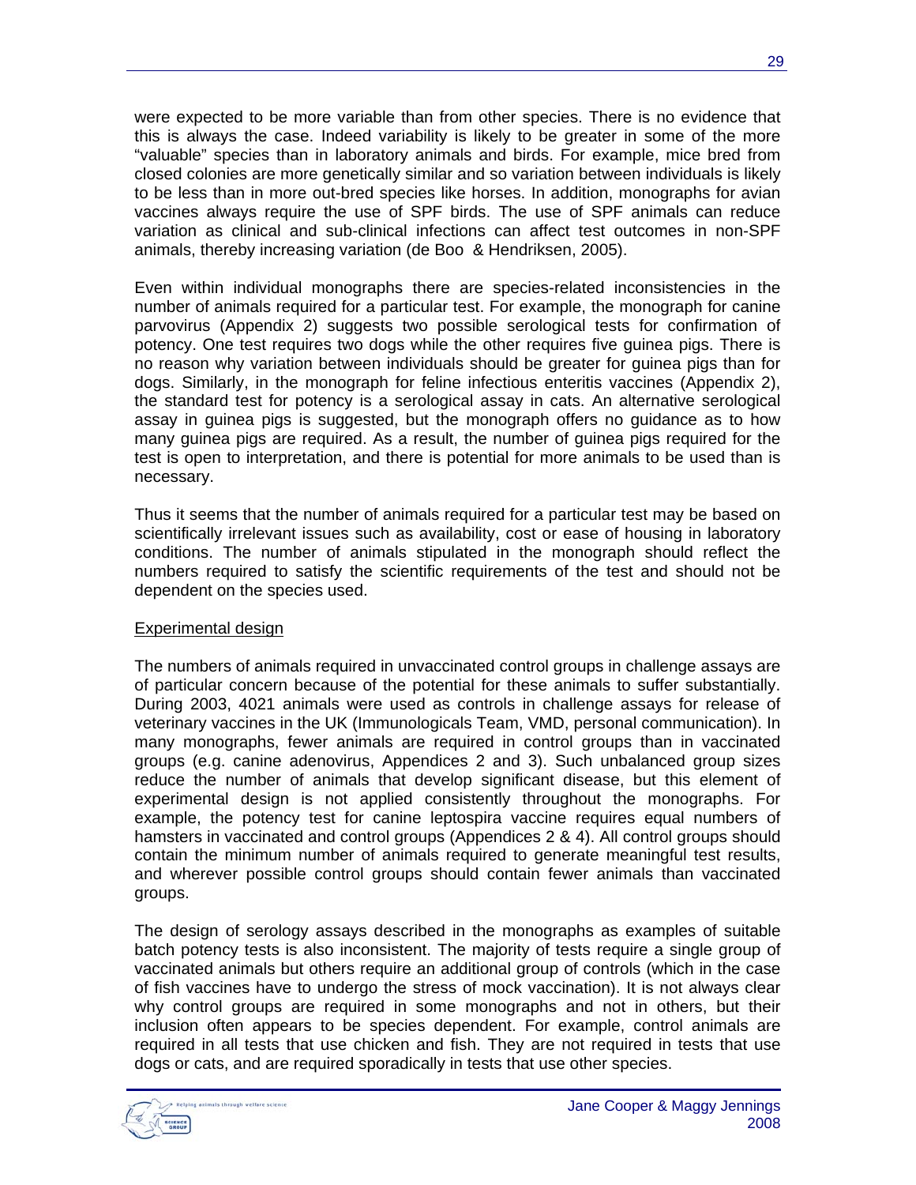were expected to be more variable than from other species. There is no evidence that this is always the case. Indeed variability is likely to be greater in some of the more "valuable" species than in laboratory animals and birds. For example, mice bred from closed colonies are more genetically similar and so variation between individuals is likely to be less than in more out-bred species like horses. In addition, monographs for avian vaccines always require the use of SPF birds. The use of SPF animals can reduce variation as clinical and sub-clinical infections can affect test outcomes in non-SPF animals, thereby increasing variation (de Boo & Hendriksen, 2005).

Even within individual monographs there are species-related inconsistencies in the number of animals required for a particular test. For example, the monograph for canine parvovirus (Appendix 2) suggests two possible serological tests for confirmation of potency. One test requires two dogs while the other requires five guinea pigs. There is no reason why variation between individuals should be greater for guinea pigs than for dogs. Similarly, in the monograph for feline infectious enteritis vaccines (Appendix 2), the standard test for potency is a serological assay in cats. An alternative serological assay in guinea pigs is suggested, but the monograph offers no guidance as to how many guinea pigs are required. As a result, the number of guinea pigs required for the test is open to interpretation, and there is potential for more animals to be used than is necessary.

Thus it seems that the number of animals required for a particular test may be based on scientifically irrelevant issues such as availability, cost or ease of housing in laboratory conditions. The number of animals stipulated in the monograph should reflect the numbers required to satisfy the scientific requirements of the test and should not be dependent on the species used.

<u>Experimental design</u>

The numbers of animals required in unvaccinated control groups in challenge assays are of particular concern because of the potential for these animals to suffer substantially. During 2003, 4021 animals were used as controls in challenge assays for release of veterinary vaccines in the UK (Immunologicals Team, VMD, personal communication). In many monographs, fewer animals are required in control groups than in vaccinated groups (e.g. canine adenovirus, Appendices 2 and 3). Such unbalanced group sizes reduce the number of animals that develop significant disease, but this element of experimental design is not applied consistently throughout the monographs. For example, the potency test for canine leptospira vaccine requires equal numbers of hamsters in vaccinated and control groups (Appendices 2 & 4). All control groups should contain the minimum number of animals required to generate meaningful test results, and wherever possible control groups should contain fewer animals than vaccinated groups.

The design of serology assays described in the monographs as examples of suitable batch potency tests is also inconsistent. The majority of tests require a single group of vaccinated animals but others require an additional group of controls (which in the case of fish vaccines have to undergo the stress of mock vaccination). It is not always clear why control groups are required in some monographs and not in others, but their inclusion often appears to be species dependent. For example, control animals are required in all tests that use chicken and fish. They are not required in tests that use dogs or cats, and are required sporadically in tests that use other species.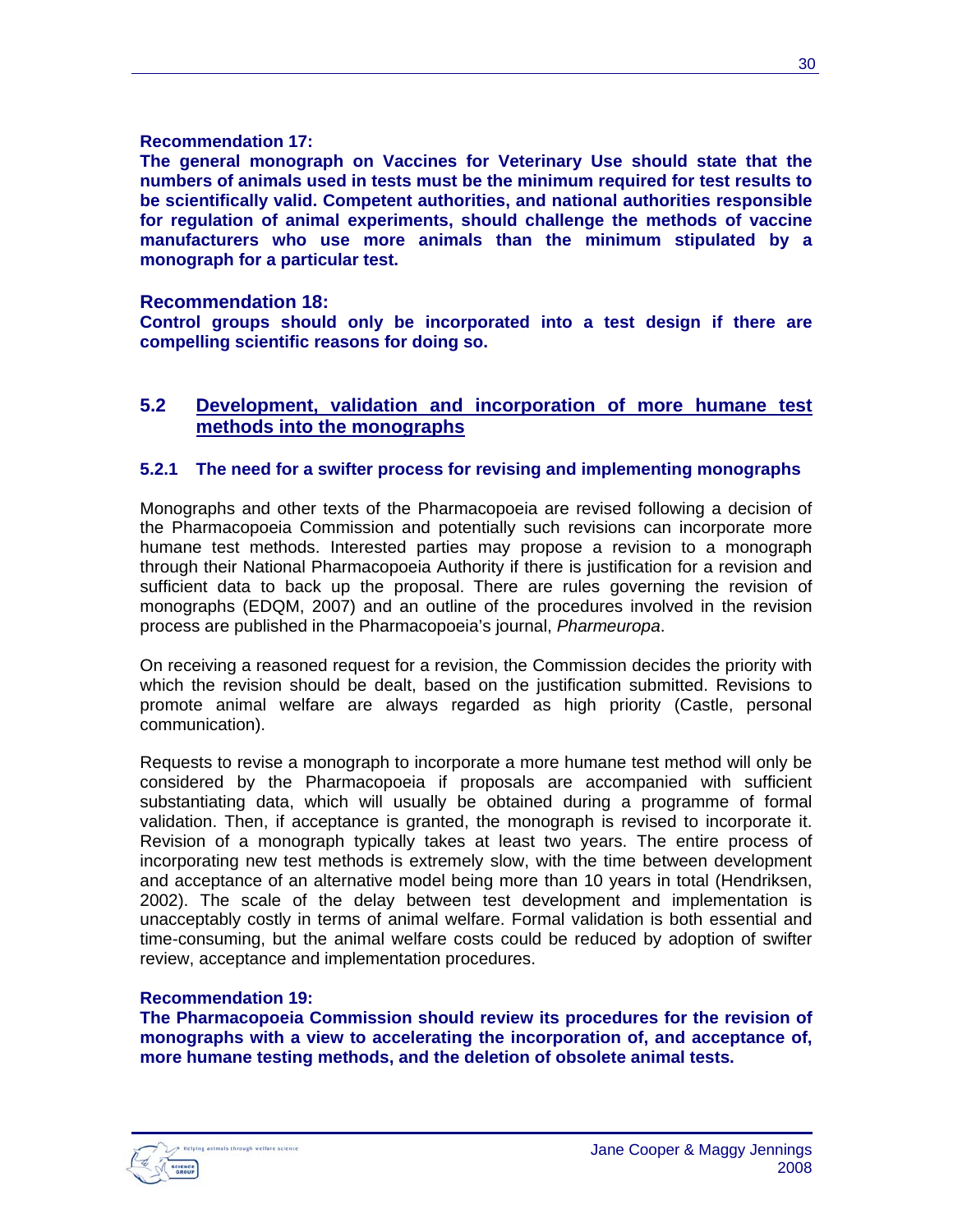**Recommendation 17:**
**The general monograph on Vaccines for Veterinary Use should state that the numbers of animals used in tests must be the minimum required for test results to be scientifically valid. Competent authorities, and national authorities responsible for regulation of animal experiments, should challenge the methods of vaccine manufacturers who use more animals than the minimum stipulated by a monograph for a particular test.**

**Recommendation 18:**
**Control groups should only be incorporated into a test design if there are compelling scientific reasons for doing so.**

## 5.2 Development, validation and incorporation of more humane test methods into the monographs

### 5.2.1 The need for a swifter process for revising and implementing monographs

Monographs and other texts of the Pharmacopoeia are revised following a decision of the Pharmacopoeia Commission and potentially such revisions can incorporate more humane test methods. Interested parties may propose a revision to a monograph through their National Pharmacopoeia Authority if there is justification for a revision and sufficient data to back up the proposal. There are rules governing the revision of monographs (EDQM, 2007) and an outline of the procedures involved in the revision process are published in the Pharmacopoeia's journal, *Pharmeuropa*.

On receiving a reasoned request for a revision, the Commission decides the priority with which the revision should be dealt, based on the justification submitted. Revisions to promote animal welfare are always regarded as high priority (Castle, personal communication).

Requests to revise a monograph to incorporate a more humane test method will only be considered by the Pharmacopoeia if proposals are accompanied with sufficient substantiating data, which will usually be obtained during a programme of formal validation. Then, if acceptance is granted, the monograph is revised to incorporate it. Revision of a monograph typically takes at least two years. The entire process of incorporating new test methods is extremely slow, with the time between development and acceptance of an alternative model being more than 10 years in total (Hendriksen, 2002). The scale of the delay between test development and implementation is unacceptably costly in terms of animal welfare. Formal validation is both essential and time-consuming, but the animal welfare costs could be reduced by adoption of swifter review, acceptance and implementation procedures.

**Recommendation 19:**
**The Pharmacopoeia Commission should review its procedures for the revision of monographs with a view to accelerating the incorporation of, and acceptance of, more humane testing methods, and the deletion of obsolete animal tests.**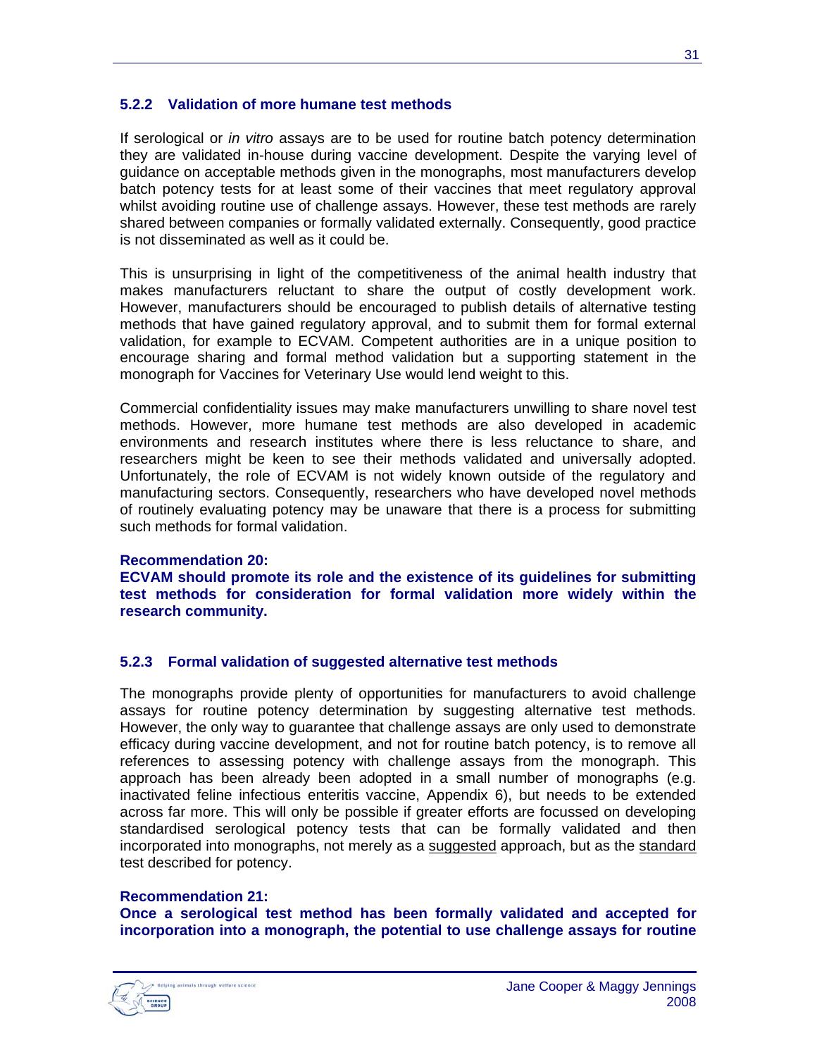### 5.2.2 Validation of more humane test methods

If serological or *in vitro* assays are to be used for routine batch potency determination they are validated in-house during vaccine development. Despite the varying level of guidance on acceptable methods given in the monographs, most manufacturers develop batch potency tests for at least some of their vaccines that meet regulatory approval whilst avoiding routine use of challenge assays. However, these test methods are rarely shared between companies or formally validated externally. Consequently, good practice is not disseminated as well as it could be.

This is unsurprising in light of the competitiveness of the animal health industry that makes manufacturers reluctant to share the output of costly development work. However, manufacturers should be encouraged to publish details of alternative testing methods that have gained regulatory approval, and to submit them for formal external validation, for example to ECVAM. Competent authorities are in a unique position to encourage sharing and formal method validation but a supporting statement in the monograph for Vaccines for Veterinary Use would lend weight to this.

Commercial confidentiality issues may make manufacturers unwilling to share novel test methods. However, more humane test methods are also developed in academic environments and research institutes where there is less reluctance to share, and researchers might be keen to see their methods validated and universally adopted. Unfortunately, the role of ECVAM is not widely known outside of the regulatory and manufacturing sectors. Consequently, researchers who have developed novel methods of routinely evaluating potency may be unaware that there is a process for submitting such methods for formal validation.

**Recommendation 20:**
**ECVAM should promote its role and the existence of its guidelines for submitting test methods for consideration for formal validation more widely within the research community.**

### 5.2.3 Formal validation of suggested alternative test methods

The monographs provide plenty of opportunities for manufacturers to avoid challenge assays for routine potency determination by suggesting alternative test methods. However, the only way to guarantee that challenge assays are only used to demonstrate efficacy during vaccine development, and not for routine batch potency, is to remove all references to assessing potency with challenge assays from the monograph. This approach has been already been adopted in a small number of monographs (e.g. inactivated feline infectious enteritis vaccine, Appendix 6), but needs to be extended across far more. This will only be possible if greater efforts are focussed on developing standardised serological potency tests that can be formally validated and then incorporated into monographs, not merely as a <u>suggested</u> approach, but as the <u>standard</u> test described for potency.

**Recommendation 21:**
**Once a serological test method has been formally validated and accepted for incorporation into a monograph, the potential to use challenge assays for routine**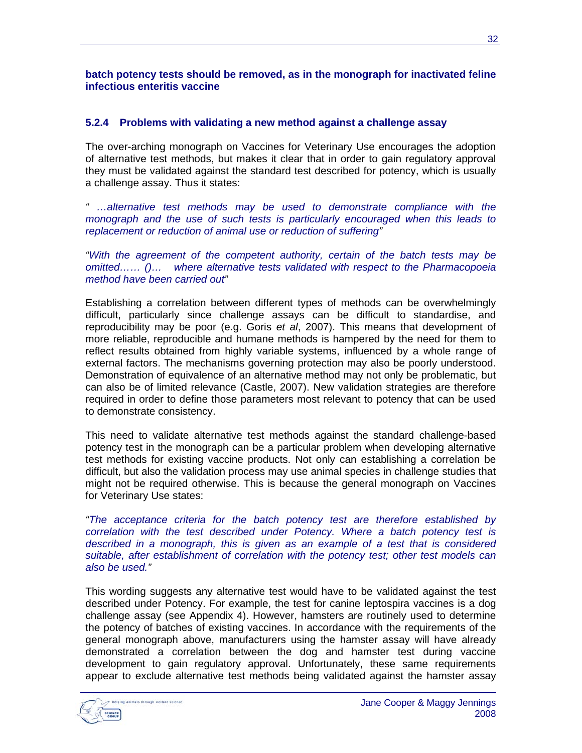**batch potency tests should be removed, as in the monograph for inactivated feline infectious enteritis vaccine**

### 5.2.4 Problems with validating a new method against a challenge assay

The over-arching monograph on Vaccines for Veterinary Use encourages the adoption of alternative test methods, but makes it clear that in order to gain regulatory approval they must be validated against the standard test described for potency, which is usually a challenge assay. Thus it states:

*" …alternative test methods may be used to demonstrate compliance with the monograph and the use of such tests is particularly encouraged when this leads to replacement or reduction of animal use or reduction of suffering"*

*"With the agreement of the competent authority, certain of the batch tests may be omitted…… ()… where alternative tests validated with respect to the Pharmacopoeia method have been carried out"*

Establishing a correlation between different types of methods can be overwhelmingly difficult, particularly since challenge assays can be difficult to standardise, and reproducibility may be poor (e.g. Goris *et al*, 2007). This means that development of more reliable, reproducible and humane methods is hampered by the need for them to reflect results obtained from highly variable systems, influenced by a whole range of external factors. The mechanisms governing protection may also be poorly understood. Demonstration of equivalence of an alternative method may not only be problematic, but can also be of limited relevance (Castle, 2007). New validation strategies are therefore required in order to define those parameters most relevant to potency that can be used to demonstrate consistency.

This need to validate alternative test methods against the standard challenge-based potency test in the monograph can be a particular problem when developing alternative test methods for existing vaccine products. Not only can establishing a correlation be difficult, but also the validation process may use animal species in challenge studies that might not be required otherwise. This is because the general monograph on Vaccines for Veterinary Use states:

*"The acceptance criteria for the batch potency test are therefore established by correlation with the test described under Potency. Where a batch potency test is described in a monograph, this is given as an example of a test that is considered suitable, after establishment of correlation with the potency test; other test models can also be used."*

This wording suggests any alternative test would have to be validated against the test described under Potency. For example, the test for canine leptospira vaccines is a dog challenge assay (see Appendix 4). However, hamsters are routinely used to determine the potency of batches of existing vaccines. In accordance with the requirements of the general monograph above, manufacturers using the hamster assay will have already demonstrated a correlation between the dog and hamster test during vaccine development to gain regulatory approval. Unfortunately, these same requirements appear to exclude alternative test methods being validated against the hamster assay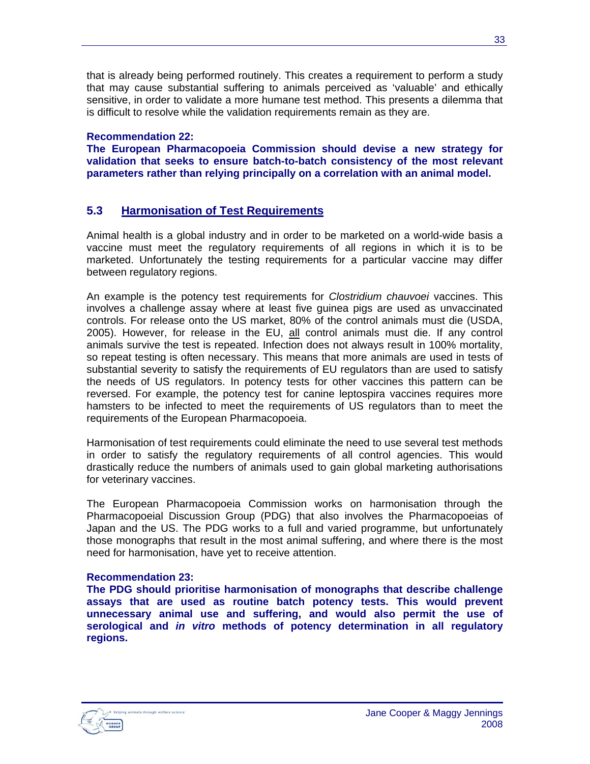that is already being performed routinely. This creates a requirement to perform a study that may cause substantial suffering to animals perceived as 'valuable' and ethically sensitive, in order to validate a more humane test method. This presents a dilemma that is difficult to resolve while the validation requirements remain as they are.

**Recommendation 22:**
**The European Pharmacopoeia Commission should devise a new strategy for validation that seeks to ensure batch-to-batch consistency of the most relevant parameters rather than relying principally on a correlation with an animal model.**

## 5.3 Harmonisation of Test Requirements

Animal health is a global industry and in order to be marketed on a world-wide basis a vaccine must meet the regulatory requirements of all regions in which it is to be marketed. Unfortunately the testing requirements for a particular vaccine may differ between regulatory regions.

An example is the potency test requirements for *Clostridium chauvoei* vaccines. This involves a challenge assay where at least five guinea pigs are used as unvaccinated controls. For release onto the US market, 80% of the control animals must die (USDA, 2005). However, for release in the EU, all control animals must die. If any control animals survive the test is repeated. Infection does not always result in 100% mortality, so repeat testing is often necessary. This means that more animals are used in tests of substantial severity to satisfy the requirements of EU regulators than are used to satisfy the needs of US regulators. In potency tests for other vaccines this pattern can be reversed. For example, the potency test for canine leptospira vaccines requires more hamsters to be infected to meet the requirements of US regulators than to meet the requirements of the European Pharmacopoeia.

Harmonisation of test requirements could eliminate the need to use several test methods in order to satisfy the regulatory requirements of all control agencies. This would drastically reduce the numbers of animals used to gain global marketing authorisations for veterinary vaccines.

The European Pharmacopoeia Commission works on harmonisation through the Pharmacopoeial Discussion Group (PDG) that also involves the Pharmacopoeias of Japan and the US. The PDG works to a full and varied programme, but unfortunately those monographs that result in the most animal suffering, and where there is the most need for harmonisation, have yet to receive attention.

**Recommendation 23:**
**The PDG should prioritise harmonisation of monographs that describe challenge assays that are used as routine batch potency tests. This would prevent unnecessary animal use and suffering, and would also permit the use of serological and *in vitro* methods of potency determination in all regulatory regions.**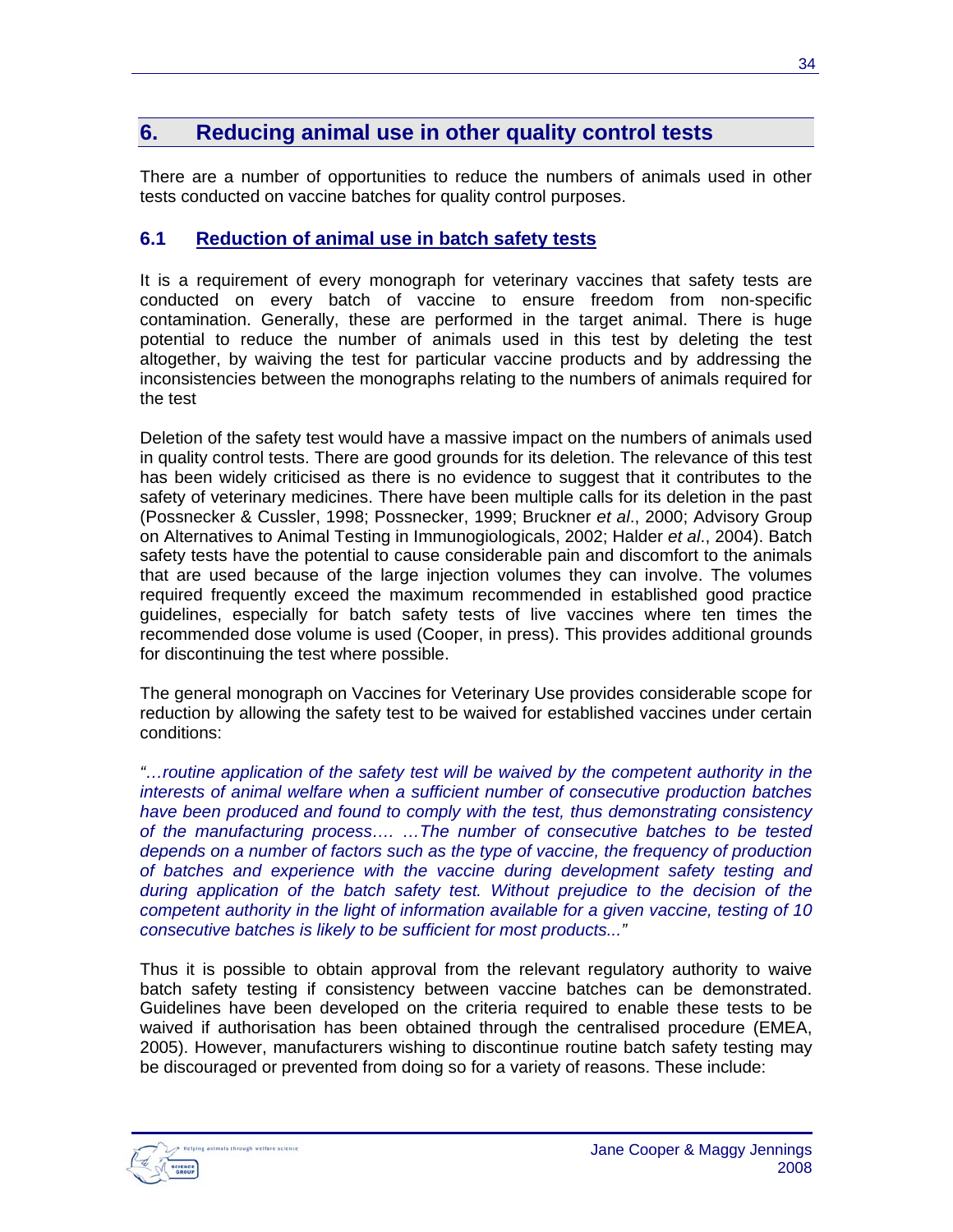## 6. Reducing animal use in other quality control tests

There are a number of opportunities to reduce the numbers of animals used in other tests conducted on vaccine batches for quality control purposes.

### 6.1 Reduction of animal use in batch safety tests

It is a requirement of every monograph for veterinary vaccines that safety tests are conducted on every batch of vaccine to ensure freedom from non-specific contamination. Generally, these are performed in the target animal. There is huge potential to reduce the number of animals used in this test by deleting the test altogether, by waiving the test for particular vaccine products and by addressing the inconsistencies between the monographs relating to the numbers of animals required for the test

Deletion of the safety test would have a massive impact on the numbers of animals used in quality control tests. There are good grounds for its deletion. The relevance of this test has been widely criticised as there is no evidence to suggest that it contributes to the safety of veterinary medicines. There have been multiple calls for its deletion in the past (Possnecker & Cussler, 1998; Possnecker, 1999; Bruckner *et al*., 2000; Advisory Group on Alternatives to Animal Testing in Immunogiologicals, 2002; Halder *et al*., 2004). Batch safety tests have the potential to cause considerable pain and discomfort to the animals that are used because of the large injection volumes they can involve. The volumes required frequently exceed the maximum recommended in established good practice guidelines, especially for batch safety tests of live vaccines where ten times the recommended dose volume is used (Cooper, in press). This provides additional grounds for discontinuing the test where possible.

The general monograph on Vaccines for Veterinary Use provides considerable scope for reduction by allowing the safety test to be waived for established vaccines under certain conditions:

*"…routine application of the safety test will be waived by the competent authority in the interests of animal welfare when a sufficient number of consecutive production batches have been produced and found to comply with the test, thus demonstrating consistency of the manufacturing process…. …The number of consecutive batches to be tested depends on a number of factors such as the type of vaccine, the frequency of production of batches and experience with the vaccine during development safety testing and during application of the batch safety test. Without prejudice to the decision of the competent authority in the light of information available for a given vaccine, testing of 10 consecutive batches is likely to be sufficient for most products..."*

Thus it is possible to obtain approval from the relevant regulatory authority to waive batch safety testing if consistency between vaccine batches can be demonstrated. Guidelines have been developed on the criteria required to enable these tests to be waived if authorisation has been obtained through the centralised procedure (EMEA, 2005). However, manufacturers wishing to discontinue routine batch safety testing may be discouraged or prevented from doing so for a variety of reasons. These include: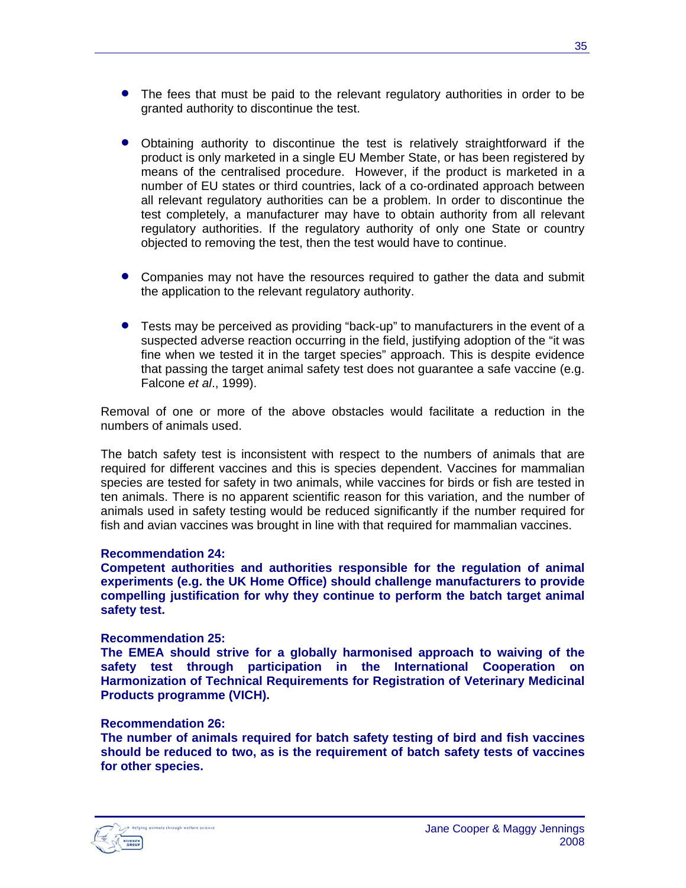- The fees that must be paid to the relevant regulatory authorities in order to be granted authority to discontinue the test.

- Obtaining authority to discontinue the test is relatively straightforward if the product is only marketed in a single EU Member State, or has been registered by means of the centralised procedure. However, if the product is marketed in a number of EU states or third countries, lack of a co-ordinated approach between all relevant regulatory authorities can be a problem. In order to discontinue the test completely, a manufacturer may have to obtain authority from all relevant regulatory authorities. If the regulatory authority of only one State or country objected to removing the test, then the test would have to continue.

- Companies may not have the resources required to gather the data and submit the application to the relevant regulatory authority.

- Tests may be perceived as providing "back-up" to manufacturers in the event of a suspected adverse reaction occurring in the field, justifying adoption of the "it was fine when we tested it in the target species" approach. This is despite evidence that passing the target animal safety test does not guarantee a safe vaccine (e.g. Falcone *et al*., 1999).

Removal of one or more of the above obstacles would facilitate a reduction in the numbers of animals used.

The batch safety test is inconsistent with respect to the numbers of animals that are required for different vaccines and this is species dependent. Vaccines for mammalian species are tested for safety in two animals, while vaccines for birds or fish are tested in ten animals. There is no apparent scientific reason for this variation, and the number of animals used in safety testing would be reduced significantly if the number required for fish and avian vaccines was brought in line with that required for mammalian vaccines.

**Recommendation 24:**
**Competent authorities and authorities responsible for the regulation of animal experiments (e.g. the UK Home Office) should challenge manufacturers to provide compelling justification for why they continue to perform the batch target animal safety test.**

**Recommendation 25:**
**The EMEA should strive for a globally harmonised approach to waiving of the safety test through participation in the International Cooperation on Harmonization of Technical Requirements for Registration of Veterinary Medicinal Products programme (VICH).**

**Recommendation 26:**
**The number of animals required for batch safety testing of bird and fish vaccines should be reduced to two, as is the requirement of batch safety tests of vaccines for other species.**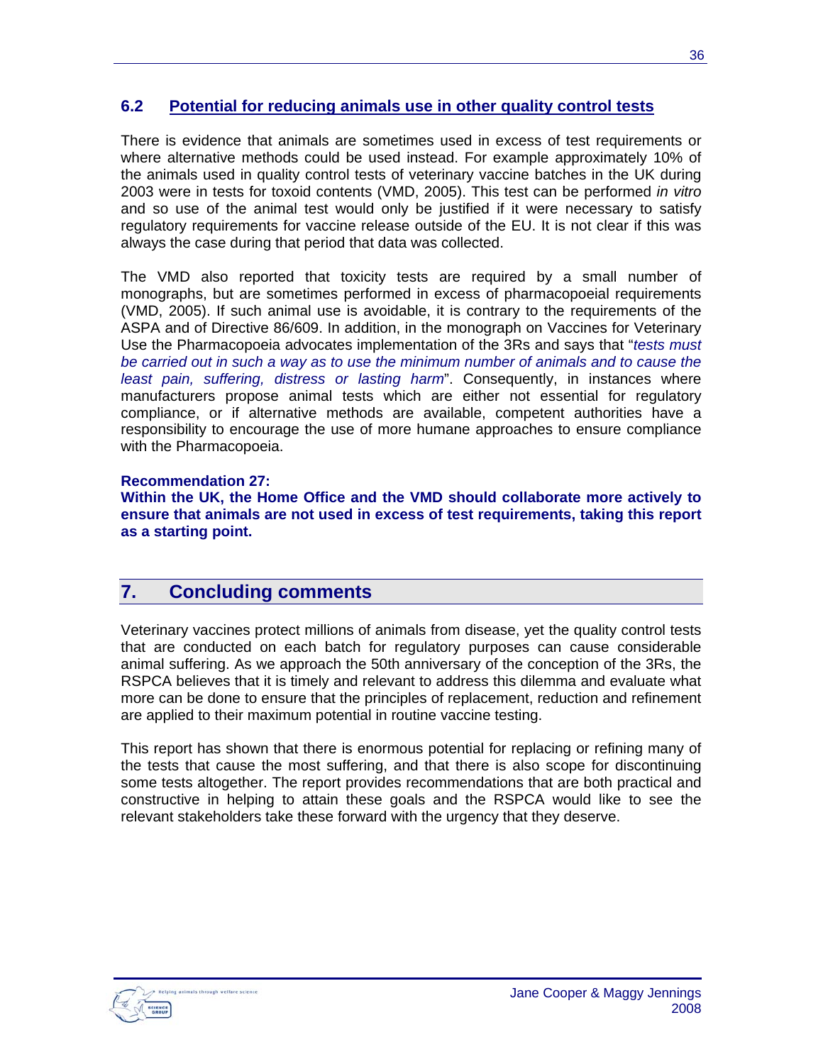## 6.2 Potential for reducing animals use in other quality control tests

There is evidence that animals are sometimes used in excess of test requirements or where alternative methods could be used instead. For example approximately 10% of the animals used in quality control tests of veterinary vaccine batches in the UK during 2003 were in tests for toxoid contents (VMD, 2005). This test can be performed *in vitro* and so use of the animal test would only be justified if it were necessary to satisfy regulatory requirements for vaccine release outside of the EU. It is not clear if this was always the case during that period that data was collected.

The VMD also reported that toxicity tests are required by a small number of monographs, but are sometimes performed in excess of pharmacopoeial requirements (VMD, 2005). If such animal use is avoidable, it is contrary to the requirements of the ASPA and of Directive 86/609. In addition, in the monograph on Vaccines for Veterinary Use the Pharmacopoeia advocates implementation of the 3Rs and says that "*tests must be carried out in such a way as to use the minimum number of animals and to cause the least pain, suffering, distress or lasting harm*". Consequently, in instances where manufacturers propose animal tests which are either not essential for regulatory compliance, or if alternative methods are available, competent authorities have a responsibility to encourage the use of more humane approaches to ensure compliance with the Pharmacopoeia.

**Recommendation 27:**
**Within the UK, the Home Office and the VMD should collaborate more actively to ensure that animals are not used in excess of test requirements, taking this report as a starting point.**

# 7. Concluding comments

Veterinary vaccines protect millions of animals from disease, yet the quality control tests that are conducted on each batch for regulatory purposes can cause considerable animal suffering. As we approach the 50th anniversary of the conception of the 3Rs, the RSPCA believes that it is timely and relevant to address this dilemma and evaluate what more can be done to ensure that the principles of replacement, reduction and refinement are applied to their maximum potential in routine vaccine testing.

This report has shown that there is enormous potential for replacing or refining many of the tests that cause the most suffering, and that there is also scope for discontinuing some tests altogether. The report provides recommendations that are both practical and constructive in helping to attain these goals and the RSPCA would like to see the relevant stakeholders take these forward with the urgency that they deserve.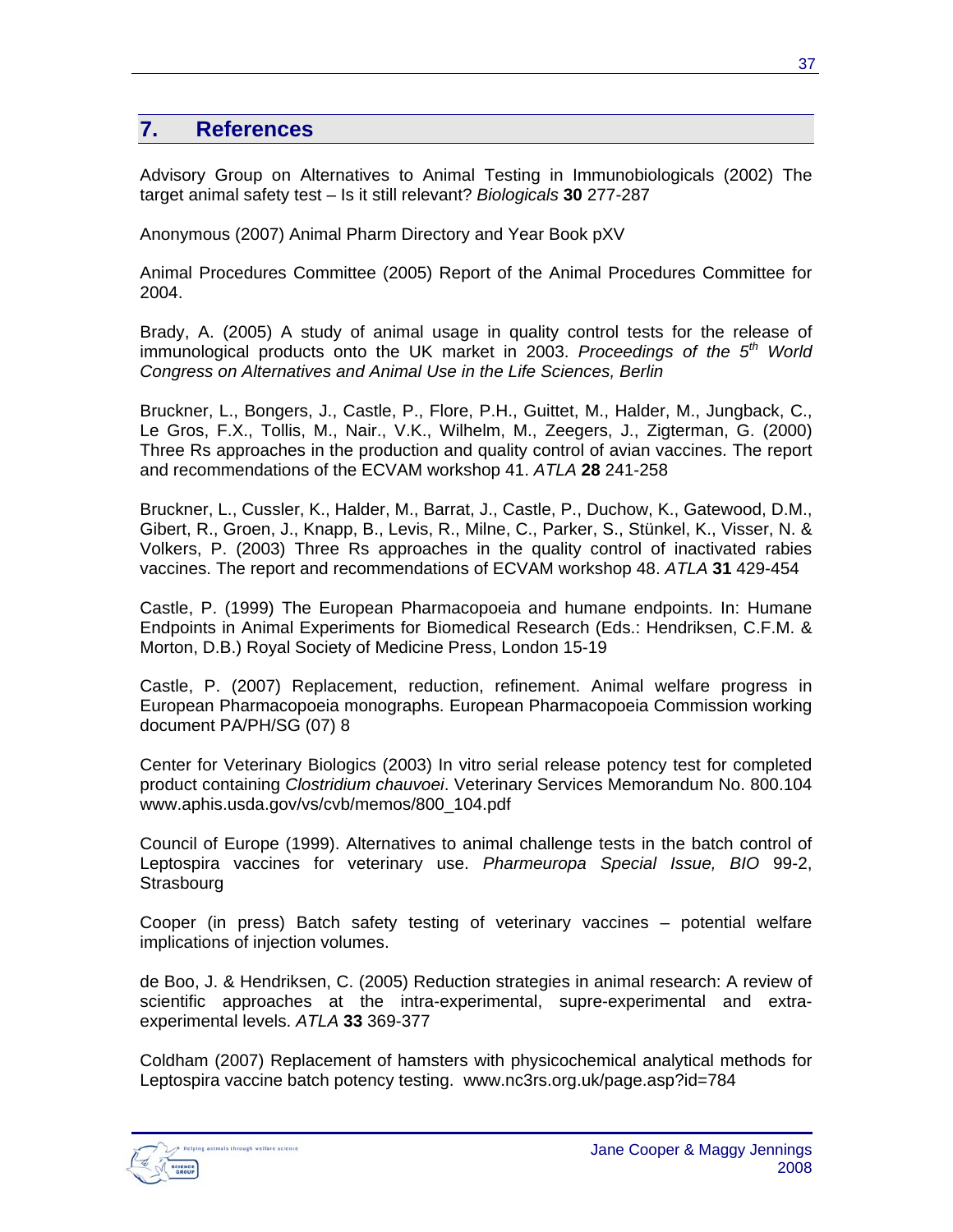## 7. References

Advisory Group on Alternatives to Animal Testing in Immunobiologicals (2002) The target animal safety test – Is it still relevant? *Biologicals* **30** 277-287

Anonymous (2007) Animal Pharm Directory and Year Book pXV

Animal Procedures Committee (2005) Report of the Animal Procedures Committee for 2004.

Brady, A. (2005) A study of animal usage in quality control tests for the release of immunological products onto the UK market in 2003. *Proceedings of the 5th World Congress on Alternatives and Animal Use in the Life Sciences, Berlin*

Bruckner, L., Bongers, J., Castle, P., Flore, P.H., Guittet, M., Halder, M., Jungback, C., Le Gros, F.X., Tollis, M., Nair., V.K., Wilhelm, M., Zeegers, J., Zigterman, G. (2000) Three Rs approaches in the production and quality control of avian vaccines. The report and recommendations of the ECVAM workshop 41. *ATLA* **28** 241-258

Bruckner, L., Cussler, K., Halder, M., Barrat, J., Castle, P., Duchow, K., Gatewood, D.M., Gibert, R., Groen, J., Knapp, B., Levis, R., Milne, C., Parker, S., Stünkel, K., Visser, N. & Volkers, P. (2003) Three Rs approaches in the quality control of inactivated rabies vaccines. The report and recommendations of ECVAM workshop 48. *ATLA* **31** 429-454

Castle, P. (1999) The European Pharmacopoeia and humane endpoints. In: Humane Endpoints in Animal Experiments for Biomedical Research (Eds.: Hendriksen, C.F.M. & Morton, D.B.) Royal Society of Medicine Press, London 15-19

Castle, P. (2007) Replacement, reduction, refinement. Animal welfare progress in European Pharmacopoeia monographs. European Pharmacopoeia Commission working document PA/PH/SG (07) 8

Center for Veterinary Biologics (2003) In vitro serial release potency test for completed product containing *Clostridium chauvoei*. Veterinary Services Memorandum No. 800.104 www.aphis.usda.gov/vs/cvb/memos/800_104.pdf

Council of Europe (1999). Alternatives to animal challenge tests in the batch control of Leptospira vaccines for veterinary use. *Pharmeuropa Special Issue, BIO* 99-2, Strasbourg

Cooper (in press) Batch safety testing of veterinary vaccines – potential welfare implications of injection volumes.

de Boo, J. & Hendriksen, C. (2005) Reduction strategies in animal research: A review of scientific approaches at the intra-experimental, supre-experimental and extra-experimental levels. *ATLA* **33** 369-377

Coldham (2007) Replacement of hamsters with physicochemical analytical methods for Leptospira vaccine batch potency testing. www.nc3rs.org.uk/page.asp?id=784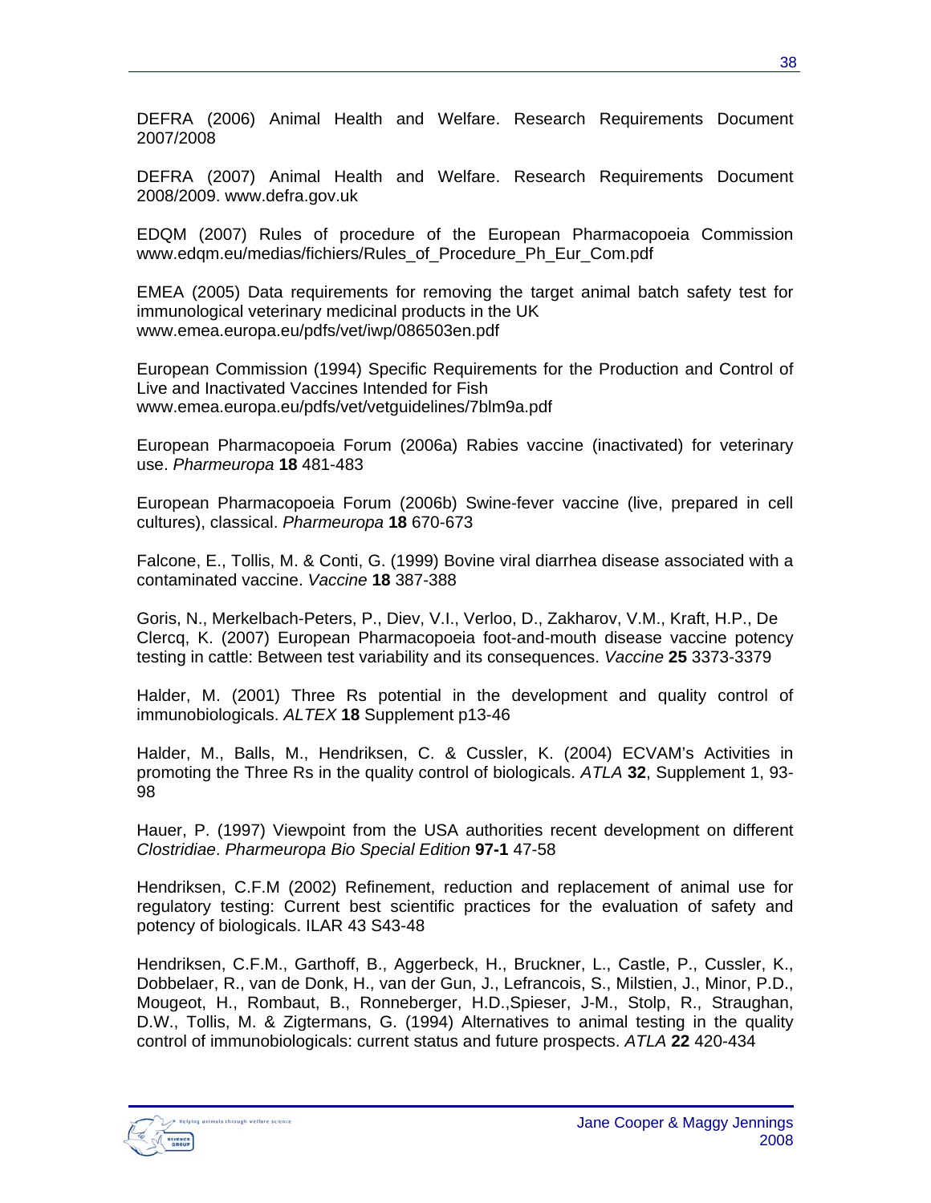DEFRA (2006) Animal Health and Welfare. Research Requirements Document 2007/2008

DEFRA (2007) Animal Health and Welfare. Research Requirements Document 2008/2009. www.defra.gov.uk

EDQM (2007) Rules of procedure of the European Pharmacopoeia Commission www.edqm.eu/medias/fichiers/Rules_of_Procedure_Ph_Eur_Com.pdf

EMEA (2005) Data requirements for removing the target animal batch safety test for immunological veterinary medicinal products in the UK www.emea.europa.eu/pdfs/vet/iwp/086503en.pdf

European Commission (1994) Specific Requirements for the Production and Control of Live and Inactivated Vaccines Intended for Fish www.emea.europa.eu/pdfs/vet/vetguidelines/7blm9a.pdf

European Pharmacopoeia Forum (2006a) Rabies vaccine (inactivated) for veterinary use. *Pharmeuropa* **18** 481-483

European Pharmacopoeia Forum (2006b) Swine-fever vaccine (live, prepared in cell cultures), classical. *Pharmeuropa* **18** 670-673

Falcone, E., Tollis, M. & Conti, G. (1999) Bovine viral diarrhea disease associated with a contaminated vaccine. *Vaccine* **18** 387-388

Goris, N., Merkelbach-Peters, P., Diev, V.I., Verloo, D., Zakharov, V.M., Kraft, H.P., De Clercq, K. (2007) European Pharmacopoeia foot-and-mouth disease vaccine potency testing in cattle: Between test variability and its consequences. *Vaccine* **25** 3373-3379

Halder, M. (2001) Three Rs potential in the development and quality control of immunobiologicals. *ALTEX* **18** Supplement p13-46

Halder, M., Balls, M., Hendriksen, C. & Cussler, K. (2004) ECVAM's Activities in promoting the Three Rs in the quality control of biologicals. *ATLA* **32**, Supplement 1, 93-98

Hauer, P. (1997) Viewpoint from the USA authorities recent development on different *Clostridiae*. *Pharmeuropa Bio Special Edition* **97-1** 47-58

Hendriksen, C.F.M (2002) Refinement, reduction and replacement of animal use for regulatory testing: Current best scientific practices for the evaluation of safety and potency of biologicals. ILAR 43 S43-48

Hendriksen, C.F.M., Garthoff, B., Aggerbeck, H., Bruckner, L., Castle, P., Cussler, K., Dobbelaer, R., van de Donk, H., van der Gun, J., Lefrancois, S., Milstien, J., Minor, P.D., Mougeot, H., Rombaut, B., Ronneberger, H.D.,Spieser, J-M., Stolp, R., Straughan, D.W., Tollis, M. & Zigtermans, G. (1994) Alternatives to animal testing in the quality control of immunobiologicals: current status and future prospects. *ATLA* **22** 420-434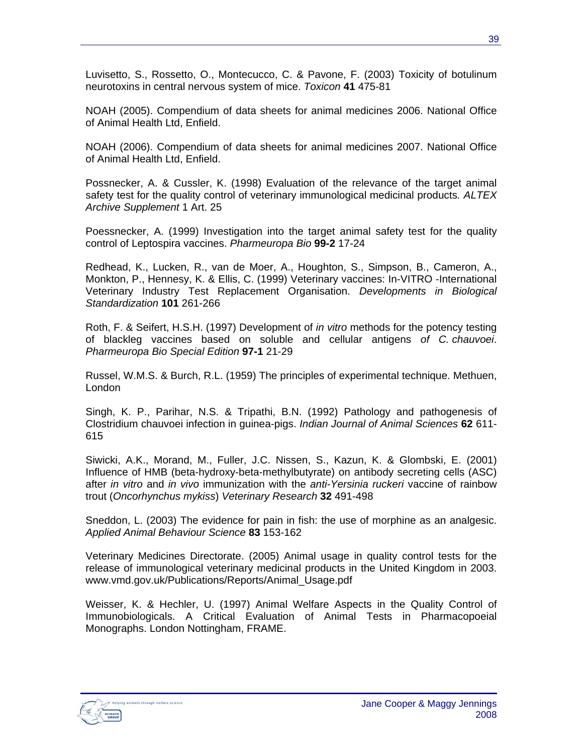Luvisetto, S., Rossetto, O., Montecucco, C. & Pavone, F. (2003) Toxicity of botulinum neurotoxins in central nervous system of mice. *Toxicon* **41** 475-81

NOAH (2005). Compendium of data sheets for animal medicines 2006. National Office of Animal Health Ltd, Enfield.

NOAH (2006). Compendium of data sheets for animal medicines 2007. National Office of Animal Health Ltd, Enfield.

Possnecker, A. & Cussler, K. (1998) Evaluation of the relevance of the target animal safety test for the quality control of veterinary immunological medicinal products. *ALTEX Archive Supplement* 1 Art. 25

Poessnecker, A. (1999) Investigation into the target animal safety test for the quality control of Leptospira vaccines. *Pharmeuropa Bio* **99-2** 17-24

Redhead, K., Lucken, R., van de Moer, A., Houghton, S., Simpson, B., Cameron, A., Monkton, P., Hennesy, K. & Ellis, C. (1999) Veterinary vaccines: In-VITRO -International Veterinary Industry Test Replacement Organisation. *Developments in Biological Standardization* **101** 261-266

Roth, F. & Seifert, H.S.H. (1997) Development of *in vitro* methods for the potency testing of blackleg vaccines based on soluble and cellular antigens *of C. chauvoei*. *Pharmeuropa Bio Special Edition* **97-1** 21-29

Russel, W.M.S. & Burch, R.L. (1959) The principles of experimental technique. Methuen, London

Singh, K. P., Parihar, N.S. & Tripathi, B.N. (1992) Pathology and pathogenesis of Clostridium chauvoei infection in guinea-pigs. *Indian Journal of Animal Sciences* **62** 611-615

Siwicki, A.K., Morand, M., Fuller, J.C. Nissen, S., Kazun, K. & Glombski, E. (2001) Influence of HMB (beta-hydroxy-beta-methylbutyrate) on antibody secreting cells (ASC) after *in vitro* and *in vivo* immunization with the *anti-Yersinia ruckeri* vaccine of rainbow trout (*Oncorhynchus mykiss*) *Veterinary Research* **32** 491-498

Sneddon, L. (2003) The evidence for pain in fish: the use of morphine as an analgesic. *Applied Animal Behaviour Science* **83** 153-162

Veterinary Medicines Directorate. (2005) Animal usage in quality control tests for the release of immunological veterinary medicinal products in the United Kingdom in 2003. www.vmd.gov.uk/Publications/Reports/Animal_Usage.pdf

Weisser, K. & Hechler, U. (1997) Animal Welfare Aspects in the Quality Control of Immunobiologicals. A Critical Evaluation of Animal Tests in Pharmacopoeial Monographs. London Nottingham, FRAME.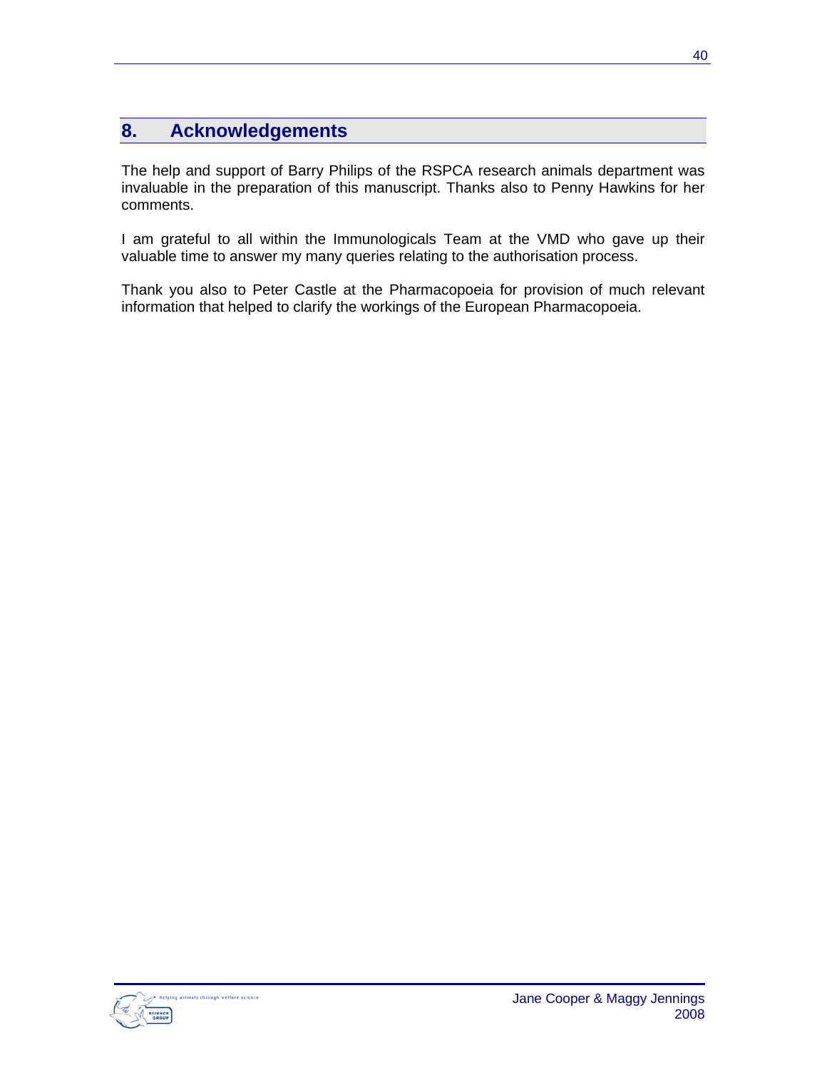## 8. Acknowledgements

The help and support of Barry Philips of the RSPCA research animals department was invaluable in the preparation of this manuscript. Thanks also to Penny Hawkins for her comments.

I am grateful to all within the Immunologicals Team at the VMD who gave up their valuable time to answer my many queries relating to the authorisation process.

Thank you also to Peter Castle at the Pharmacopoeia for provision of much relevant information that helped to clarify the workings of the European Pharmacopoeia.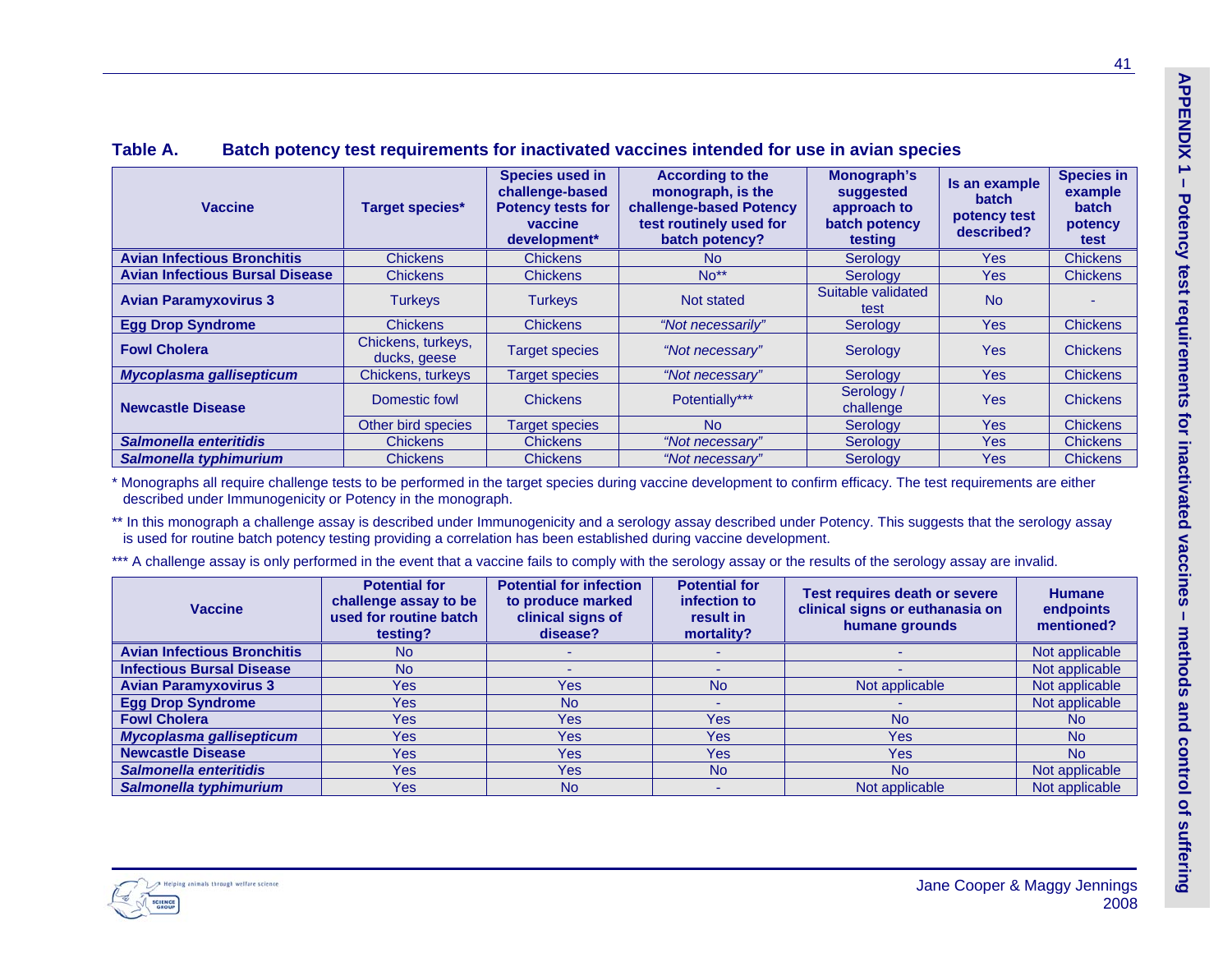## Table A. Batch potency test requirements for inactivated vaccines intended for use in avian species

| Vaccine | Target species* | Species used in challenge-based Potency tests for vaccine development* | According to the monograph, is the challenge-based Potency test routinely used for batch potency? | Monograph's suggested approach to batch potency testing | Is an example batch potency test described? | Species in example batch potency test |
|---|---|---|---|---|---|---|
| **Avian Infectious Bronchitis** | Chickens | Chickens | No | Serology | Yes | Chickens |
| **Avian Infectious Bursal Disease** | Chickens | Chickens | No** | Serology | Yes | Chickens |
| **Avian Paramyxovirus 3** | Turkeys | Turkeys | Not stated | Suitable validated test | No | - |
| **Egg Drop Syndrome** | Chickens | Chickens | *"Not necessarily"* | Serology | Yes | Chickens |
| **Fowl Cholera** | Chickens, turkeys, ducks, geese | Target species | *"Not necessary"* | Serology | Yes | Chickens |
| ***Mycoplasma gallisepticum*** | Chickens, turkeys | Target species | *"Not necessary"* | Serology | Yes | Chickens |
| **Newcastle Disease** | Domestic fowl | Chickens | Potentially*** | Serology / challenge | Yes | Chickens |
| | Other bird species | Target species | No | Serology | Yes | Chickens |
| ***Salmonella enteritidis*** | Chickens | Chickens | *"Not necessary"* | Serology | Yes | Chickens |
| ***Salmonella typhimurium*** | Chickens | Chickens | *"Not necessary"* | Serology | Yes | Chickens |

\* Monographs all require challenge tests to be performed in the target species during vaccine development to confirm efficacy. The test requirements are either described under Immunogenicity or Potency in the monograph.

** In this monograph a challenge assay is described under Immunogenicity and a serology assay described under Potency. This suggests that the serology assay is used for routine batch potency testing providing a correlation has been established during vaccine development.

*** A challenge assay is only performed in the event that a vaccine fails to comply with the serology assay or the results of the serology assay are invalid.

| Vaccine | Potential for challenge assay to be used for routine batch testing? | Potential for infection to produce marked clinical signs of disease? | Potential for infection to result in mortality? | Test requires death or severe clinical signs or euthanasia on humane grounds | Humane endpoints mentioned? |
|---|---|---|---|---|---|
| **Avian Infectious Bronchitis** | No | - | - | - | Not applicable |
| **Infectious Bursal Disease** | No | - | - | - | Not applicable |
| **Avian Paramyxovirus 3** | Yes | Yes | No | Not applicable | Not applicable |
| **Egg Drop Syndrome** | Yes | No | - | - | Not applicable |
| **Fowl Cholera** | Yes | Yes | Yes | No | No |
| ***Mycoplasma gallisepticum*** | Yes | Yes | Yes | Yes | No |
| **Newcastle Disease** | Yes | Yes | Yes | Yes | No |
| ***Salmonella enteritidis*** | Yes | Yes | No | No | Not applicable |
| ***Salmonella typhimurium*** | Yes | No | - | Not applicable | Not applicable |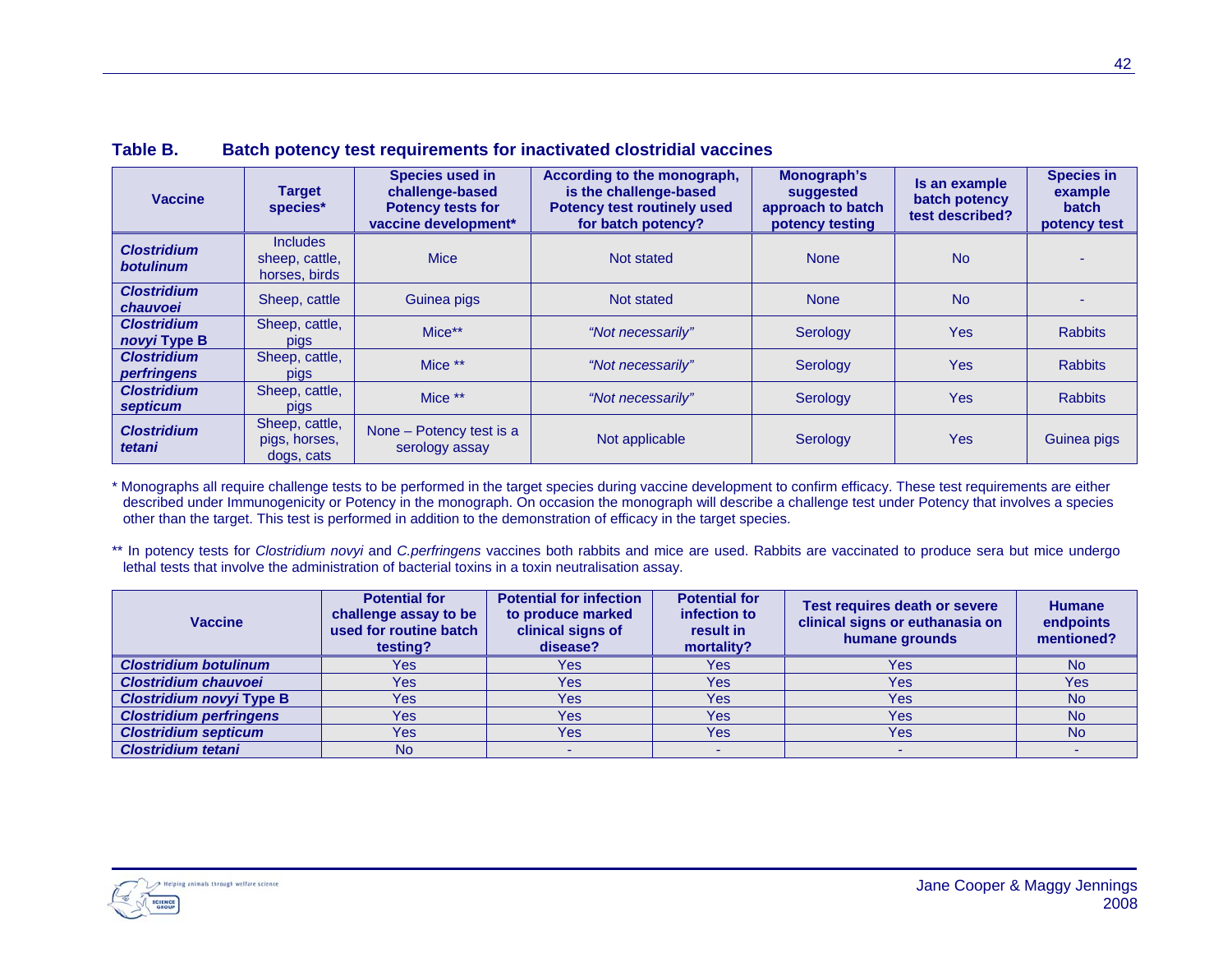**Table B. Batch potency test requirements for inactivated clostridial vaccines**

| Vaccine | Target species* | Species used in challenge-based Potency tests for vaccine development* | According to the monograph, is the challenge-based Potency test routinely used for batch potency? | Monograph's suggested approach to batch potency testing | Is an example batch potency test described? | Species in example batch potency test |
|---|---|---|---|---|---|---|
| ***Clostridium botulinum*** | Includes sheep, cattle, horses, birds | Mice | Not stated | None | No | - |
| ***Clostridium chauvoei*** | Sheep, cattle | Guinea pigs | Not stated | None | No | - |
| ***Clostridium novyi* Type B** | Sheep, cattle, pigs | Mice** | *"Not necessarily"* | Serology | Yes | Rabbits |
| ***Clostridium perfringens*** | Sheep, cattle, pigs | Mice ** | *"Not necessarily"* | Serology | Yes | Rabbits |
| ***Clostridium septicum*** | Sheep, cattle, pigs | Mice ** | *"Not necessarily"* | Serology | Yes | Rabbits |
| ***Clostridium tetani*** | Sheep, cattle, pigs, horses, dogs, cats | None – Potency test is a serology assay | Not applicable | Serology | Yes | Guinea pigs |

\* Monographs all require challenge tests to be performed in the target species during vaccine development to confirm efficacy. These test requirements are either described under Immunogenicity or Potency in the monograph. On occasion the monograph will describe a challenge test under Potency that involves a species other than the target. This test is performed in addition to the demonstration of efficacy in the target species.

\** In potency tests for *Clostridium novyi* and *C.perfringens* vaccines both rabbits and mice are used. Rabbits are vaccinated to produce sera but mice undergo lethal tests that involve the administration of bacterial toxins in a toxin neutralisation assay.

| Vaccine | Potential for challenge assay to be used for routine batch testing? | Potential for infection to produce marked clinical signs of disease? | Potential for infection to result in mortality? | Test requires death or severe clinical signs or euthanasia on humane grounds | Humane endpoints mentioned? |
|---|---|---|---|---|---|
| ***Clostridium botulinum*** | Yes | Yes | Yes | Yes | No |
| ***Clostridium chauvoei*** | Yes | Yes | Yes | Yes | Yes |
| ***Clostridium novyi* Type B** | Yes | Yes | Yes | Yes | No |
| ***Clostridium perfringens*** | Yes | Yes | Yes | Yes | No |
| ***Clostridium septicum*** | Yes | Yes | Yes | Yes | No |
| ***Clostridium tetani*** | No | - | - | - | - |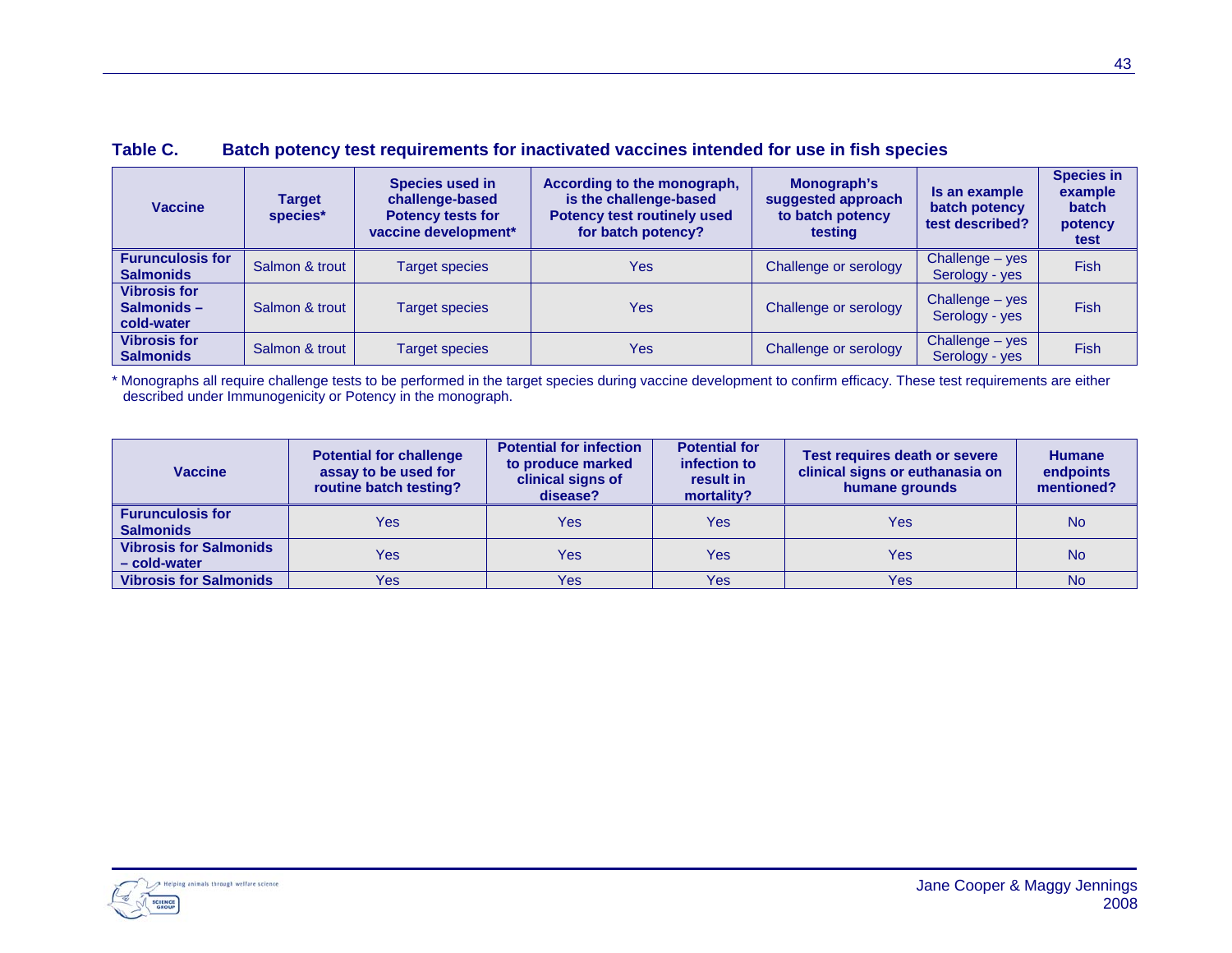**Table C. Batch potency test requirements for inactivated vaccines intended for use in fish species**

| Vaccine | Target species* | Species used in challenge-based Potency tests for vaccine development* | According to the monograph, is the challenge-based Potency test routinely used for batch potency? | Monograph's suggested approach to batch potency testing | Is an example batch potency test described? | Species in example batch potency test |
|---|---|---|---|---|---|---|
| **Furunculosis for Salmonids** | Salmon & trout | Target species | Yes | Challenge or serology | Challenge – yes Serology - yes | Fish |
| **Vibrosis for Salmonids – cold-water** | Salmon & trout | Target species | Yes | Challenge or serology | Challenge – yes Serology - yes | Fish |
| **Vibrosis for Salmonids** | Salmon & trout | Target species | Yes | Challenge or serology | Challenge – yes Serology - yes | Fish |

* Monographs all require challenge tests to be performed in the target species during vaccine development to confirm efficacy. These test requirements are either described under Immunogenicity or Potency in the monograph.

| Vaccine | Potential for challenge assay to be used for routine batch testing? | Potential for infection to produce marked clinical signs of disease? | Potential for infection to result in mortality? | Test requires death or severe clinical signs or euthanasia on humane grounds | Humane endpoints mentioned? |
|---|---|---|---|---|---|
| **Furunculosis for Salmonids** | Yes | Yes | Yes | Yes | No |
| **Vibrosis for Salmonids – cold-water** | Yes | Yes | Yes | Yes | No |
| **Vibrosis for Salmonids** | Yes | Yes | Yes | Yes | No |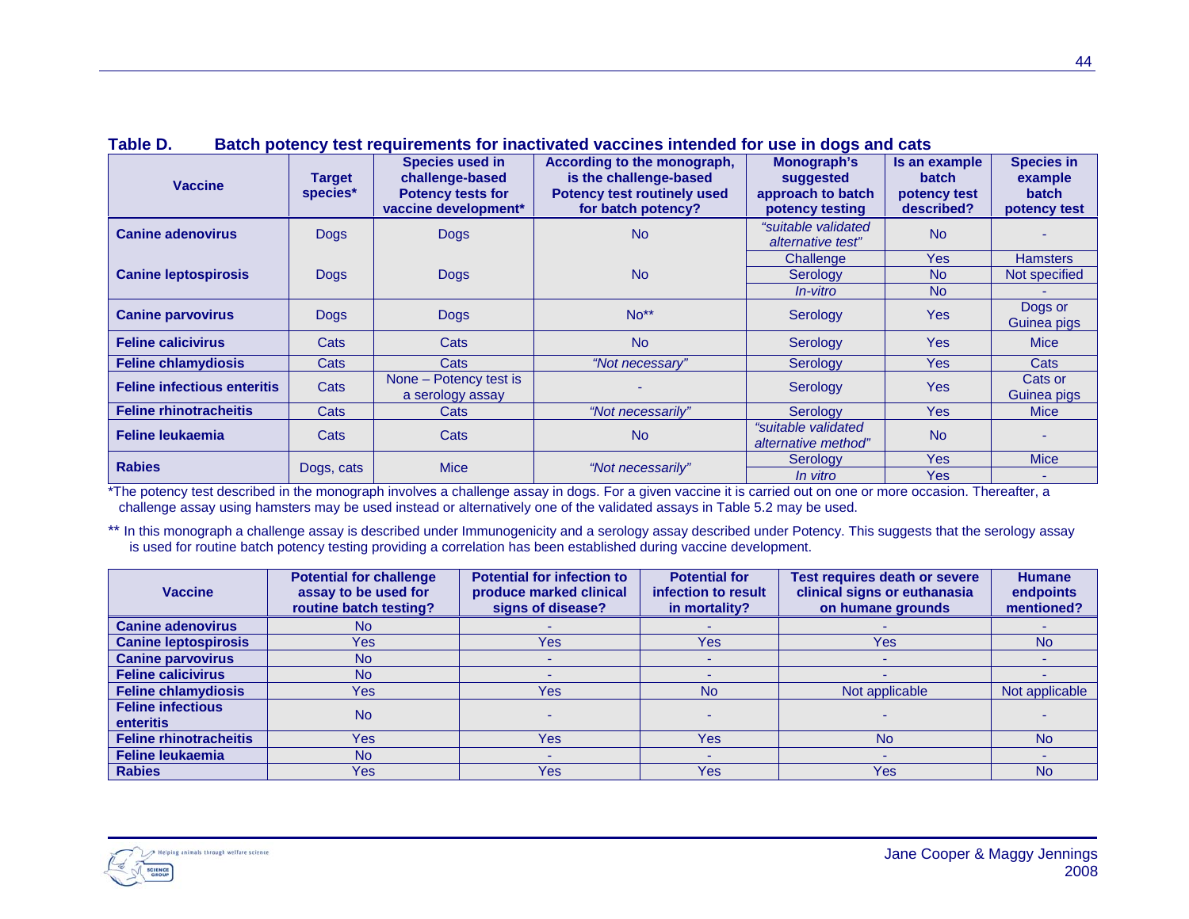**Table D. Batch potency test requirements for inactivated vaccines intended for use in dogs and cats**

| Vaccine | Target species* | Species used in challenge-based Potency tests for vaccine development* | According to the monograph, is the challenge-based Potency test routinely used for batch potency? | Monograph's suggested approach to batch potency testing | Is an example batch potency test described? | Species in example batch potency test |
|---|---|---|---|---|---|---|
| **Canine adenovirus** | Dogs | Dogs | No | *"suitable validated alternative test"* | No | - |
| **Canine leptospirosis** | Dogs | Dogs | No | Challenge | Yes | Hamsters |
| | | | | Serology | No | Not specified |
| | | | | *In-vitro* | No | - |
| **Canine parvovirus** | Dogs | Dogs | No** | Serology | Yes | Dogs or Guinea pigs |
| **Feline calicivirus** | Cats | Cats | No | Serology | Yes | Mice |
| **Feline chlamydiosis** | Cats | Cats | *"Not necessary"* | Serology | Yes | Cats |
| **Feline infectious enteritis** | Cats | None – Potency test is a serology assay | - | Serology | Yes | Cats or Guinea pigs |
| **Feline rhinotracheitis** | Cats | Cats | *"Not necessarily"* | Serology | Yes | Mice |
| **Feline leukaemia** | Cats | Cats | No | *"suitable validated alternative method"* | No | - |
| **Rabies** | Dogs, cats | Mice | *"Not necessarily"* | Serology | Yes | Mice |
| | | | | *In vitro* | Yes | - |

*The potency test described in the monograph involves a challenge assay in dogs. For a given vaccine it is carried out on one or more occasion. Thereafter, a challenge assay using hamsters may be used instead or alternatively one of the validated assays in Table 5.2 may be used.

** In this monograph a challenge assay is described under Immunogenicity and a serology assay described under Potency. This suggests that the serology assay is used for routine batch potency testing providing a correlation has been established during vaccine development.

| Vaccine | Potential for challenge assay to be used for routine batch testing? | Potential for infection to produce marked clinical signs of disease? | Potential for infection to result in mortality? | Test requires death or severe clinical signs or euthanasia on humane grounds | Humane endpoints mentioned? |
|---|---|---|---|---|---|
| **Canine adenovirus** | No | - | - | - | - |
| **Canine leptospirosis** | Yes | Yes | Yes | Yes | No |
| **Canine parvovirus** | No | - | - | - | - |
| **Feline calicivirus** | No | - | - | - | - |
| **Feline chlamydiosis** | Yes | Yes | No | Not applicable | Not applicable |
| **Feline infectious enteritis** | No | - | - | - | - |
| **Feline rhinotracheitis** | Yes | Yes | Yes | No | No |
| **Feline leukaemia** | No | - | - | - | - |
| **Rabies** | Yes | Yes | Yes | Yes | No |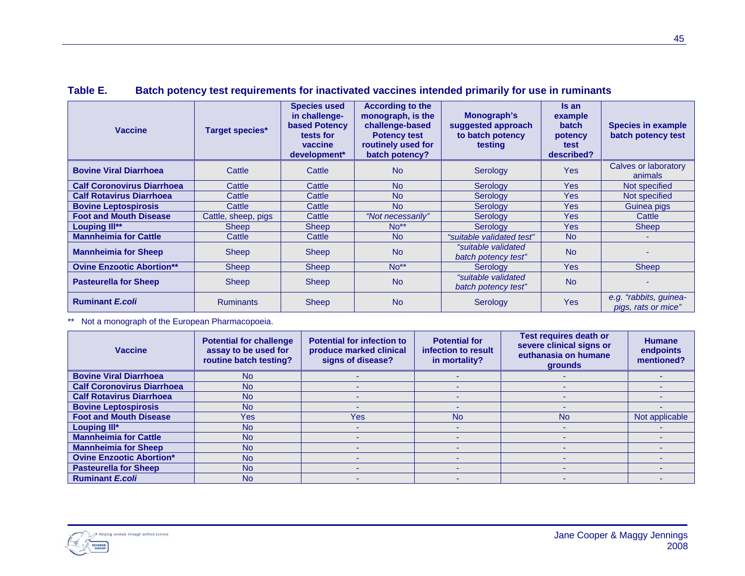**Table E. Batch potency test requirements for inactivated vaccines intended primarily for use in ruminants**

| Vaccine | Target species* | Species used in challenge-based Potency tests for vaccine development* | According to the monograph, is the challenge-based Potency test routinely used for batch potency? | Monograph's suggested approach to batch potency testing | Is an example batch potency test described? | Species in example batch potency test |
|---|---|---|---|---|---|---|
| **Bovine Viral Diarrhoea** | Cattle | Cattle | No | Serology | Yes | Calves or laboratory animals |
| **Calf Coronovirus Diarrhoea** | Cattle | Cattle | No | Serology | Yes | Not specified |
| **Calf Rotavirus Diarrhoea** | Cattle | Cattle | No | Serology | Yes | Not specified |
| **Bovine Leptospirosis** | Cattle | Cattle | No | Serology | Yes | Guinea pigs |
| **Foot and Mouth Disease** | Cattle, sheep, pigs | Cattle | *"Not necessarily"* | Serology | Yes | Cattle |
| **Louping Ill**** | Sheep | Sheep | No** | Serology | Yes | Sheep |
| **Mannheimia for Cattle** | Cattle | Cattle | No | *"suitable validated test"* | No | - |
| **Mannheimia for Sheep** | Sheep | Sheep | No | *"suitable validated batch potency test"* | No | - |
| **Ovine Enzootic Abortion**** | Sheep | Sheep | No** | Serology | Yes | Sheep |
| **Pasteurella for Sheep** | Sheep | Sheep | No | *"suitable validated batch potency test"* | No | - |
| **Ruminant *E.coli*** | Ruminants | Sheep | No | Serology | Yes | *e.g. "rabbits, guinea-pigs, rats or mice"* |

** Not a monograph of the European Pharmacopoeia.

| Vaccine | Potential for challenge assay to be used for routine batch testing? | Potential for infection to produce marked clinical signs of disease? | Potential for infection to result in mortality? | Test requires death or severe clinical signs or euthanasia on humane grounds | Humane endpoints mentioned? |
|---|---|---|---|---|---|
| **Bovine Viral Diarrhoea** | No | - | - | - | - |
| **Calf Coronovirus Diarrhoea** | No | - | - | - | - |
| **Calf Rotavirus Diarrhoea** | No | - | - | - | - |
| **Bovine Leptospirosis** | No | - | - | - | - |
| **Foot and Mouth Disease** | Yes | Yes | No | No | Not applicable |
| **Louping Ill*** | No | - | - | - | - |
| **Mannheimia for Cattle** | No | - | - | - | - |
| **Mannheimia for Sheep** | No | - | - | - | - |
| **Ovine Enzootic Abortion*** | No | - | - | - | - |
| **Pasteurella for Sheep** | No | - | - | - | - |
| **Ruminant *E.coli*** | No | - | - | - | - |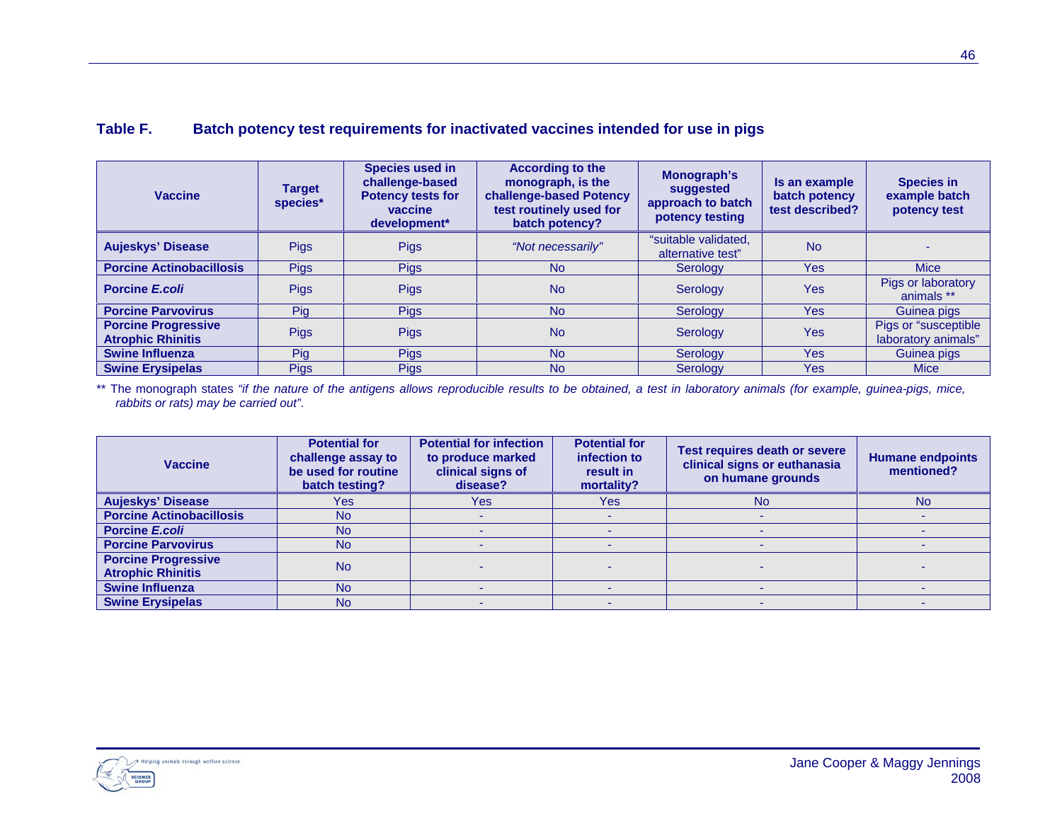**Table F. Batch potency test requirements for inactivated vaccines intended for use in pigs**

| Vaccine | Target species* | Species used in challenge-based Potency tests for vaccine development* | According to the monograph, is the challenge-based Potency test routinely used for batch potency? | Monograph's suggested approach to batch potency testing | Is an example batch potency test described? | Species in example batch potency test |
|---|---|---|---|---|---|---|
| **Aujeskys' Disease** | Pigs | Pigs | *"Not necessarily"* | "suitable validated, alternative test" | No | - |
| **Porcine Actinobacillosis** | Pigs | Pigs | No | Serology | Yes | Mice |
| **Porcine *E.coli*** | Pigs | Pigs | No | Serology | Yes | Pigs or laboratory animals ** |
| **Porcine Parvovirus** | Pig | Pigs | No | Serology | Yes | Guinea pigs |
| **Porcine Progressive Atrophic Rhinitis** | Pigs | Pigs | No | Serology | Yes | Pigs or "susceptible laboratory animals" |
| **Swine Influenza** | Pig | Pigs | No | Serology | Yes | Guinea pigs |
| **Swine Erysipelas** | Pigs | Pigs | No | Serology | Yes | Mice |

** The monograph states *"if the nature of the antigens allows reproducible results to be obtained, a test in laboratory animals (for example, guinea-pigs, mice, rabbits or rats) may be carried out"*.

| Vaccine | Potential for challenge assay to be used for routine batch testing? | Potential for infection to produce marked clinical signs of disease? | Potential for infection to result in mortality? | Test requires death or severe clinical signs or euthanasia on humane grounds | Humane endpoints mentioned? |
|---|---|---|---|---|---|
| **Aujeskys' Disease** | Yes | Yes | Yes | No | No |
| **Porcine Actinobacillosis** | No | - | - | - | - |
| **Porcine *E.coli*** | No | - | - | - | - |
| **Porcine Parvovirus** | No | - | - | - | - |
| **Porcine Progressive Atrophic Rhinitis** | No | - | - | - | - |
| **Swine Influenza** | No | - | - | - | - |
| **Swine Erysipelas** | No | - | - | - | - |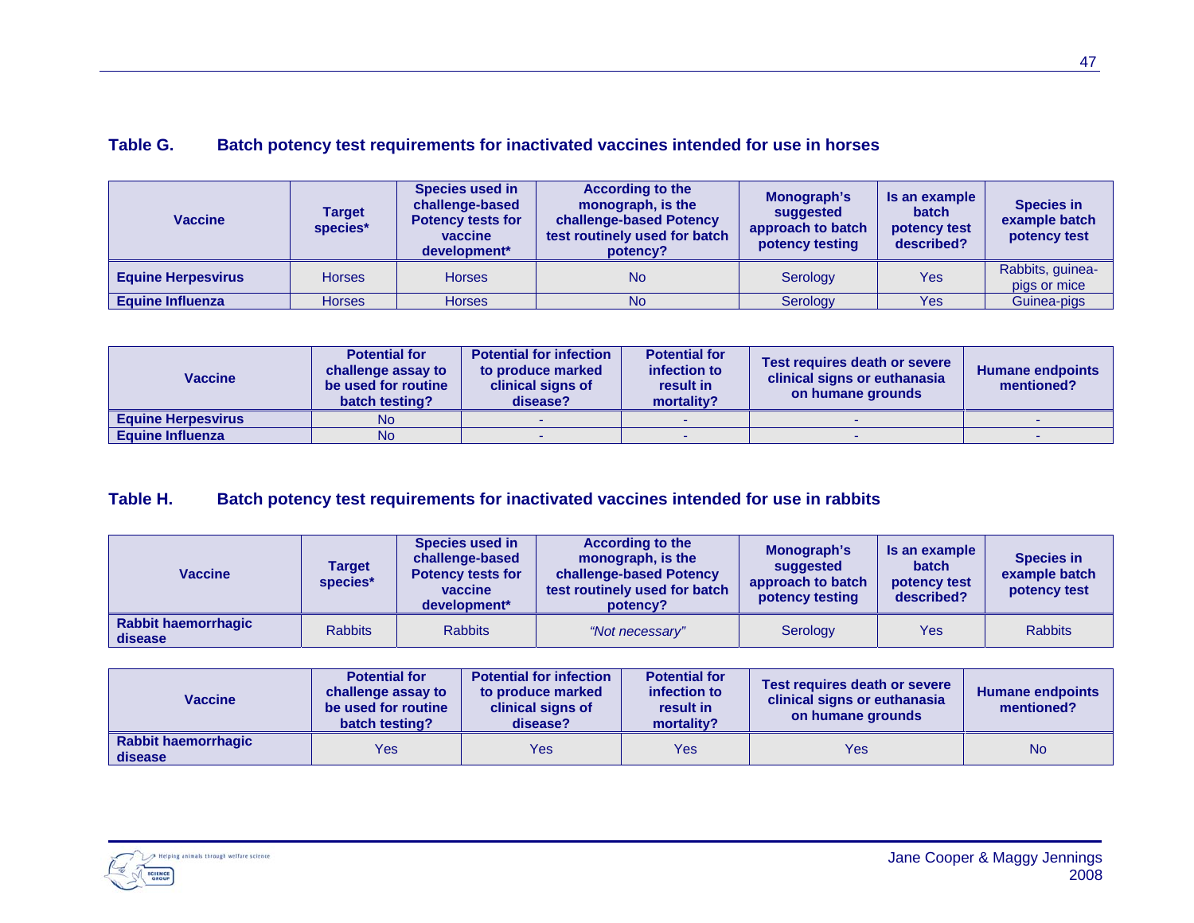**Table G. Batch potency test requirements for inactivated vaccines intended for use in horses**

| Vaccine | Target species* | Species used in challenge-based Potency tests for vaccine development* | According to the monograph, is the challenge-based Potency test routinely used for batch potency? | Monograph's suggested approach to batch potency testing | Is an example batch potency test described? | Species in example batch potency test |
|---|---|---|---|---|---|---|
| **Equine Herpesvirus** | Horses | Horses | No | Serology | Yes | Rabbits, guinea-pigs or mice |
| **Equine Influenza** | Horses | Horses | No | Serology | Yes | Guinea-pigs |

| Vaccine | Potential for challenge assay to be used for routine batch testing? | Potential for infection to produce marked clinical signs of disease? | Potential for infection to result in mortality? | Test requires death or severe clinical signs or euthanasia on humane grounds | Humane endpoints mentioned? |
|---|---|---|---|---|---|
| **Equine Herpesvirus** | No | - | - | - | - |
| **Equine Influenza** | No | - | - | - | - |

**Table H. Batch potency test requirements for inactivated vaccines intended for use in rabbits**

| Vaccine | Target species* | Species used in challenge-based Potency tests for vaccine development* | According to the monograph, is the challenge-based Potency test routinely used for batch potency? | Monograph's suggested approach to batch potency testing | Is an example batch potency test described? | Species in example batch potency test |
|---|---|---|---|---|---|---|
| **Rabbit haemorrhagic disease** | Rabbits | Rabbits | *"Not necessary"* | Serology | Yes | Rabbits |

| Vaccine | Potential for challenge assay to be used for routine batch testing? | Potential for infection to produce marked clinical signs of disease? | Potential for infection to result in mortality? | Test requires death or severe clinical signs or euthanasia on humane grounds | Humane endpoints mentioned? |
|---|---|---|---|---|---|
| **Rabbit haemorrhagic disease** | Yes | Yes | Yes | Yes | No |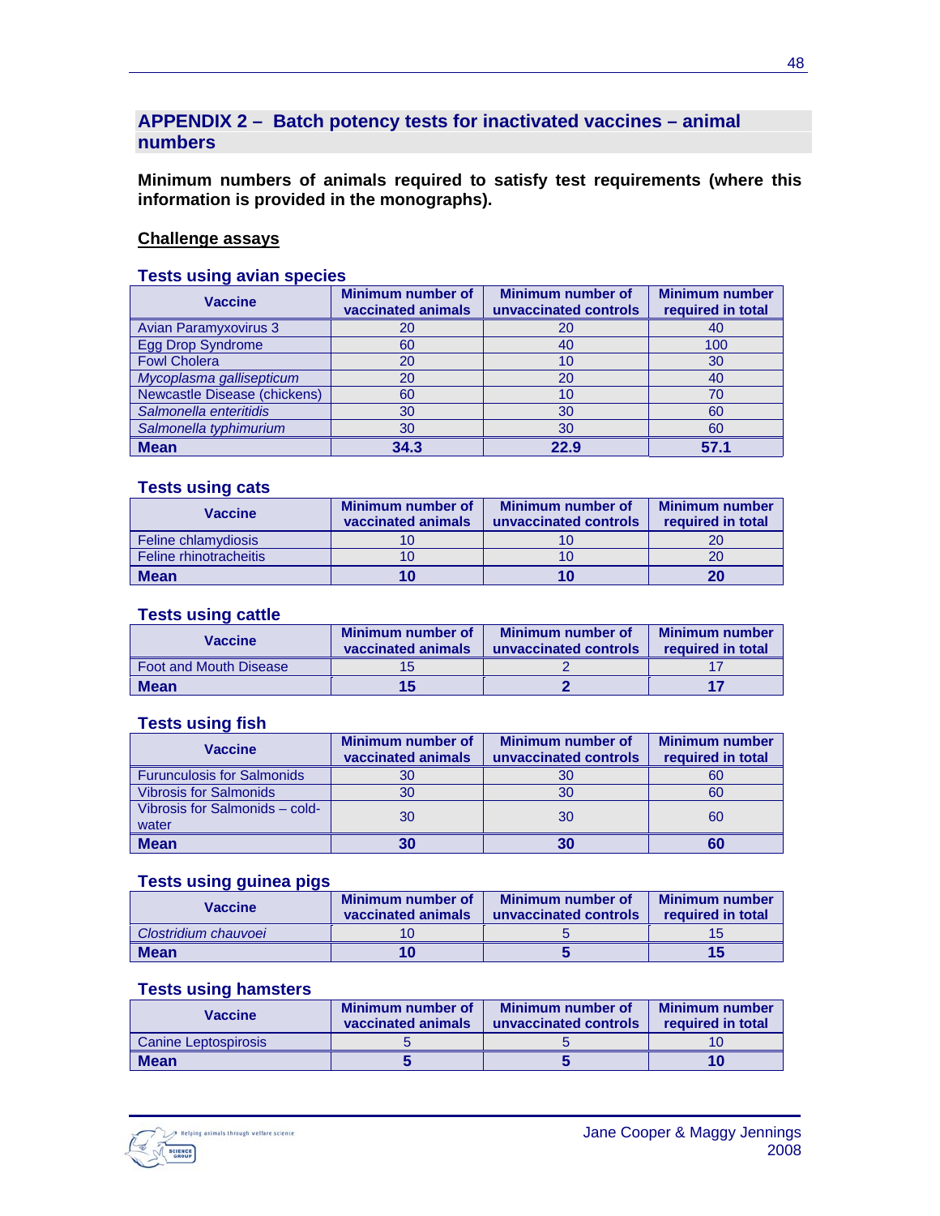## APPENDIX 2 – Batch potency tests for inactivated vaccines – animal numbers

**Minimum numbers of animals required to satisfy test requirements (where this information is provided in the monographs).**

**Challenge assays**

### Tests using avian species

| Vaccine | Minimum number of vaccinated animals | Minimum number of unvaccinated controls | Minimum number required in total |
|---|---|---|---|
| Avian Paramyxovirus 3 | 20 | 20 | 40 |
| Egg Drop Syndrome | 60 | 40 | 100 |
| Fowl Cholera | 20 | 10 | 30 |
| *Mycoplasma gallisepticum* | 20 | 20 | 40 |
| Newcastle Disease (chickens) | 60 | 10 | 70 |
| *Salmonella enteritidis* | 30 | 30 | 60 |
| *Salmonella typhimurium* | 30 | 30 | 60 |
| **Mean** | **34.3** | **22.9** | **57.1** |

### Tests using cats

| Vaccine | Minimum number of vaccinated animals | Minimum number of unvaccinated controls | Minimum number required in total |
|---|---|---|---|
| Feline chlamydiosis | 10 | 10 | 20 |
| Feline rhinotracheitis | 10 | 10 | 20 |
| **Mean** | **10** | **10** | **20** |

### Tests using cattle

| Vaccine | Minimum number of vaccinated animals | Minimum number of unvaccinated controls | Minimum number required in total |
|---|---|---|---|
| Foot and Mouth Disease | 15 | 2 | 17 |
| **Mean** | **15** | **2** | **17** |

### Tests using fish

| Vaccine | Minimum number of vaccinated animals | Minimum number of unvaccinated controls | Minimum number required in total |
|---|---|---|---|
| Furunculosis for Salmonids | 30 | 30 | 60 |
| Vibrosis for Salmonids | 30 | 30 | 60 |
| Vibrosis for Salmonids – cold-water | 30 | 30 | 60 |
| **Mean** | **30** | **30** | **60** |

### Tests using guinea pigs

| Vaccine | Minimum number of vaccinated animals | Minimum number of unvaccinated controls | Minimum number required in total |
|---|---|---|---|
| *Clostridium chauvoei* | 10 | 5 | 15 |
| **Mean** | **10** | **5** | **15** |

### Tests using hamsters

| Vaccine | Minimum number of vaccinated animals | Minimum number of unvaccinated controls | Minimum number required in total |
|---|---|---|---|
| Canine Leptospirosis | 5 | 5 | 10 |
| **Mean** | **5** | **5** | **10** |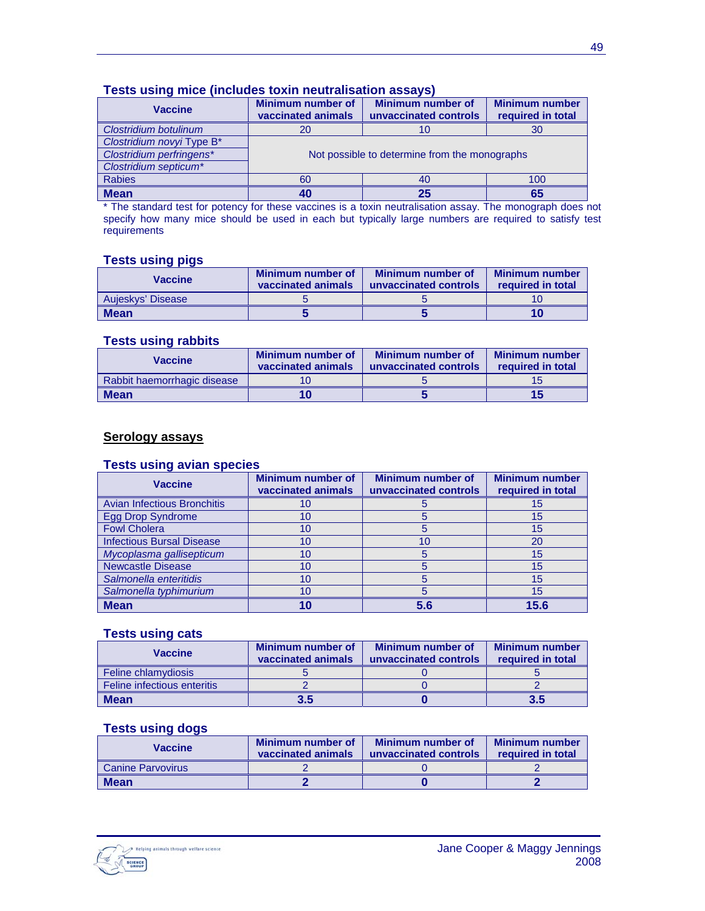### Tests using mice (includes toxin neutralisation assays)

| Vaccine | Minimum number of vaccinated animals | Minimum number of unvaccinated controls | Minimum number required in total |
|---|---|---|---|
| *Clostridium botulinum* | 20 | 10 | 30 |
| *Clostridium novyi* Type B* | Not possible to determine from the monographs | | |
| *Clostridium perfringens** | | | |
| *Clostridium septicum** | | | |
| Rabies | 60 | 40 | 100 |
| **Mean** | **40** | **25** | **65** |

* The standard test for potency for these vaccines is a toxin neutralisation assay. The monograph does not specify how many mice should be used in each but typically large numbers are required to satisfy test requirements

### Tests using pigs

| Vaccine | Minimum number of vaccinated animals | Minimum number of unvaccinated controls | Minimum number required in total |
|---|---|---|---|
| Aujeskys' Disease | 5 | 5 | 10 |
| **Mean** | **5** | **5** | **10** |

### Tests using rabbits

| Vaccine | Minimum number of vaccinated animals | Minimum number of unvaccinated controls | Minimum number required in total |
|---|---|---|---|
| Rabbit haemorrhagic disease | 10 | 5 | 15 |
| **Mean** | **10** | **5** | **15** |

## Serology assays

### Tests using avian species

| Vaccine | Minimum number of vaccinated animals | Minimum number of unvaccinated controls | Minimum number required in total |
|---|---|---|---|
| Avian Infectious Bronchitis | 10 | 5 | 15 |
| Egg Drop Syndrome | 10 | 5 | 15 |
| Fowl Cholera | 10 | 5 | 15 |
| Infectious Bursal Disease | 10 | 10 | 20 |
| *Mycoplasma gallisepticum* | 10 | 5 | 15 |
| Newcastle Disease | 10 | 5 | 15 |
| *Salmonella enteritidis* | 10 | 5 | 15 |
| *Salmonella typhimurium* | 10 | 5 | 15 |
| **Mean** | **10** | **5.6** | **15.6** |

### Tests using cats

| Vaccine | Minimum number of vaccinated animals | Minimum number of unvaccinated controls | Minimum number required in total |
|---|---|---|---|
| Feline chlamydiosis | 5 | 0 | 5 |
| Feline infectious enteritis | 2 | 0 | 2 |
| **Mean** | **3.5** | **0** | **3.5** |

### Tests using dogs

| Vaccine | Minimum number of vaccinated animals | Minimum number of unvaccinated controls | Minimum number required in total |
|---|---|---|---|
| Canine Parvovirus | 2 | 0 | 2 |
| **Mean** | **2** | **0** | **2** |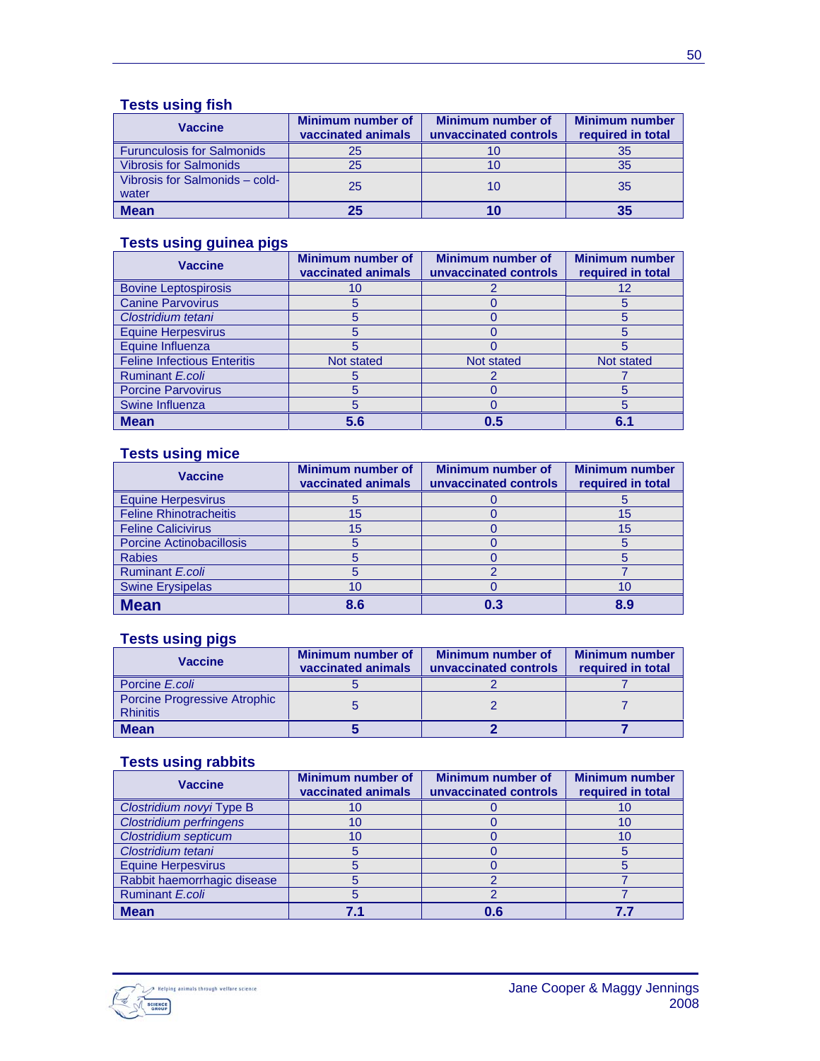### Tests using fish

| Vaccine | Minimum number of vaccinated animals | Minimum number of unvaccinated controls | Minimum number required in total |
|---|---|---|---|
| Furunculosis for Salmonids | 25 | 10 | 35 |
| Vibrosis for Salmonids | 25 | 10 | 35 |
| Vibrosis for Salmonids – cold-water | 25 | 10 | 35 |
| **Mean** | **25** | **10** | **35** |

### Tests using guinea pigs

| Vaccine | Minimum number of vaccinated animals | Minimum number of unvaccinated controls | Minimum number required in total |
|---|---|---|---|
| Bovine Leptospirosis | 10 | 2 | 12 |
| Canine Parvovirus | 5 | 0 | 5 |
| *Clostridium tetani* | 5 | 0 | 5 |
| Equine Herpesvirus | 5 | 0 | 5 |
| Equine Influenza | 5 | 0 | 5 |
| Feline Infectious Enteritis | Not stated | Not stated | Not stated |
| Ruminant *E.coli* | 5 | 2 | 7 |
| Porcine Parvovirus | 5 | 0 | 5 |
| Swine Influenza | 5 | 0 | 5 |
| **Mean** | **5.6** | **0.5** | **6.1** |

### Tests using mice

| Vaccine | Minimum number of vaccinated animals | Minimum number of unvaccinated controls | Minimum number required in total |
|---|---|---|---|
| Equine Herpesvirus | 5 | 0 | 5 |
| Feline Rhinotracheitis | 15 | 0 | 15 |
| Feline Calicivirus | 15 | 0 | 15 |
| Porcine Actinobacillosis | 5 | 0 | 5 |
| Rabies | 5 | 0 | 5 |
| Ruminant *E.coli* | 5 | 2 | 7 |
| Swine Erysipelas | 10 | 0 | 10 |
| **Mean** | **8.6** | **0.3** | **8.9** |

### Tests using pigs

| Vaccine | Minimum number of vaccinated animals | Minimum number of unvaccinated controls | Minimum number required in total |
|---|---|---|---|
| Porcine *E.coli* | 5 | 2 | 7 |
| Porcine Progressive Atrophic Rhinitis | 5 | 2 | 7 |
| **Mean** | **5** | **2** | **7** |

### Tests using rabbits

| Vaccine | Minimum number of vaccinated animals | Minimum number of unvaccinated controls | Minimum number required in total |
|---|---|---|---|
| *Clostridium novyi* Type B | 10 | 0 | 10 |
| *Clostridium perfringens* | 10 | 0 | 10 |
| *Clostridium septicum* | 10 | 0 | 10 |
| *Clostridium tetani* | 5 | 0 | 5 |
| Equine Herpesvirus | 5 | 0 | 5 |
| Rabbit haemorrhagic disease | 5 | 2 | 7 |
| Ruminant *E.coli* | 5 | 2 | 7 |
| **Mean** | **7.1** | **0.6** | **7.7** |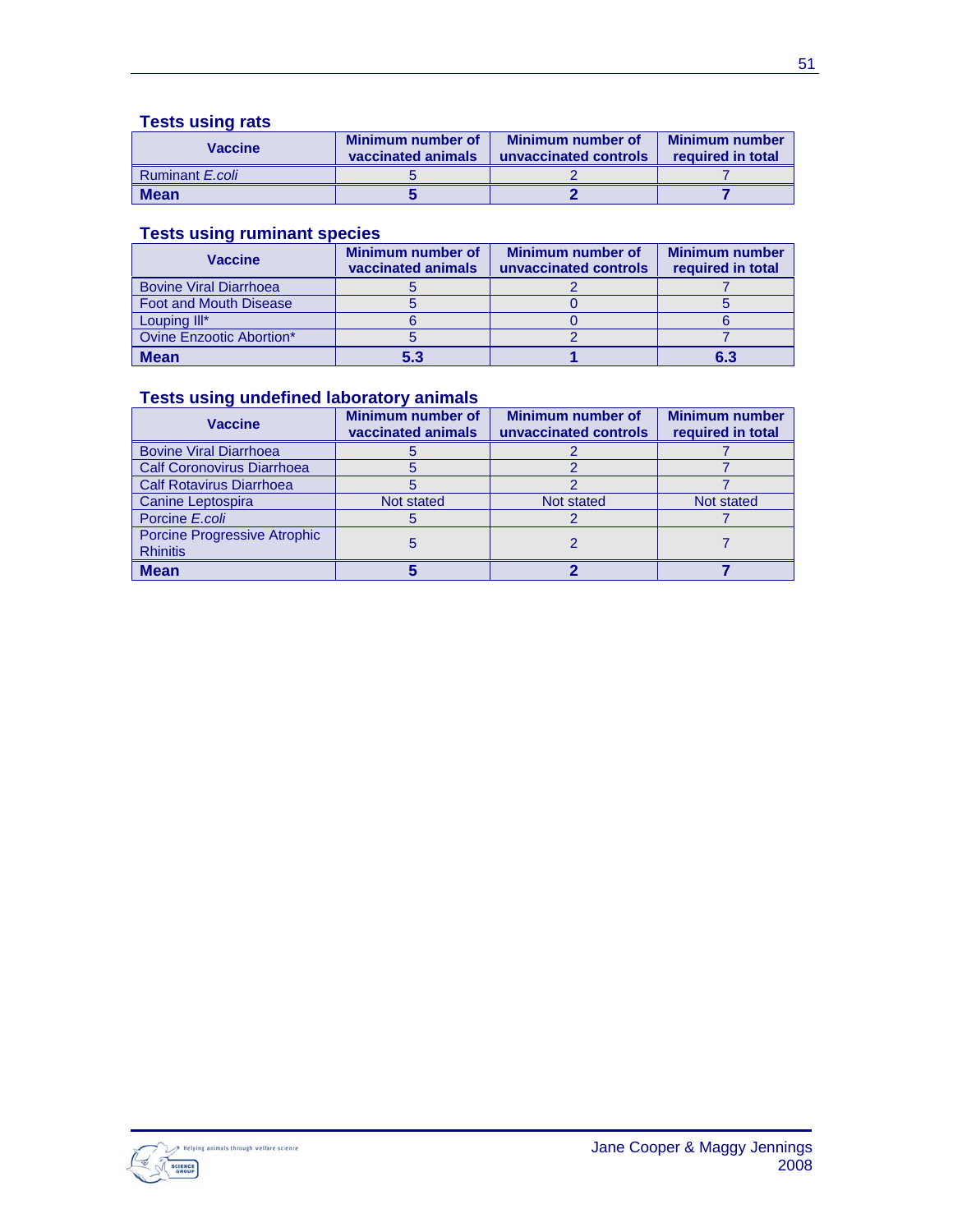### Tests using rats

| Vaccine | Minimum number of vaccinated animals | Minimum number of unvaccinated controls | Minimum number required in total |
|---|---|---|---|
| Ruminant *E.coli* | 5 | 2 | 7 |
| **Mean** | **5** | **2** | **7** |

### Tests using ruminant species

| Vaccine | Minimum number of vaccinated animals | Minimum number of unvaccinated controls | Minimum number required in total |
|---|---|---|---|
| Bovine Viral Diarrhoea | 5 | 2 | 7 |
| Foot and Mouth Disease | 5 | 0 | 5 |
| Louping Ill* | 6 | 0 | 6 |
| Ovine Enzootic Abortion* | 5 | 2 | 7 |
| **Mean** | **5.3** | **1** | **6.3** |

### Tests using undefined laboratory animals

| Vaccine | Minimum number of vaccinated animals | Minimum number of unvaccinated controls | Minimum number required in total |
|---|---|---|---|
| Bovine Viral Diarrhoea | 5 | 2 | 7 |
| Calf Coronovirus Diarrhoea | 5 | 2 | 7 |
| Calf Rotavirus Diarrhoea | 5 | 2 | 7 |
| Canine Leptospira | Not stated | Not stated | Not stated |
| Porcine *E.coli* | 5 | 2 | 7 |
| Porcine Progressive Atrophic Rhinitis | 5 | 2 | 7 |
| **Mean** | **5** | **2** | **7** |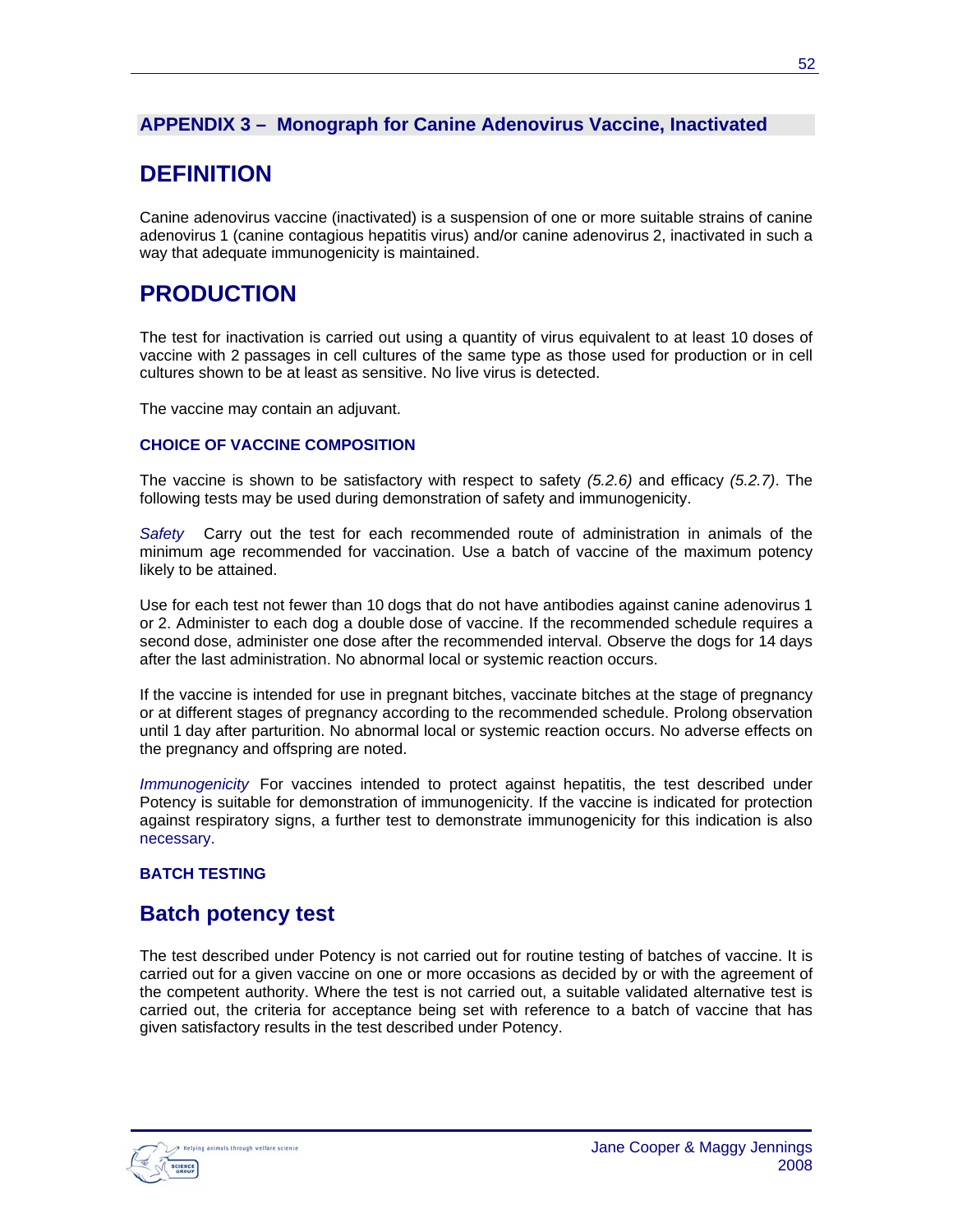## APPENDIX 3 – Monograph for Canine Adenovirus Vaccine, Inactivated

# DEFINITION

Canine adenovirus vaccine (inactivated) is a suspension of one or more suitable strains of canine adenovirus 1 (canine contagious hepatitis virus) and/or canine adenovirus 2, inactivated in such a way that adequate immunogenicity is maintained.

# PRODUCTION

The test for inactivation is carried out using a quantity of virus equivalent to at least 10 doses of vaccine with 2 passages in cell cultures of the same type as those used for production or in cell cultures shown to be at least as sensitive. No live virus is detected.

The vaccine may contain an adjuvant.

### CHOICE OF VACCINE COMPOSITION

The vaccine is shown to be satisfactory with respect to safety *(5.2.6)* and efficacy *(5.2.7)*. The following tests may be used during demonstration of safety and immunogenicity.

*Safety* Carry out the test for each recommended route of administration in animals of the minimum age recommended for vaccination. Use a batch of vaccine of the maximum potency likely to be attained.

Use for each test not fewer than 10 dogs that do not have antibodies against canine adenovirus 1 or 2. Administer to each dog a double dose of vaccine. If the recommended schedule requires a second dose, administer one dose after the recommended interval. Observe the dogs for 14 days after the last administration. No abnormal local or systemic reaction occurs.

If the vaccine is intended for use in pregnant bitches, vaccinate bitches at the stage of pregnancy or at different stages of pregnancy according to the recommended schedule. Prolong observation until 1 day after parturition. No abnormal local or systemic reaction occurs. No adverse effects on the pregnancy and offspring are noted.

*Immunogenicity* For vaccines intended to protect against hepatitis, the test described under Potency is suitable for demonstration of immunogenicity. If the vaccine is indicated for protection against respiratory signs, a further test to demonstrate immunogenicity for this indication is also necessary.

### BATCH TESTING

## Batch potency test

The test described under Potency is not carried out for routine testing of batches of vaccine. It is carried out for a given vaccine on one or more occasions as decided by or with the agreement of the competent authority. Where the test is not carried out, a suitable validated alternative test is carried out, the criteria for acceptance being set with reference to a batch of vaccine that has given satisfactory results in the test described under Potency.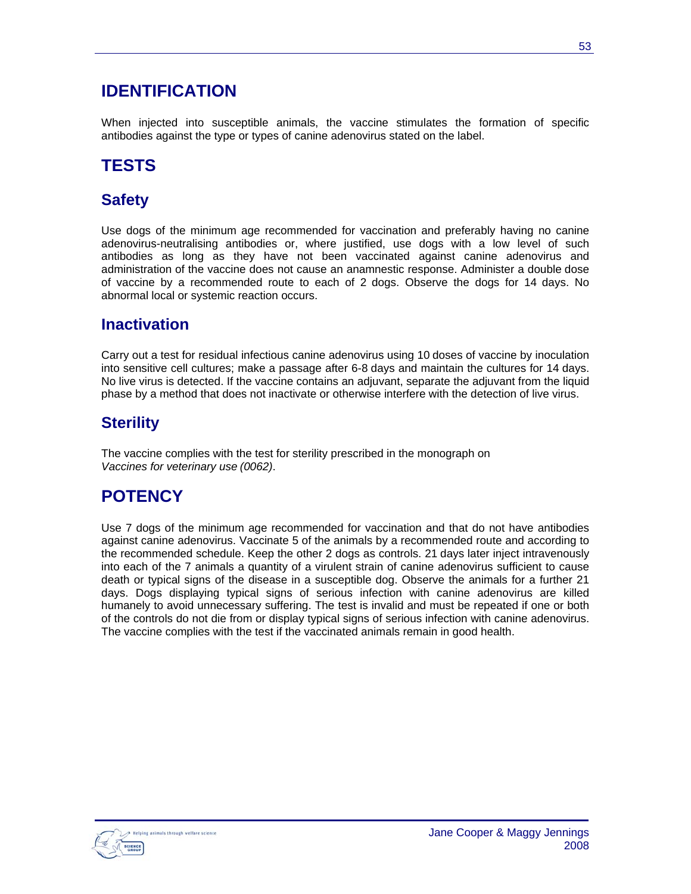## IDENTIFICATION

When injected into susceptible animals, the vaccine stimulates the formation of specific antibodies against the type or types of canine adenovirus stated on the label.

## TESTS

### Safety

Use dogs of the minimum age recommended for vaccination and preferably having no canine adenovirus-neutralising antibodies or, where justified, use dogs with a low level of such antibodies as long as they have not been vaccinated against canine adenovirus and administration of the vaccine does not cause an anamnestic response. Administer a double dose of vaccine by a recommended route to each of 2 dogs. Observe the dogs for 14 days. No abnormal local or systemic reaction occurs.

### Inactivation

Carry out a test for residual infectious canine adenovirus using 10 doses of vaccine by inoculation into sensitive cell cultures; make a passage after 6-8 days and maintain the cultures for 14 days. No live virus is detected. If the vaccine contains an adjuvant, separate the adjuvant from the liquid phase by a method that does not inactivate or otherwise interfere with the detection of live virus.

### Sterility

The vaccine complies with the test for sterility prescribed in the monograph on *Vaccines for veterinary use (0062)*.

## POTENCY

Use 7 dogs of the minimum age recommended for vaccination and that do not have antibodies against canine adenovirus. Vaccinate 5 of the animals by a recommended route and according to the recommended schedule. Keep the other 2 dogs as controls. 21 days later inject intravenously into each of the 7 animals a quantity of a virulent strain of canine adenovirus sufficient to cause death or typical signs of the disease in a susceptible dog. Observe the animals for a further 21 days. Dogs displaying typical signs of serious infection with canine adenovirus are killed humanely to avoid unnecessary suffering. The test is invalid and must be repeated if one or both of the controls do not die from or display typical signs of serious infection with canine adenovirus. The vaccine complies with the test if the vaccinated animals remain in good health.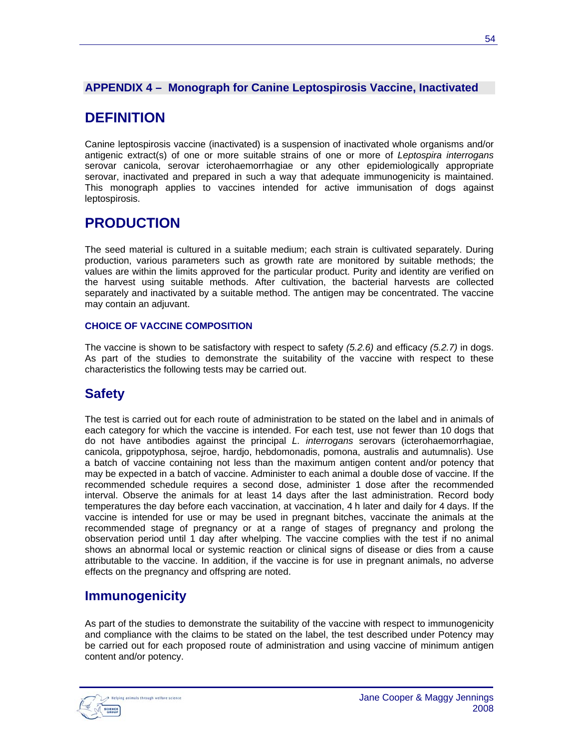## APPENDIX 4 – Monograph for Canine Leptospirosis Vaccine, Inactivated

# DEFINITION

Canine leptospirosis vaccine (inactivated) is a suspension of inactivated whole organisms and/or antigenic extract(s) of one or more suitable strains of one or more of *Leptospira interrogans* serovar canicola, serovar icterohaemorrhagiae or any other epidemiologically appropriate serovar, inactivated and prepared in such a way that adequate immunogenicity is maintained. This monograph applies to vaccines intended for active immunisation of dogs against leptospirosis.

# PRODUCTION

The seed material is cultured in a suitable medium; each strain is cultivated separately. During production, various parameters such as growth rate are monitored by suitable methods; the values are within the limits approved for the particular product. Purity and identity are verified on the harvest using suitable methods. After cultivation, the bacterial harvests are collected separately and inactivated by a suitable method. The antigen may be concentrated. The vaccine may contain an adjuvant.

### CHOICE OF VACCINE COMPOSITION

The vaccine is shown to be satisfactory with respect to safety *(5.2.6)* and efficacy *(5.2.7)* in dogs. As part of the studies to demonstrate the suitability of the vaccine with respect to these characteristics the following tests may be carried out.

## Safety

The test is carried out for each route of administration to be stated on the label and in animals of each category for which the vaccine is intended. For each test, use not fewer than 10 dogs that do not have antibodies against the principal *L. interrogans* serovars (icterohaemorrhagiae, canicola, grippotyphosa, sejroe, hardjo, hebdomonadis, pomona, australis and autumnalis). Use a batch of vaccine containing not less than the maximum antigen content and/or potency that may be expected in a batch of vaccine. Administer to each animal a double dose of vaccine. If the recommended schedule requires a second dose, administer 1 dose after the recommended interval. Observe the animals for at least 14 days after the last administration. Record body temperatures the day before each vaccination, at vaccination, 4 h later and daily for 4 days. If the vaccine is intended for use or may be used in pregnant bitches, vaccinate the animals at the recommended stage of pregnancy or at a range of stages of pregnancy and prolong the observation period until 1 day after whelping. The vaccine complies with the test if no animal shows an abnormal local or systemic reaction or clinical signs of disease or dies from a cause attributable to the vaccine. In addition, if the vaccine is for use in pregnant animals, no adverse effects on the pregnancy and offspring are noted.

## Immunogenicity

As part of the studies to demonstrate the suitability of the vaccine with respect to immunogenicity and compliance with the claims to be stated on the label, the test described under Potency may be carried out for each proposed route of administration and using vaccine of minimum antigen content and/or potency.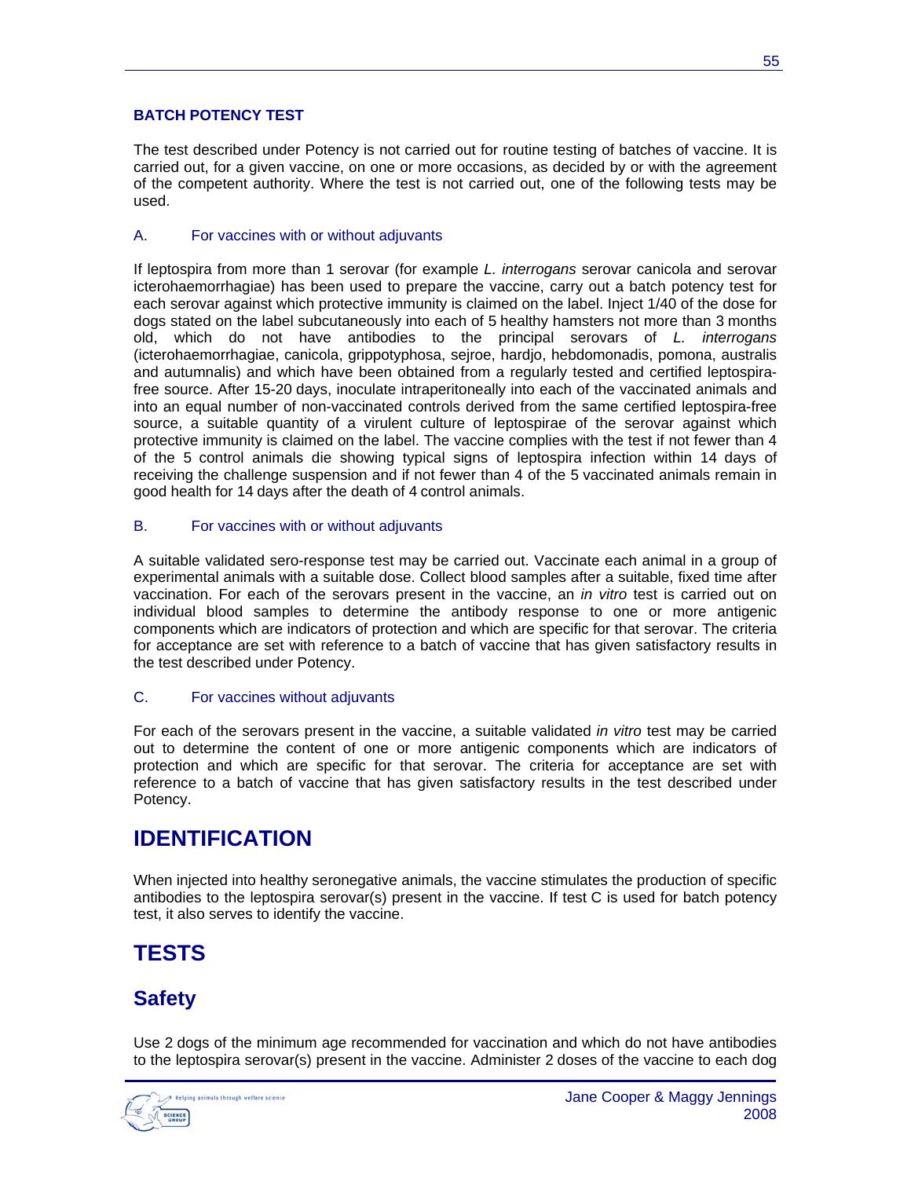**BATCH POTENCY TEST**

The test described under Potency is not carried out for routine testing of batches of vaccine. It is carried out, for a given vaccine, on one or more occasions, as decided by or with the agreement of the competent authority. Where the test is not carried out, one of the following tests may be used.

A. For vaccines with or without adjuvants

If leptospira from more than 1 serovar (for example *L. interrogans* serovar canicola and serovar icterohaemorrhagiae) has been used to prepare the vaccine, carry out a batch potency test for each serovar against which protective immunity is claimed on the label. Inject 1/40 of the dose for dogs stated on the label subcutaneously into each of 5 healthy hamsters not more than 3 months old, which do not have antibodies to the principal serovars of *L. interrogans* (icterohaemorrhagiae, canicola, grippotyphosa, sejroe, hardjo, hebdomonadis, pomona, australis and autumnalis) and which have been obtained from a regularly tested and certified leptospira-free source. After 15-20 days, inoculate intraperitoneally into each of the vaccinated animals and into an equal number of non-vaccinated controls derived from the same certified leptospira-free source, a suitable quantity of a virulent culture of leptospirae of the serovar against which protective immunity is claimed on the label. The vaccine complies with the test if not fewer than 4 of the 5 control animals die showing typical signs of leptospira infection within 14 days of receiving the challenge suspension and if not fewer than 4 of the 5 vaccinated animals remain in good health for 14 days after the death of 4 control animals.

B. For vaccines with or without adjuvants

A suitable validated sero-response test may be carried out. Vaccinate each animal in a group of experimental animals with a suitable dose. Collect blood samples after a suitable, fixed time after vaccination. For each of the serovars present in the vaccine, an *in vitro* test is carried out on individual blood samples to determine the antibody response to one or more antigenic components which are indicators of protection and which are specific for that serovar. The criteria for acceptance are set with reference to a batch of vaccine that has given satisfactory results in the test described under Potency.

C. For vaccines without adjuvants

For each of the serovars present in the vaccine, a suitable validated *in vitro* test may be carried out to determine the content of one or more antigenic components which are indicators of protection and which are specific for that serovar. The criteria for acceptance are set with reference to a batch of vaccine that has given satisfactory results in the test described under Potency.

# IDENTIFICATION

When injected into healthy seronegative animals, the vaccine stimulates the production of specific antibodies to the leptospira serovar(s) present in the vaccine. If test C is used for batch potency test, it also serves to identify the vaccine.

# TESTS

## Safety

Use 2 dogs of the minimum age recommended for vaccination and which do not have antibodies to the leptospira serovar(s) present in the vaccine. Administer 2 doses of the vaccine to each dog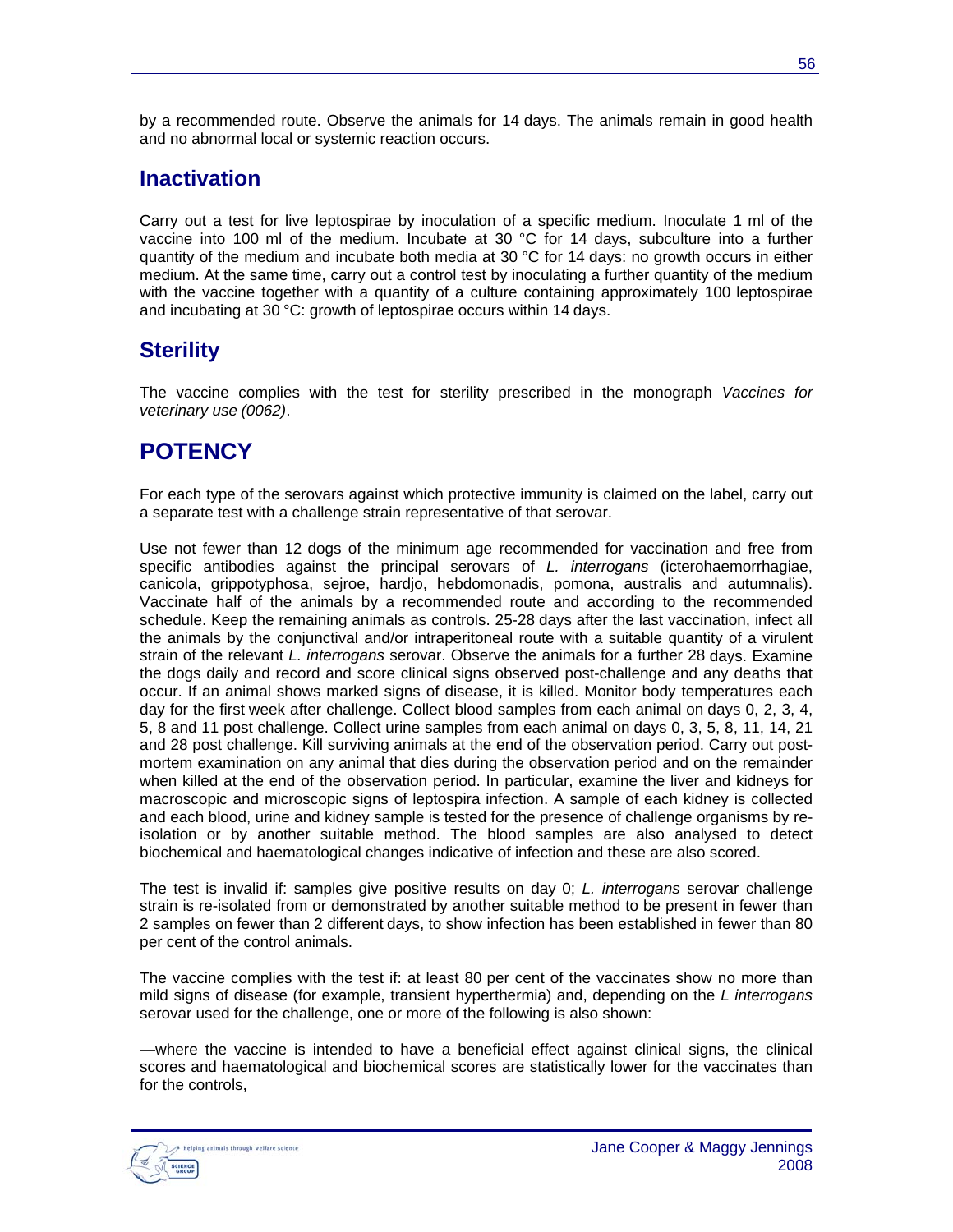by a recommended route. Observe the animals for 14 days. The animals remain in good health and no abnormal local or systemic reaction occurs.

## Inactivation

Carry out a test for live leptospirae by inoculation of a specific medium. Inoculate 1 ml of the vaccine into 100 ml of the medium. Incubate at 30 °C for 14 days, subculture into a further quantity of the medium and incubate both media at 30 °C for 14 days: no growth occurs in either medium. At the same time, carry out a control test by inoculating a further quantity of the medium with the vaccine together with a quantity of a culture containing approximately 100 leptospirae and incubating at 30 °C: growth of leptospirae occurs within 14 days.

## Sterility

The vaccine complies with the test for sterility prescribed in the monograph *Vaccines for veterinary use (0062)*.

# POTENCY

For each type of the serovars against which protective immunity is claimed on the label, carry out a separate test with a challenge strain representative of that serovar.

Use not fewer than 12 dogs of the minimum age recommended for vaccination and free from specific antibodies against the principal serovars of *L. interrogans* (icterohaemorrhagiae, canicola, grippotyphosa, sejroe, hardjo, hebdomonadis, pomona, australis and autumnalis). Vaccinate half of the animals by a recommended route and according to the recommended schedule. Keep the remaining animals as controls. 25-28 days after the last vaccination, infect all the animals by the conjunctival and/or intraperitoneal route with a suitable quantity of a virulent strain of the relevant *L. interrogans* serovar. Observe the animals for a further 28 days. Examine the dogs daily and record and score clinical signs observed post-challenge and any deaths that occur. If an animal shows marked signs of disease, it is killed. Monitor body temperatures each day for the first week after challenge. Collect blood samples from each animal on days 0, 2, 3, 4, 5, 8 and 11 post challenge. Collect urine samples from each animal on days 0, 3, 5, 8, 11, 14, 21 and 28 post challenge. Kill surviving animals at the end of the observation period. Carry out post-mortem examination on any animal that dies during the observation period and on the remainder when killed at the end of the observation period. In particular, examine the liver and kidneys for macroscopic and microscopic signs of leptospira infection. A sample of each kidney is collected and each blood, urine and kidney sample is tested for the presence of challenge organisms by re-isolation or by another suitable method. The blood samples are also analysed to detect biochemical and haematological changes indicative of infection and these are also scored.

The test is invalid if: samples give positive results on day 0; *L. interrogans* serovar challenge strain is re-isolated from or demonstrated by another suitable method to be present in fewer than 2 samples on fewer than 2 different days, to show infection has been established in fewer than 80 per cent of the control animals.

The vaccine complies with the test if: at least 80 per cent of the vaccinates show no more than mild signs of disease (for example, transient hyperthermia) and, depending on the *L interrogans* serovar used for the challenge, one or more of the following is also shown:

—where the vaccine is intended to have a beneficial effect against clinical signs, the clinical scores and haematological and biochemical scores are statistically lower for the vaccinates than for the controls,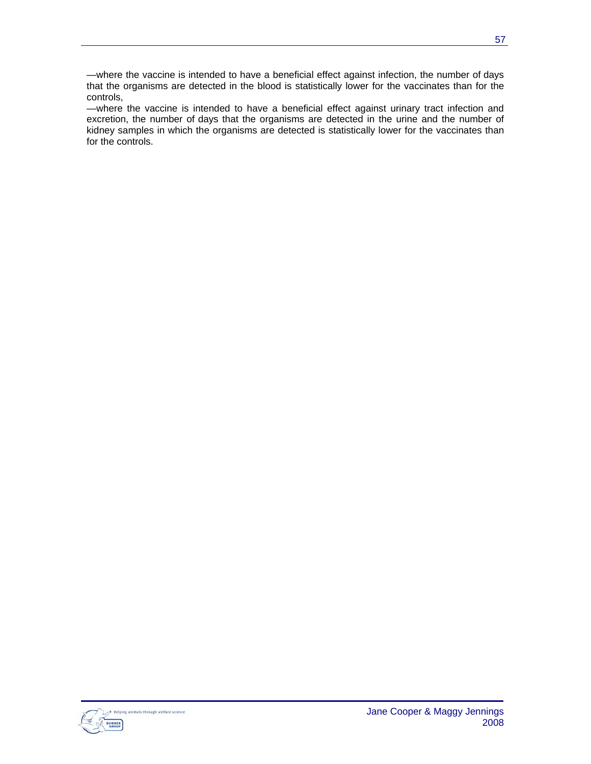—where the vaccine is intended to have a beneficial effect against infection, the number of days that the organisms are detected in the blood is statistically lower for the vaccinates than for the controls,

—where the vaccine is intended to have a beneficial effect against urinary tract infection and excretion, the number of days that the organisms are detected in the urine and the number of kidney samples in which the organisms are detected is statistically lower for the vaccinates than for the controls.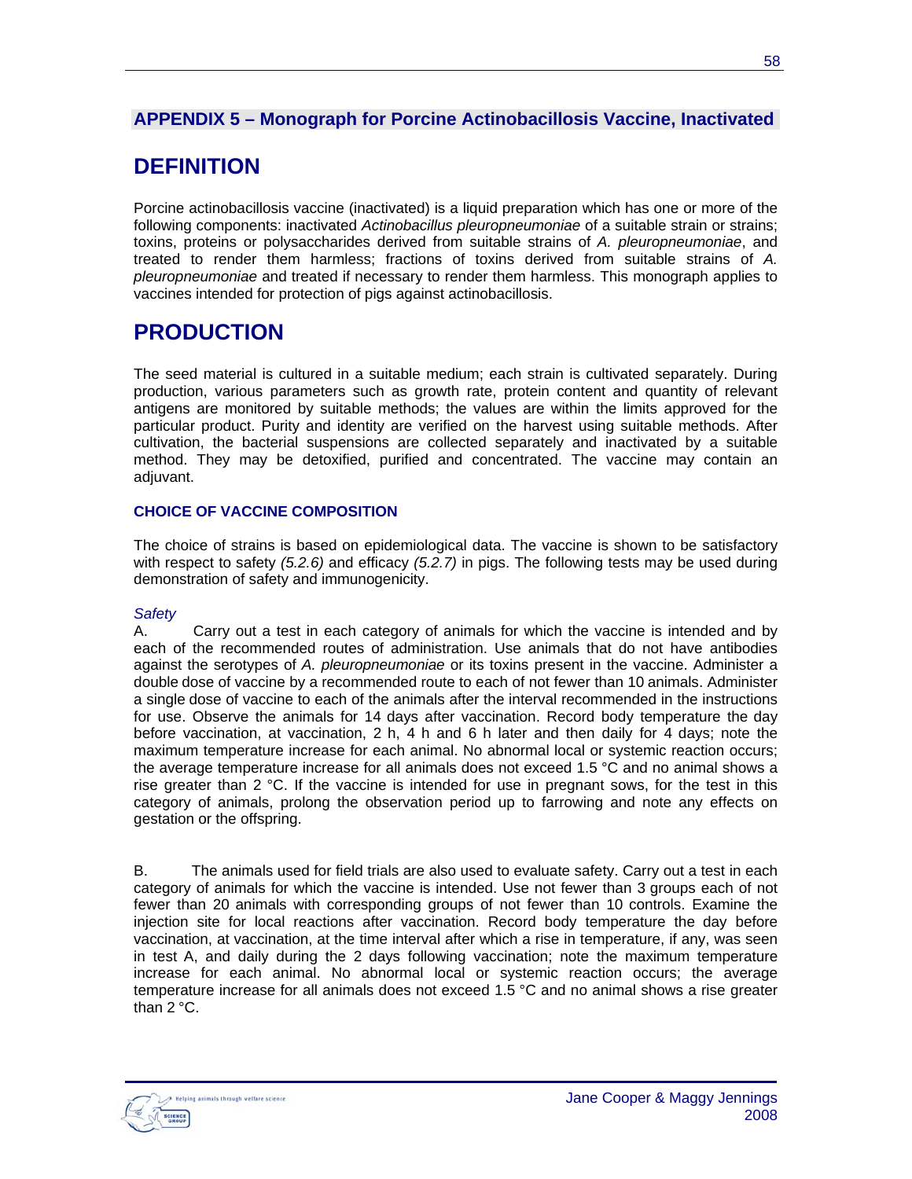## APPENDIX 5 – Monograph for Porcine Actinobacillosis Vaccine, Inactivated

# DEFINITION

Porcine actinobacillosis vaccine (inactivated) is a liquid preparation which has one or more of the following components: inactivated *Actinobacillus pleuropneumoniae* of a suitable strain or strains; toxins, proteins or polysaccharides derived from suitable strains of *A. pleuropneumoniae*, and treated to render them harmless; fractions of toxins derived from suitable strains of *A. pleuropneumoniae* and treated if necessary to render them harmless. This monograph applies to vaccines intended for protection of pigs against actinobacillosis.

# PRODUCTION

The seed material is cultured in a suitable medium; each strain is cultivated separately. During production, various parameters such as growth rate, protein content and quantity of relevant antigens are monitored by suitable methods; the values are within the limits approved for the particular product. Purity and identity are verified on the harvest using suitable methods. After cultivation, the bacterial suspensions are collected separately and inactivated by a suitable method. They may be detoxified, purified and concentrated. The vaccine may contain an adjuvant.

### CHOICE OF VACCINE COMPOSITION

The choice of strains is based on epidemiological data. The vaccine is shown to be satisfactory with respect to safety *(5.2.6)* and efficacy *(5.2.7)* in pigs. The following tests may be used during demonstration of safety and immunogenicity.

*Safety*

A. Carry out a test in each category of animals for which the vaccine is intended and by each of the recommended routes of administration. Use animals that do not have antibodies against the serotypes of *A. pleuropneumoniae* or its toxins present in the vaccine. Administer a double dose of vaccine by a recommended route to each of not fewer than 10 animals. Administer a single dose of vaccine to each of the animals after the interval recommended in the instructions for use. Observe the animals for 14 days after vaccination. Record body temperature the day before vaccination, at vaccination, 2 h, 4 h and 6 h later and then daily for 4 days; note the maximum temperature increase for each animal. No abnormal local or systemic reaction occurs; the average temperature increase for all animals does not exceed 1.5 °C and no animal shows a rise greater than 2 °C. If the vaccine is intended for use in pregnant sows, for the test in this category of animals, prolong the observation period up to farrowing and note any effects on gestation or the offspring.

B. The animals used for field trials are also used to evaluate safety. Carry out a test in each category of animals for which the vaccine is intended. Use not fewer than 3 groups each of not fewer than 20 animals with corresponding groups of not fewer than 10 controls. Examine the injection site for local reactions after vaccination. Record body temperature the day before vaccination, at vaccination, at the time interval after which a rise in temperature, if any, was seen in test A, and daily during the 2 days following vaccination; note the maximum temperature increase for each animal. No abnormal local or systemic reaction occurs; the average temperature increase for all animals does not exceed 1.5 °C and no animal shows a rise greater than 2 °C.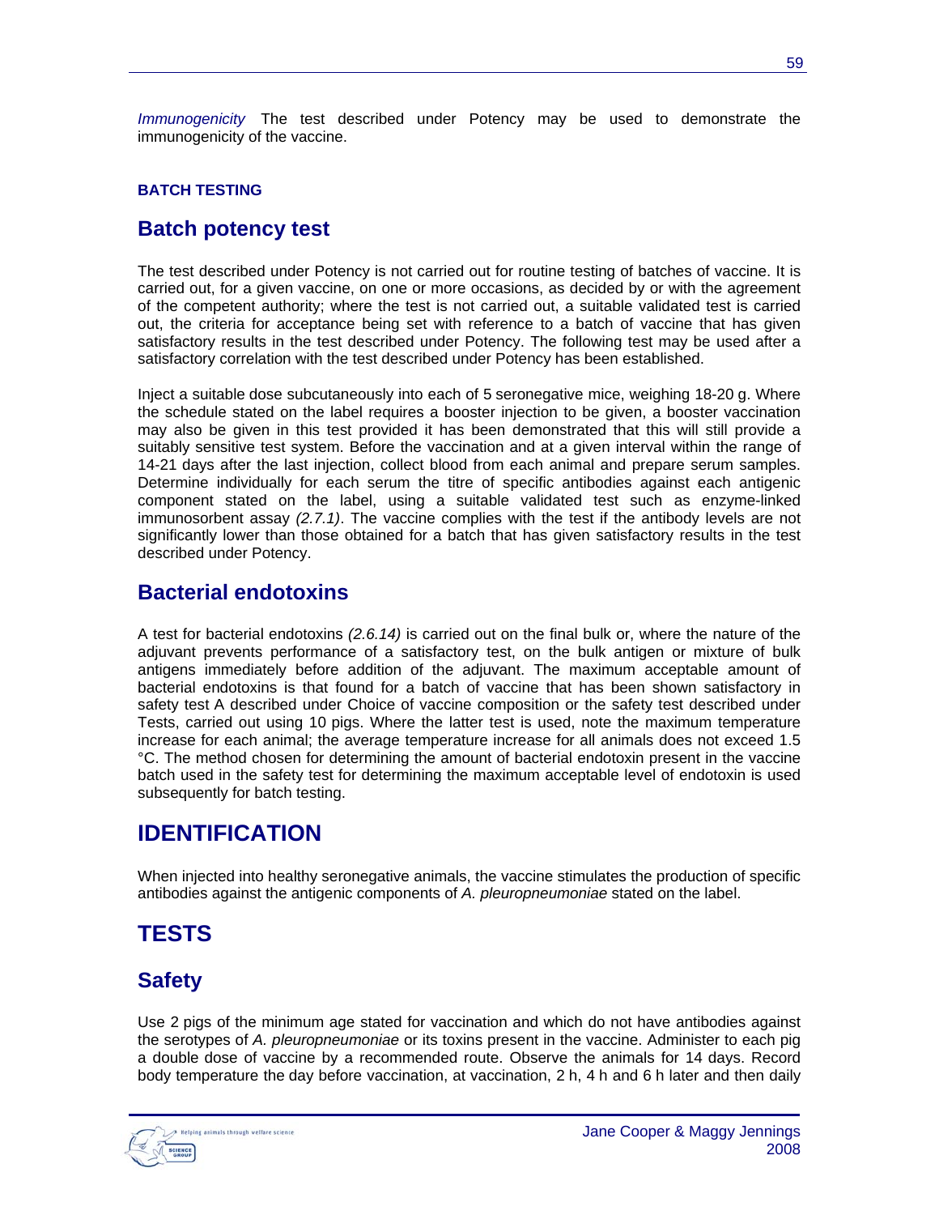*Immunogenicity* The test described under Potency may be used to demonstrate the immunogenicity of the vaccine.

**BATCH TESTING**

## Batch potency test

The test described under Potency is not carried out for routine testing of batches of vaccine. It is carried out, for a given vaccine, on one or more occasions, as decided by or with the agreement of the competent authority; where the test is not carried out, a suitable validated test is carried out, the criteria for acceptance being set with reference to a batch of vaccine that has given satisfactory results in the test described under Potency. The following test may be used after a satisfactory correlation with the test described under Potency has been established.

Inject a suitable dose subcutaneously into each of 5 seronegative mice, weighing 18-20 g. Where the schedule stated on the label requires a booster injection to be given, a booster vaccination may also be given in this test provided it has been demonstrated that this will still provide a suitably sensitive test system. Before the vaccination and at a given interval within the range of 14-21 days after the last injection, collect blood from each animal and prepare serum samples. Determine individually for each serum the titre of specific antibodies against each antigenic component stated on the label, using a suitable validated test such as enzyme-linked immunosorbent assay *(2.7.1)*. The vaccine complies with the test if the antibody levels are not significantly lower than those obtained for a batch that has given satisfactory results in the test described under Potency.

## Bacterial endotoxins

A test for bacterial endotoxins *(2.6.14)* is carried out on the final bulk or, where the nature of the adjuvant prevents performance of a satisfactory test, on the bulk antigen or mixture of bulk antigens immediately before addition of the adjuvant. The maximum acceptable amount of bacterial endotoxins is that found for a batch of vaccine that has been shown satisfactory in safety test A described under Choice of vaccine composition or the safety test described under Tests, carried out using 10 pigs. Where the latter test is used, note the maximum temperature increase for each animal; the average temperature increase for all animals does not exceed 1.5 °C. The method chosen for determining the amount of bacterial endotoxin present in the vaccine batch used in the safety test for determining the maximum acceptable level of endotoxin is used subsequently for batch testing.

# IDENTIFICATION

When injected into healthy seronegative animals, the vaccine stimulates the production of specific antibodies against the antigenic components of *A. pleuropneumoniae* stated on the label.

# TESTS

## Safety

Use 2 pigs of the minimum age stated for vaccination and which do not have antibodies against the serotypes of *A. pleuropneumoniae* or its toxins present in the vaccine. Administer to each pig a double dose of vaccine by a recommended route. Observe the animals for 14 days. Record body temperature the day before vaccination, at vaccination, 2 h, 4 h and 6 h later and then daily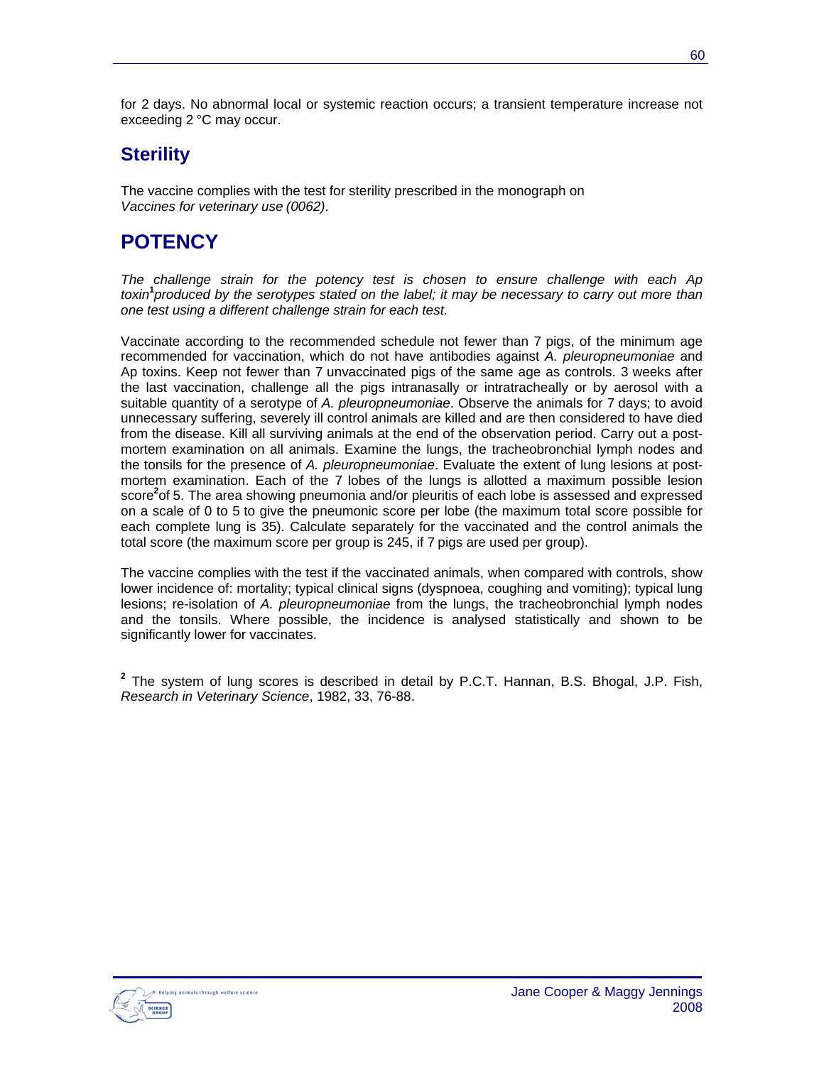for 2 days. No abnormal local or systemic reaction occurs; a transient temperature increase not exceeding 2 °C may occur.

## Sterility

The vaccine complies with the test for sterility prescribed in the monograph on *Vaccines for veterinary use (0062)*.

# POTENCY

*The challenge strain for the potency test is chosen to ensure challenge with each Ap toxin*[1]*produced by the serotypes stated on the label; it may be necessary to carry out more than one test using a different challenge strain for each test.*

Vaccinate according to the recommended schedule not fewer than 7 pigs, of the minimum age recommended for vaccination, which do not have antibodies against *A. pleuropneumoniae* and Ap toxins. Keep not fewer than 7 unvaccinated pigs of the same age as controls. 3 weeks after the last vaccination, challenge all the pigs intranasally or intratracheally or by aerosol with a suitable quantity of a serotype of *A. pleuropneumoniae*. Observe the animals for 7 days; to avoid unnecessary suffering, severely ill control animals are killed and are then considered to have died from the disease. Kill all surviving animals at the end of the observation period. Carry out a post-mortem examination on all animals. Examine the lungs, the tracheobronchial lymph nodes and the tonsils for the presence of *A. pleuropneumoniae*. Evaluate the extent of lung lesions at post-mortem examination. Each of the 7 lobes of the lungs is allotted a maximum possible lesion score[2]of 5. The area showing pneumonia and/or pleuritis of each lobe is assessed and expressed on a scale of 0 to 5 to give the pneumonic score per lobe (the maximum total score possible for each complete lung is 35). Calculate separately for the vaccinated and the control animals the total score (the maximum score per group is 245, if 7 pigs are used per group).

The vaccine complies with the test if the vaccinated animals, when compared with controls, show lower incidence of: mortality; typical clinical signs (dyspnoea, coughing and vomiting); typical lung lesions; re-isolation of *A. pleuropneumoniae* from the lungs, the tracheobronchial lymph nodes and the tonsils. Where possible, the incidence is analysed statistically and shown to be significantly lower for vaccinates.

[2] The system of lung scores is described in detail by P.C.T. Hannan, B.S. Bhogal, J.P. Fish, *Research in Veterinary Science*, 1982, 33, 76-88.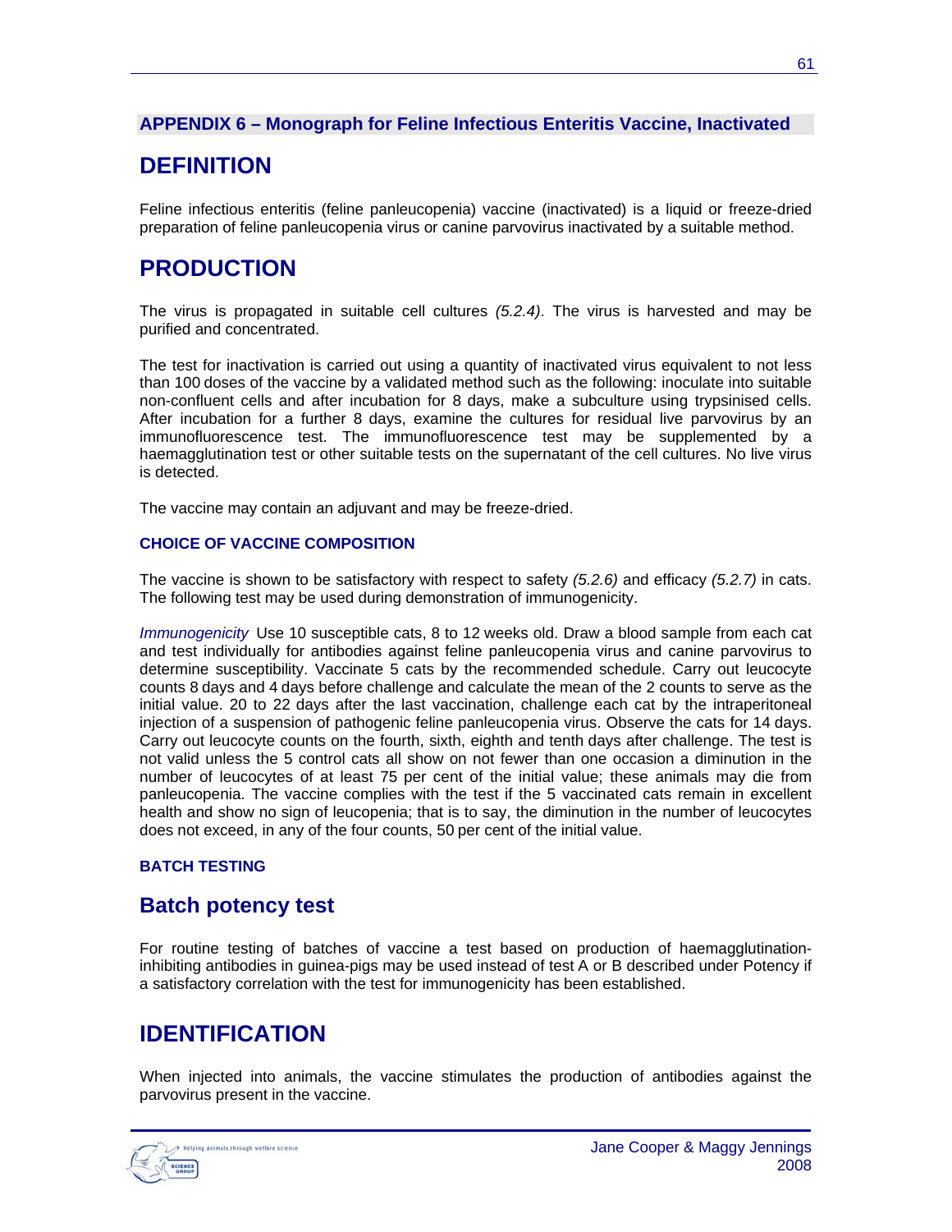## APPENDIX 6 – Monograph for Feline Infectious Enteritis Vaccine, Inactivated

# DEFINITION

Feline infectious enteritis (feline panleucopenia) vaccine (inactivated) is a liquid or freeze-dried preparation of feline panleucopenia virus or canine parvovirus inactivated by a suitable method.

# PRODUCTION

The virus is propagated in suitable cell cultures *(5.2.4)*. The virus is harvested and may be purified and concentrated.

The test for inactivation is carried out using a quantity of inactivated virus equivalent to not less than 100 doses of the vaccine by a validated method such as the following: inoculate into suitable non-confluent cells and after incubation for 8 days, make a subculture using trypsinised cells. After incubation for a further 8 days, examine the cultures for residual live parvovirus by an immunofluorescence test. The immunofluorescence test may be supplemented by a haemagglutination test or other suitable tests on the supernatant of the cell cultures. No live virus is detected.

The vaccine may contain an adjuvant and may be freeze-dried.

### CHOICE OF VACCINE COMPOSITION

The vaccine is shown to be satisfactory with respect to safety *(5.2.6)* and efficacy *(5.2.7)* in cats. The following test may be used during demonstration of immunogenicity.

*Immunogenicity* Use 10 susceptible cats, 8 to 12 weeks old. Draw a blood sample from each cat and test individually for antibodies against feline panleucopenia virus and canine parvovirus to determine susceptibility. Vaccinate 5 cats by the recommended schedule. Carry out leucocyte counts 8 days and 4 days before challenge and calculate the mean of the 2 counts to serve as the initial value. 20 to 22 days after the last vaccination, challenge each cat by the intraperitoneal injection of a suspension of pathogenic feline panleucopenia virus. Observe the cats for 14 days. Carry out leucocyte counts on the fourth, sixth, eighth and tenth days after challenge. The test is not valid unless the 5 control cats all show on not fewer than one occasion a diminution in the number of leucocytes of at least 75 per cent of the initial value; these animals may die from panleucopenia. The vaccine complies with the test if the 5 vaccinated cats remain in excellent health and show no sign of leucopenia; that is to say, the diminution in the number of leucocytes does not exceed, in any of the four counts, 50 per cent of the initial value.

### BATCH TESTING

## Batch potency test

For routine testing of batches of vaccine a test based on production of haemagglutination-inhibiting antibodies in guinea-pigs may be used instead of test A or B described under Potency if a satisfactory correlation with the test for immunogenicity has been established.

# IDENTIFICATION

When injected into animals, the vaccine stimulates the production of antibodies against the parvovirus present in the vaccine.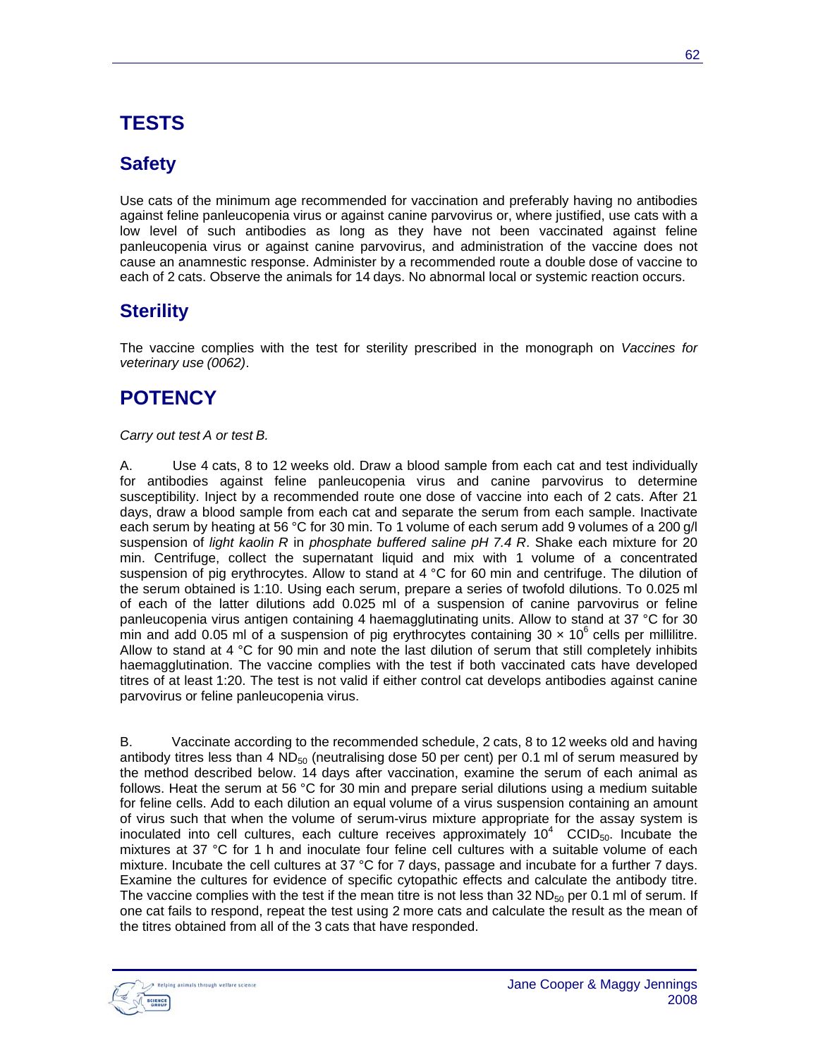# TESTS

## Safety

Use cats of the minimum age recommended for vaccination and preferably having no antibodies against feline panleucopenia virus or against canine parvovirus or, where justified, use cats with a low level of such antibodies as long as they have not been vaccinated against feline panleucopenia virus or against canine parvovirus, and administration of the vaccine does not cause an anamnestic response. Administer by a recommended route a double dose of vaccine to each of 2 cats. Observe the animals for 14 days. No abnormal local or systemic reaction occurs.

## Sterility

The vaccine complies with the test for sterility prescribed in the monograph on *Vaccines for veterinary use (0062)*.

# POTENCY

*Carry out test A or test B.*

A. Use 4 cats, 8 to 12 weeks old. Draw a blood sample from each cat and test individually for antibodies against feline panleucopenia virus and canine parvovirus to determine susceptibility. Inject by a recommended route one dose of vaccine into each of 2 cats. After 21 days, draw a blood sample from each cat and separate the serum from each sample. Inactivate each serum by heating at 56 °C for 30 min. To 1 volume of each serum add 9 volumes of a 200 g/l suspension of *light kaolin R* in *phosphate buffered saline pH 7.4 R*. Shake each mixture for 20 min. Centrifuge, collect the supernatant liquid and mix with 1 volume of a concentrated suspension of pig erythrocytes. Allow to stand at 4 °C for 60 min and centrifuge. The dilution of the serum obtained is 1:10. Using each serum, prepare a series of twofold dilutions. To 0.025 ml of each of the latter dilutions add 0.025 ml of a suspension of canine parvovirus or feline panleucopenia virus antigen containing 4 haemagglutinating units. Allow to stand at 37 °C for 30 min and add 0.05 ml of a suspension of pig erythrocytes containing $30 \times 10^6$ cells per millilitre. Allow to stand at 4 °C for 90 min and note the last dilution of serum that still completely inhibits haemagglutination. The vaccine complies with the test if both vaccinated cats have developed titres of at least 1:20. The test is not valid if either control cat develops antibodies against canine parvovirus or feline panleucopenia virus.

B. Vaccinate according to the recommended schedule, 2 cats, 8 to 12 weeks old and having antibody titres less than 4 $ND_{50}$ (neutralising dose 50 per cent) per 0.1 ml of serum measured by the method described below. 14 days after vaccination, examine the serum of each animal as follows. Heat the serum at 56 °C for 30 min and prepare serial dilutions using a medium suitable for feline cells. Add to each dilution an equal volume of a virus suspension containing an amount of virus such that when the volume of serum-virus mixture appropriate for the assay system is inoculated into cell cultures, each culture receives approximately $10^4$ $CCID_{50}$. Incubate the mixtures at 37 °C for 1 h and inoculate four feline cell cultures with a suitable volume of each mixture. Incubate the cell cultures at 37 °C for 7 days, passage and incubate for a further 7 days. Examine the cultures for evidence of specific cytopathic effects and calculate the antibody titre. The vaccine complies with the test if the mean titre is not less than 32 $ND_{50}$ per 0.1 ml of serum. If one cat fails to respond, repeat the test using 2 more cats and calculate the result as the mean of the titres obtained from all of the 3 cats that have responded.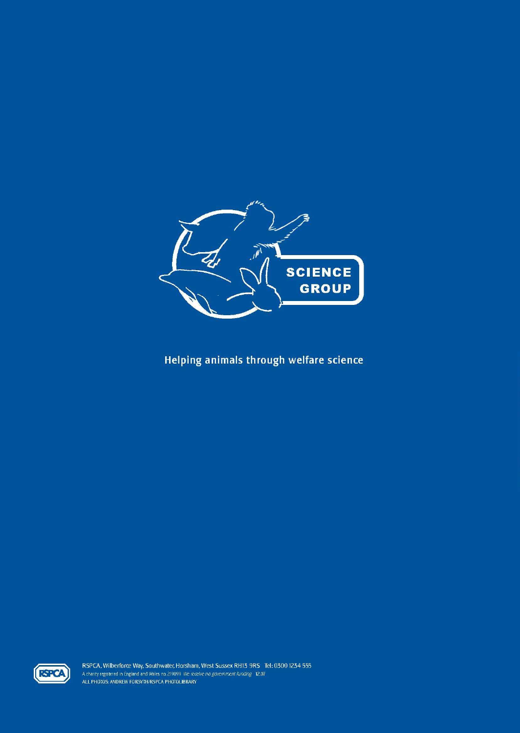SCIENCE
GROUP

Helping animals through welfare science

RSPCA, Wilberforce Way, Southwater, Horsham, West Sussex RH13 9RS Tel: 0300 1234 555
A charity registered in England and Wales no. 219099 *We receive no government funding* 12.07
ALL PHOTOS: ANDREW FORSYTH/RSPCA PHOTOLIBRARY